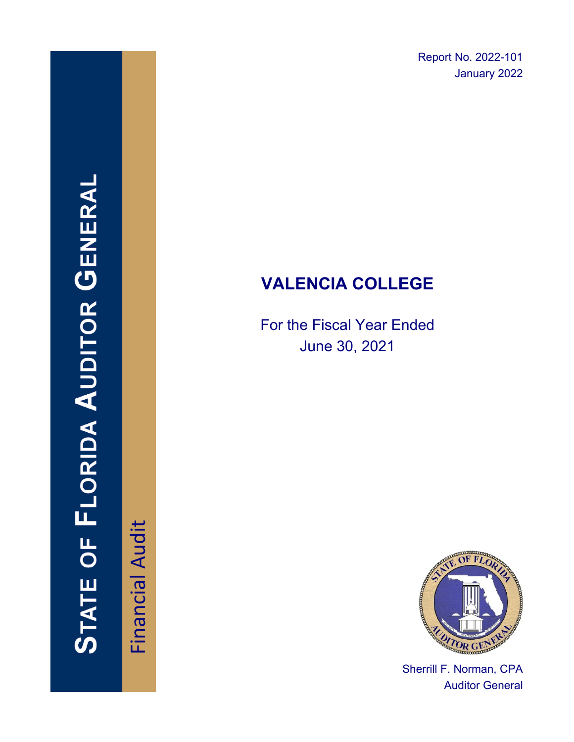Report No. 2022-101
January 2022

STATE OF FLORIDA AUDITOR GENERAL

Financial Audit

# VALENCIA COLLEGE

For the Fiscal Year Ended
June 30, 2021

Sherrill F. Norman, CPA
Auditor General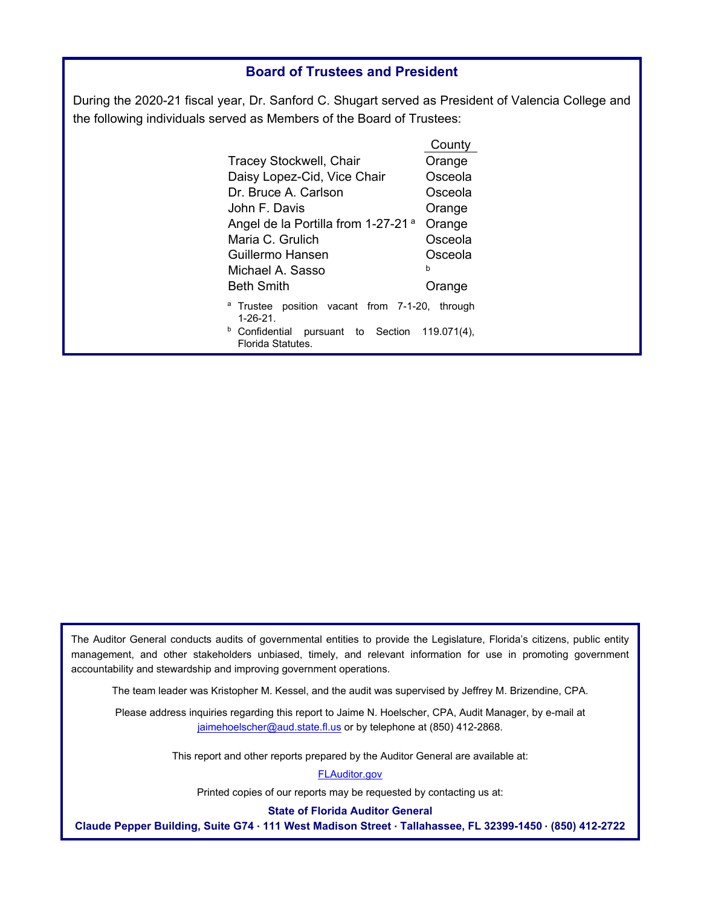## Board of Trustees and President

During the 2020-21 fiscal year, Dr. Sanford C. Shugart served as President of Valencia College and the following individuals served as Members of the Board of Trustees:

| | County |
|---|---|
| Tracey Stockwell, Chair | Orange |
| Daisy Lopez-Cid, Vice Chair | Osceola |
| Dr. Bruce A. Carlson | Osceola |
| John F. Davis | Orange |
| Angel de la Portilla from 1-27-21 [a] | Orange |
| Maria C. Grulich | Osceola |
| Guillermo Hansen | Osceola |
| Michael A. Sasso | [b] |
| Beth Smith | Orange |

[a] Trustee position vacant from 7-1-20, through 1-26-21.

[b] Confidential pursuant to Section 119.071(4), Florida Statutes.

The Auditor General conducts audits of governmental entities to provide the Legislature, Florida's citizens, public entity management, and other stakeholders unbiased, timely, and relevant information for use in promoting government accountability and stewardship and improving government operations.

The team leader was Kristopher M. Kessel, and the audit was supervised by Jeffrey M. Brizendine, CPA.

Please address inquiries regarding this report to Jaime N. Hoelscher, CPA, Audit Manager, by e-mail at jaimehoelscher@aud.state.fl.us or by telephone at (850) 412-2868.

This report and other reports prepared by the Auditor General are available at:

FLAuditor.gov

Printed copies of our reports may be requested by contacting us at:

**State of Florida Auditor General**

**Claude Pepper Building, Suite G74 · 111 West Madison Street · Tallahassee, FL 32399-1450 · (850) 412-2722**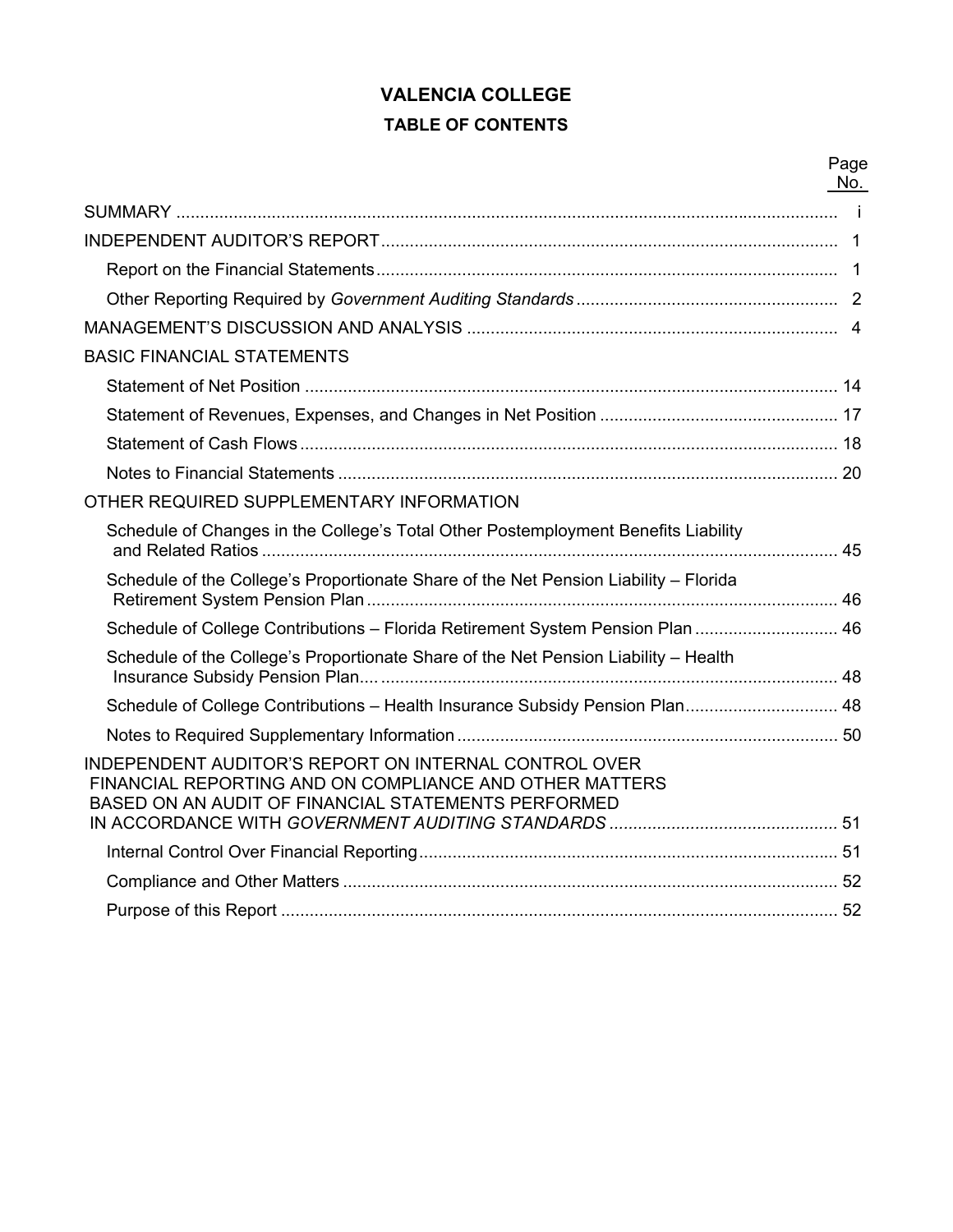# VALENCIA COLLEGE

## TABLE OF CONTENTS

| | Page No. |
|---|---|
| SUMMARY | i |
| INDEPENDENT AUDITOR'S REPORT | 1 |
| Report on the Financial Statements | 1 |
| Other Reporting Required by *Government Auditing Standards* | 2 |
| MANAGEMENT'S DISCUSSION AND ANALYSIS | 4 |
| BASIC FINANCIAL STATEMENTS | |
| Statement of Net Position | 14 |
| Statement of Revenues, Expenses, and Changes in Net Position | 17 |
| Statement of Cash Flows | 18 |
| Notes to Financial Statements | 20 |
| OTHER REQUIRED SUPPLEMENTARY INFORMATION | |
| Schedule of Changes in the College's Total Other Postemployment Benefits Liability and Related Ratios | 45 |
| Schedule of the College's Proportionate Share of the Net Pension Liability – Florida Retirement System Pension Plan | 46 |
| Schedule of College Contributions – Florida Retirement System Pension Plan | 46 |
| Schedule of the College's Proportionate Share of the Net Pension Liability – Health Insurance Subsidy Pension Plan | 48 |
| Schedule of College Contributions – Health Insurance Subsidy Pension Plan | 48 |
| Notes to Required Supplementary Information | 50 |
| INDEPENDENT AUDITOR'S REPORT ON INTERNAL CONTROL OVER FINANCIAL REPORTING AND ON COMPLIANCE AND OTHER MATTERS BASED ON AN AUDIT OF FINANCIAL STATEMENTS PERFORMED IN ACCORDANCE WITH *GOVERNMENT AUDITING STANDARDS* | 51 |
| Internal Control Over Financial Reporting | 51 |
| Compliance and Other Matters | 52 |
| Purpose of this Report | 52 |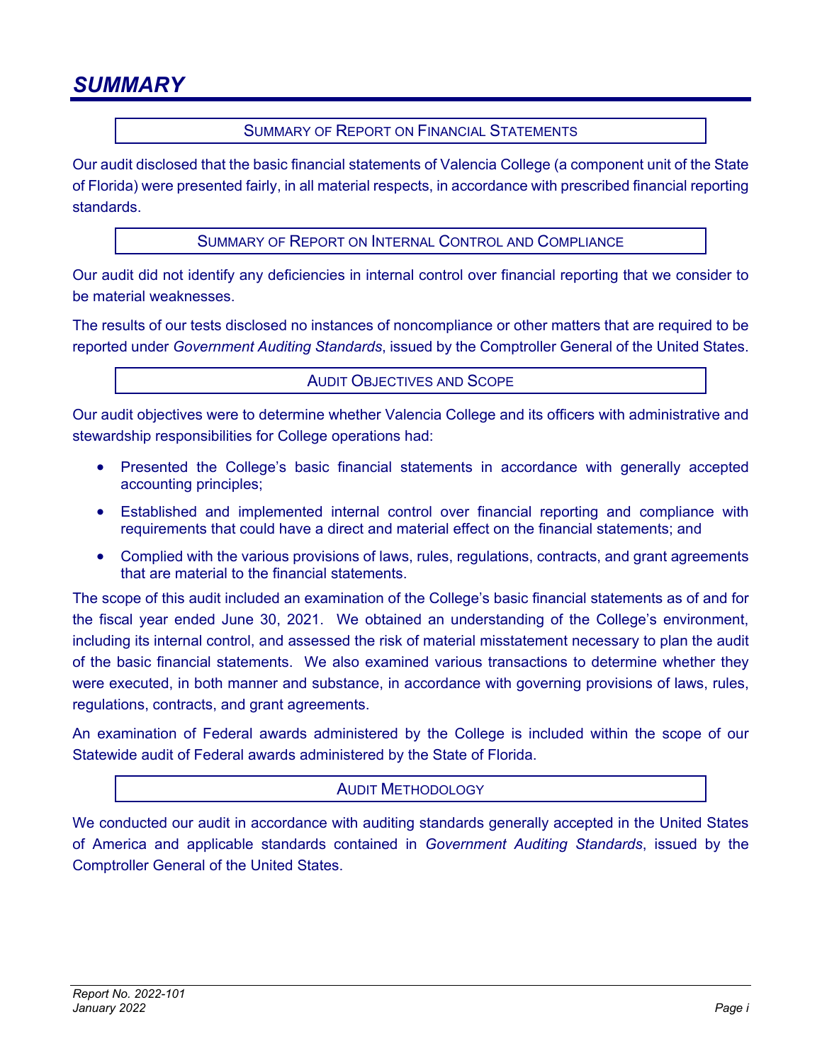# SUMMARY

## SUMMARY OF REPORT ON FINANCIAL STATEMENTS

Our audit disclosed that the basic financial statements of Valencia College (a component unit of the State of Florida) were presented fairly, in all material respects, in accordance with prescribed financial reporting standards.

## SUMMARY OF REPORT ON INTERNAL CONTROL AND COMPLIANCE

Our audit did not identify any deficiencies in internal control over financial reporting that we consider to be material weaknesses.

The results of our tests disclosed no instances of noncompliance or other matters that are required to be reported under *Government Auditing Standards*, issued by the Comptroller General of the United States.

## AUDIT OBJECTIVES AND SCOPE

Our audit objectives were to determine whether Valencia College and its officers with administrative and stewardship responsibilities for College operations had:

- Presented the College's basic financial statements in accordance with generally accepted accounting principles;
- Established and implemented internal control over financial reporting and compliance with requirements that could have a direct and material effect on the financial statements; and
- Complied with the various provisions of laws, rules, regulations, contracts, and grant agreements that are material to the financial statements.

The scope of this audit included an examination of the College's basic financial statements as of and for the fiscal year ended June 30, 2021. We obtained an understanding of the College's environment, including its internal control, and assessed the risk of material misstatement necessary to plan the audit of the basic financial statements. We also examined various transactions to determine whether they were executed, in both manner and substance, in accordance with governing provisions of laws, rules, regulations, contracts, and grant agreements.

An examination of Federal awards administered by the College is included within the scope of our Statewide audit of Federal awards administered by the State of Florida.

## AUDIT METHODOLOGY

We conducted our audit in accordance with auditing standards generally accepted in the United States of America and applicable standards contained in *Government Auditing Standards*, issued by the Comptroller General of the United States.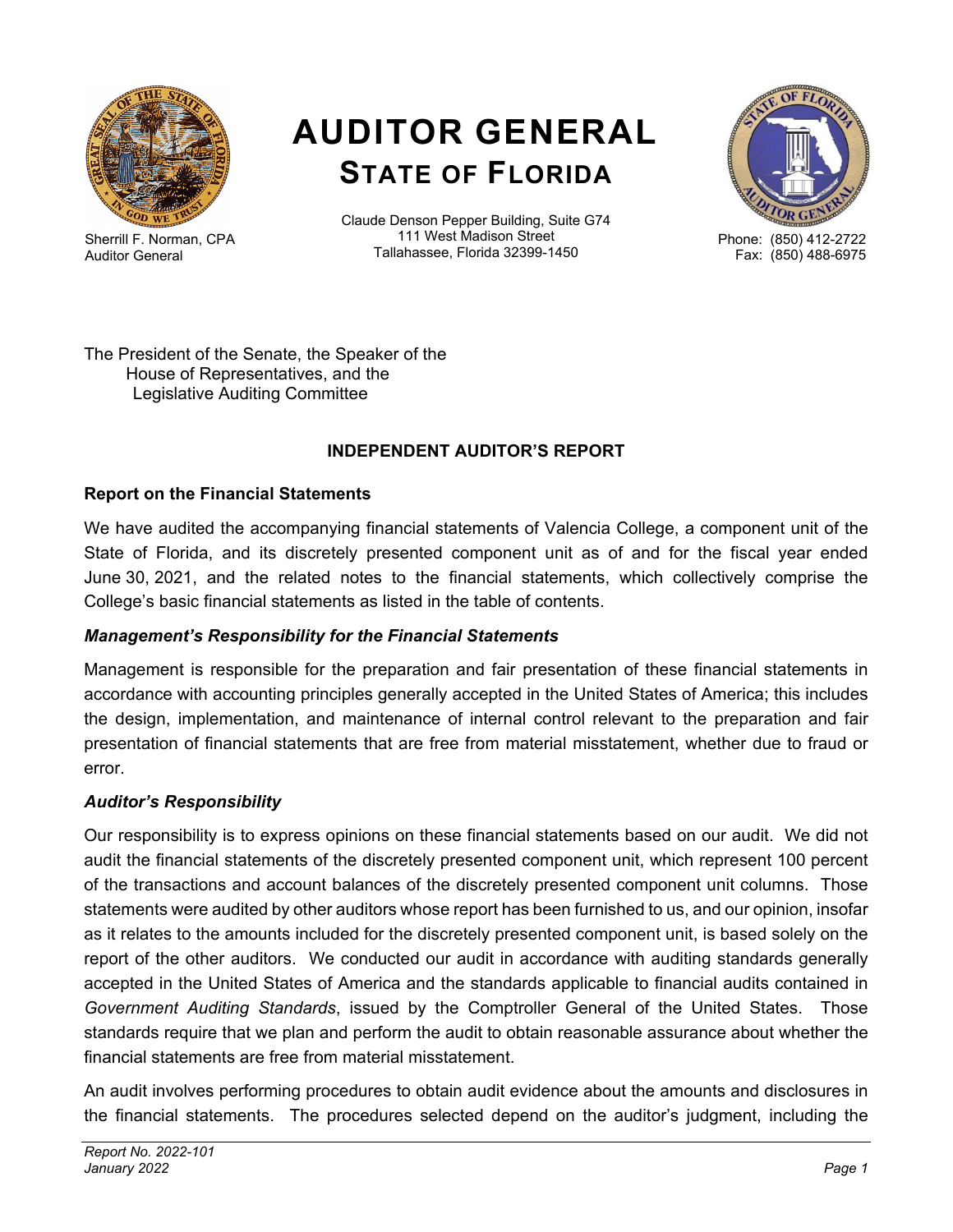# AUDITOR GENERAL
## STATE OF FLORIDA

Sherrill F. Norman, CPA
Auditor General

Claude Denson Pepper Building, Suite G74
111 West Madison Street
Tallahassee, Florida 32399-1450

Phone: (850) 412-2722
Fax: (850) 488-6975

The President of the Senate, the Speaker of the
House of Representatives, and the
Legislative Auditing Committee

**INDEPENDENT AUDITOR'S REPORT**

**Report on the Financial Statements**

We have audited the accompanying financial statements of Valencia College, a component unit of the State of Florida, and its discretely presented component unit as of and for the fiscal year ended June 30, 2021, and the related notes to the financial statements, which collectively comprise the College's basic financial statements as listed in the table of contents.

***Management's Responsibility for the Financial Statements***

Management is responsible for the preparation and fair presentation of these financial statements in accordance with accounting principles generally accepted in the United States of America; this includes the design, implementation, and maintenance of internal control relevant to the preparation and fair presentation of financial statements that are free from material misstatement, whether due to fraud or error.

***Auditor's Responsibility***

Our responsibility is to express opinions on these financial statements based on our audit. We did not audit the financial statements of the discretely presented component unit, which represent 100 percent of the transactions and account balances of the discretely presented component unit columns. Those statements were audited by other auditors whose report has been furnished to us, and our opinion, insofar as it relates to the amounts included for the discretely presented component unit, is based solely on the report of the other auditors. We conducted our audit in accordance with auditing standards generally accepted in the United States of America and the standards applicable to financial audits contained in *Government Auditing Standards*, issued by the Comptroller General of the United States. Those standards require that we plan and perform the audit to obtain reasonable assurance about whether the financial statements are free from material misstatement.

An audit involves performing procedures to obtain audit evidence about the amounts and disclosures in the financial statements. The procedures selected depend on the auditor's judgment, including the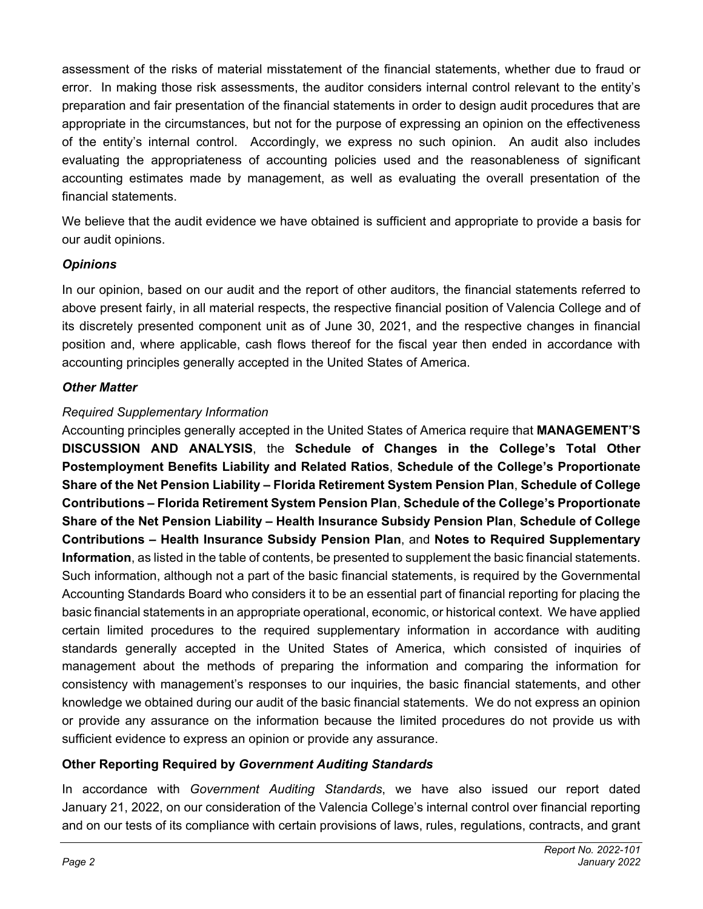assessment of the risks of material misstatement of the financial statements, whether due to fraud or error. In making those risk assessments, the auditor considers internal control relevant to the entity's preparation and fair presentation of the financial statements in order to design audit procedures that are appropriate in the circumstances, but not for the purpose of expressing an opinion on the effectiveness of the entity's internal control. Accordingly, we express no such opinion. An audit also includes evaluating the appropriateness of accounting policies used and the reasonableness of significant accounting estimates made by management, as well as evaluating the overall presentation of the financial statements.

We believe that the audit evidence we have obtained is sufficient and appropriate to provide a basis for our audit opinions.

### *Opinions*

In our opinion, based on our audit and the report of other auditors, the financial statements referred to above present fairly, in all material respects, the respective financial position of Valencia College and of its discretely presented component unit as of June 30, 2021, and the respective changes in financial position and, where applicable, cash flows thereof for the fiscal year then ended in accordance with accounting principles generally accepted in the United States of America.

### *Other Matter*

*Required Supplementary Information*

Accounting principles generally accepted in the United States of America require that **MANAGEMENT'S DISCUSSION AND ANALYSIS**, the **Schedule of Changes in the College's Total Other Postemployment Benefits Liability and Related Ratios**, **Schedule of the College's Proportionate Share of the Net Pension Liability – Florida Retirement System Pension Plan**, **Schedule of College Contributions – Florida Retirement System Pension Plan**, **Schedule of the College's Proportionate Share of the Net Pension Liability – Health Insurance Subsidy Pension Plan**, **Schedule of College Contributions – Health Insurance Subsidy Pension Plan**, and **Notes to Required Supplementary Information**, as listed in the table of contents, be presented to supplement the basic financial statements. Such information, although not a part of the basic financial statements, is required by the Governmental Accounting Standards Board who considers it to be an essential part of financial reporting for placing the basic financial statements in an appropriate operational, economic, or historical context. We have applied certain limited procedures to the required supplementary information in accordance with auditing standards generally accepted in the United States of America, which consisted of inquiries of management about the methods of preparing the information and comparing the information for consistency with management's responses to our inquiries, the basic financial statements, and other knowledge we obtained during our audit of the basic financial statements. We do not express an opinion or provide any assurance on the information because the limited procedures do not provide us with sufficient evidence to express an opinion or provide any assurance.

## Other Reporting Required by *Government Auditing Standards*

In accordance with *Government Auditing Standards*, we have also issued our report dated January 21, 2022, on our consideration of the Valencia College's internal control over financial reporting and on our tests of its compliance with certain provisions of laws, rules, regulations, contracts, and grant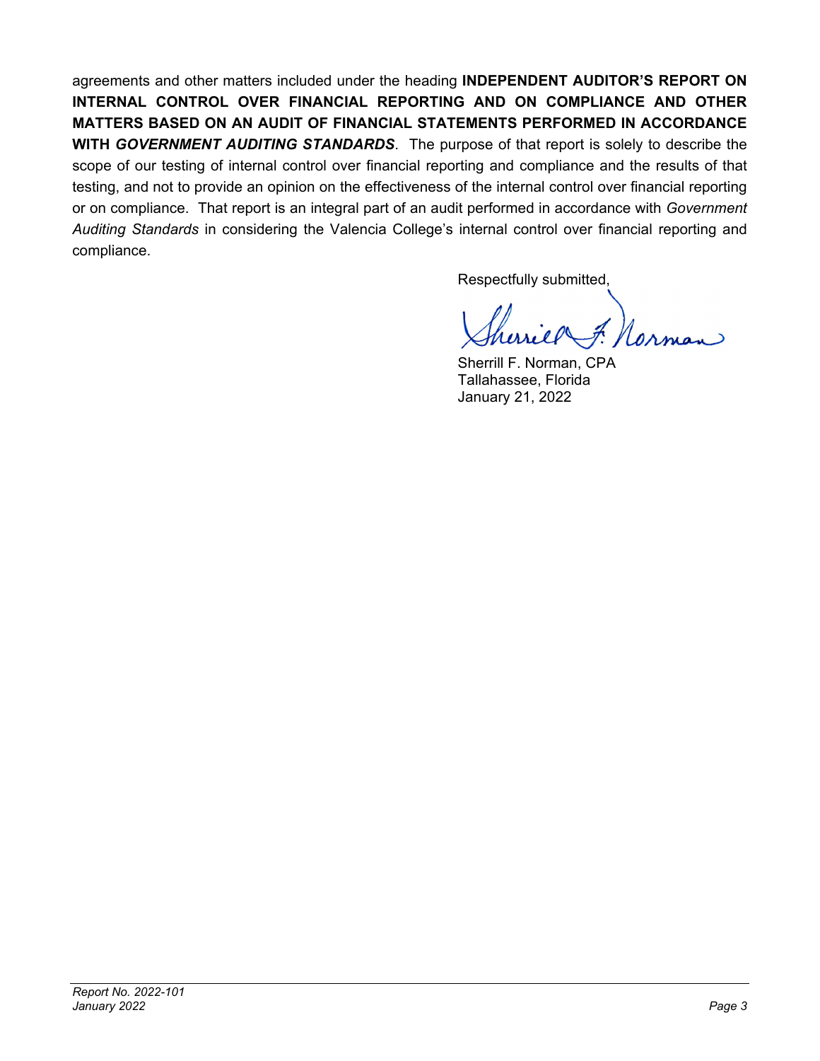agreements and other matters included under the heading **INDEPENDENT AUDITOR'S REPORT ON INTERNAL CONTROL OVER FINANCIAL REPORTING AND ON COMPLIANCE AND OTHER MATTERS BASED ON AN AUDIT OF FINANCIAL STATEMENTS PERFORMED IN ACCORDANCE WITH *GOVERNMENT AUDITING STANDARDS***. The purpose of that report is solely to describe the scope of our testing of internal control over financial reporting and compliance and the results of that testing, and not to provide an opinion on the effectiveness of the internal control over financial reporting or on compliance. That report is an integral part of an audit performed in accordance with *Government Auditing Standards* in considering the Valencia College's internal control over financial reporting and compliance.

Respectfully submitted,

Sherrill F. Norman, CPA
Tallahassee, Florida
January 21, 2022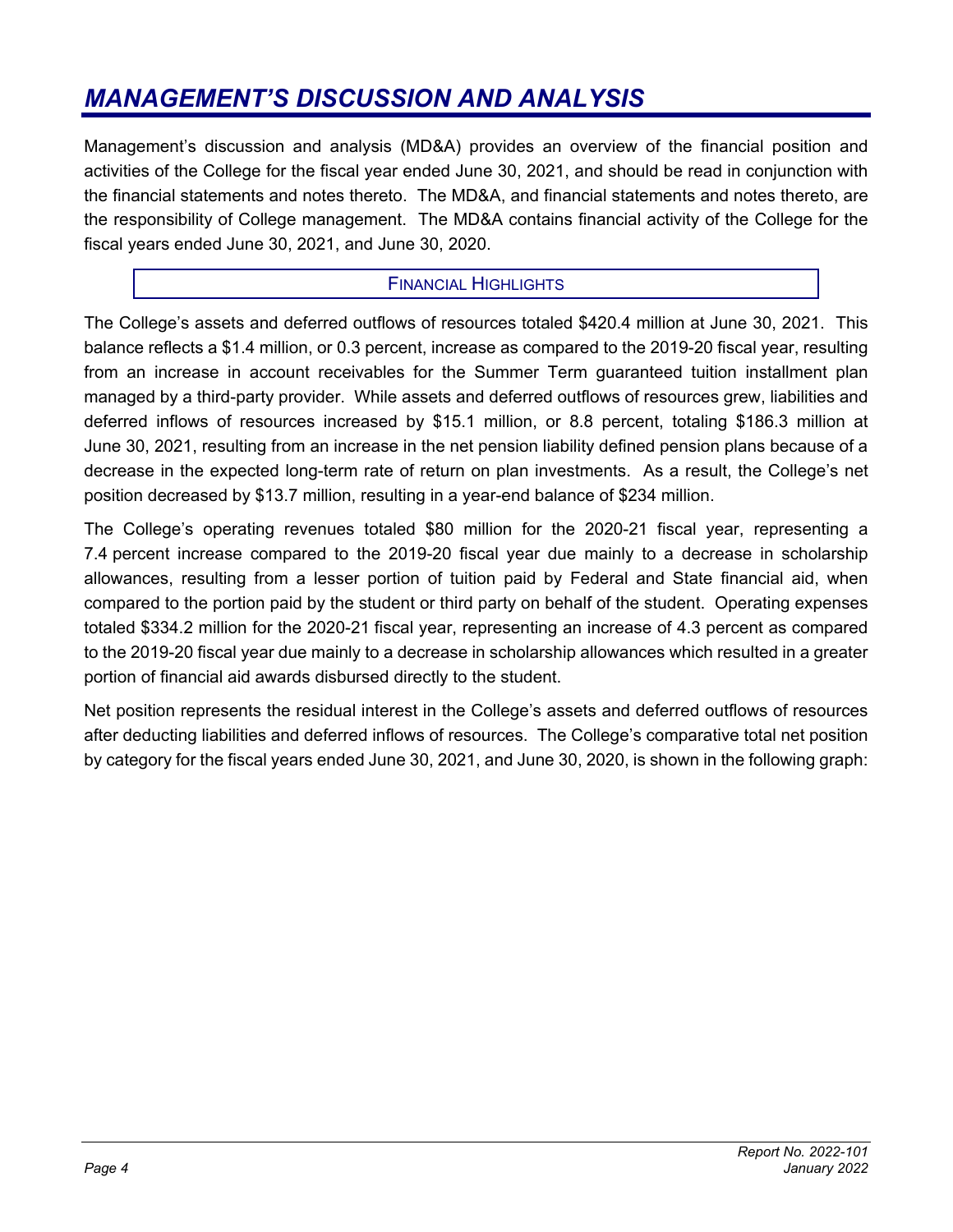# MANAGEMENT'S DISCUSSION AND ANALYSIS

Management's discussion and analysis (MD&A) provides an overview of the financial position and activities of the College for the fiscal year ended June 30, 2021, and should be read in conjunction with the financial statements and notes thereto. The MD&A, and financial statements and notes thereto, are the responsibility of College management. The MD&A contains financial activity of the College for the fiscal years ended June 30, 2021, and June 30, 2020.

## FINANCIAL HIGHLIGHTS

The College's assets and deferred outflows of resources totaled $420.4 million at June 30, 2021. This balance reflects a $1.4 million, or 0.3 percent, increase as compared to the 2019-20 fiscal year, resulting from an increase in account receivables for the Summer Term guaranteed tuition installment plan managed by a third-party provider. While assets and deferred outflows of resources grew, liabilities and deferred inflows of resources increased by $15.1 million, or 8.8 percent, totaling $186.3 million at June 30, 2021, resulting from an increase in the net pension liability defined pension plans because of a decrease in the expected long-term rate of return on plan investments. As a result, the College's net position decreased by $13.7 million, resulting in a year-end balance of $234 million.

The College's operating revenues totaled $80 million for the 2020-21 fiscal year, representing a 7.4 percent increase compared to the 2019-20 fiscal year due mainly to a decrease in scholarship allowances, resulting from a lesser portion of tuition paid by Federal and State financial aid, when compared to the portion paid by the student or third party on behalf of the student. Operating expenses totaled $334.2 million for the 2020-21 fiscal year, representing an increase of 4.3 percent as compared to the 2019-20 fiscal year due mainly to a decrease in scholarship allowances which resulted in a greater portion of financial aid awards disbursed directly to the student.

Net position represents the residual interest in the College's assets and deferred outflows of resources after deducting liabilities and deferred inflows of resources. The College's comparative total net position by category for the fiscal years ended June 30, 2021, and June 30, 2020, is shown in the following graph: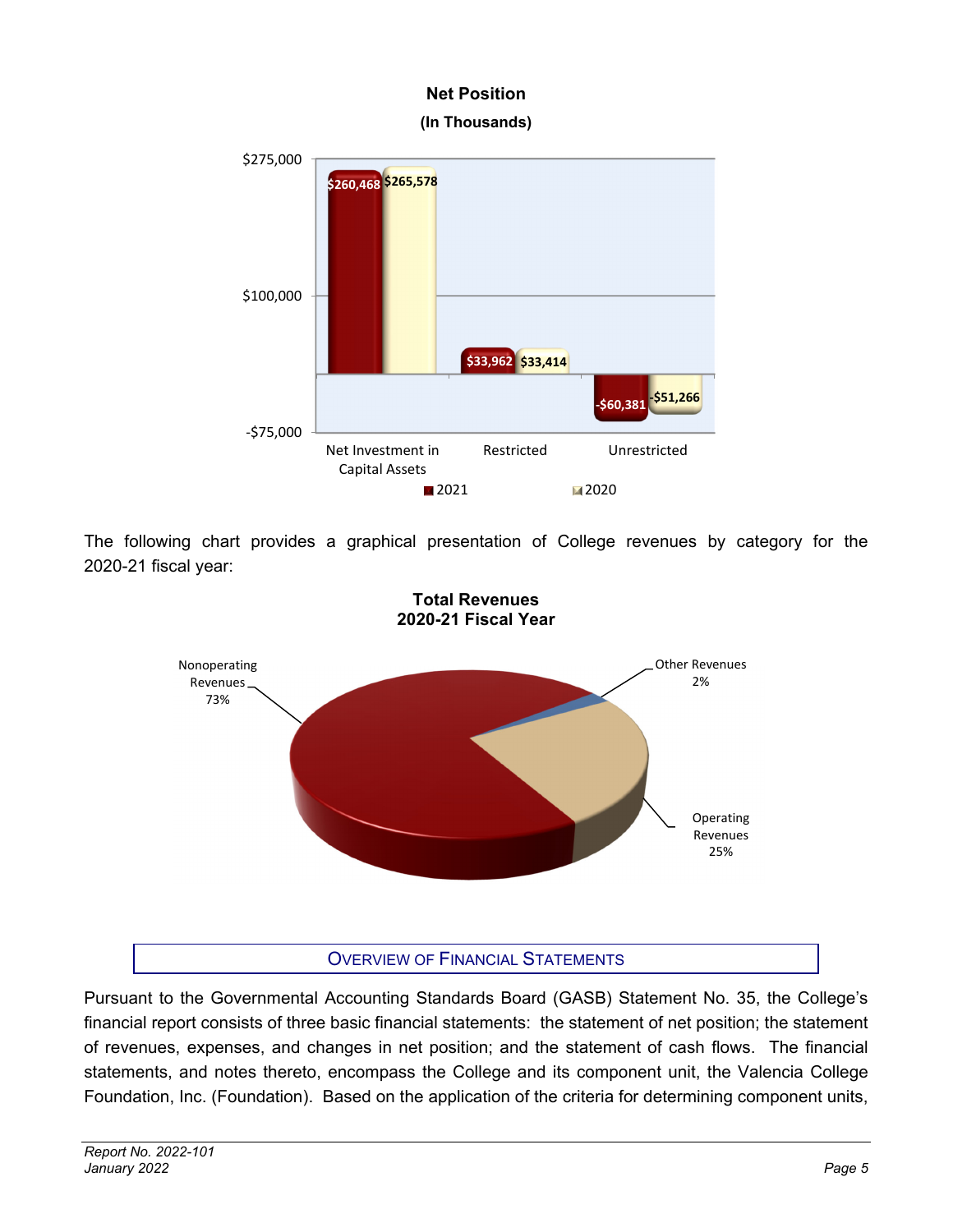**Net Position**
**(In Thousands)**

| | 2021 | 2020 |
|---|---|---|
| Net Investment in Capital Assets | $260,468 | $265,578 |
| Restricted | $33,962 | $33,414 |
| Unrestricted | -$60,381 | -$51,266 |

The following chart provides a graphical presentation of College revenues by category for the 2020-21 fiscal year:

**Total Revenues**
**2020-21 Fiscal Year**

| Category | Percentage |
|---|---|
| Nonoperating Revenues | 73% |
| Operating Revenues | 25% |
| Other Revenues | 2% |

## Overview of Financial Statements

Pursuant to the Governmental Accounting Standards Board (GASB) Statement No. 35, the College's financial report consists of three basic financial statements: the statement of net position; the statement of revenues, expenses, and changes in net position; and the statement of cash flows. The financial statements, and notes thereto, encompass the College and its component unit, the Valencia College Foundation, Inc. (Foundation). Based on the application of the criteria for determining component units,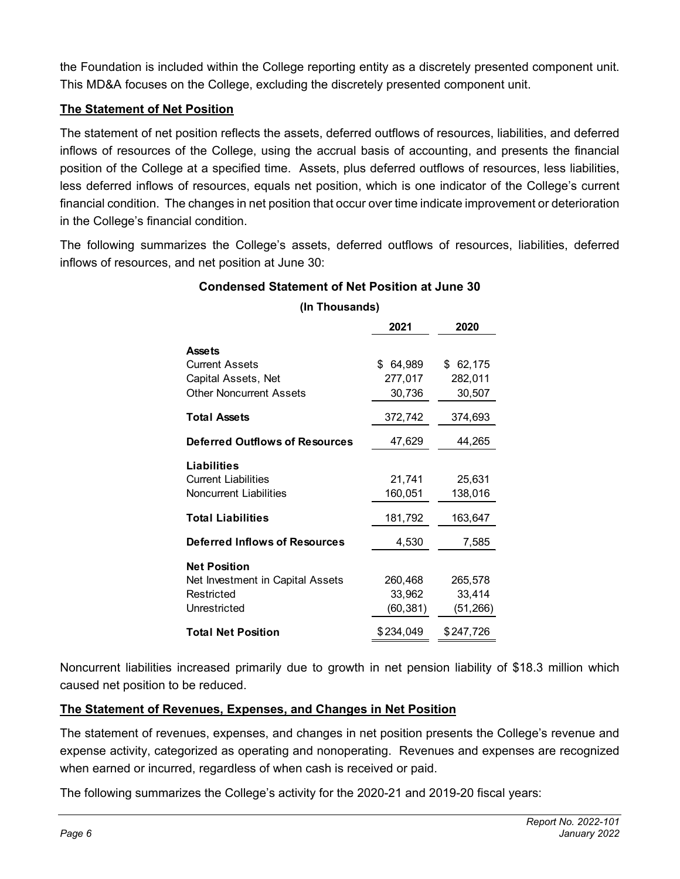the Foundation is included within the College reporting entity as a discretely presented component unit. This MD&A focuses on the College, excluding the discretely presented component unit.

## The Statement of Net Position

The statement of net position reflects the assets, deferred outflows of resources, liabilities, and deferred inflows of resources of the College, using the accrual basis of accounting, and presents the financial position of the College at a specified time. Assets, plus deferred outflows of resources, less liabilities, less deferred inflows of resources, equals net position, which is one indicator of the College's current financial condition. The changes in net position that occur over time indicate improvement or deterioration in the College's financial condition.

The following summarizes the College's assets, deferred outflows of resources, liabilities, deferred inflows of resources, and net position at June 30:

**Condensed Statement of Net Position at June 30**

**(In Thousands)**

| | 2021 | 2020 |
|---|---|---|
| **Assets** | | |
| Current Assets | $ 64,989 | $ 62,175 |
| Capital Assets, Net | 277,017 | 282,011 |
| Other Noncurrent Assets | 30,736 | 30,507 |
| **Total Assets** | 372,742 | 374,693 |
| **Deferred Outflows of Resources** | 47,629 | 44,265 |
| **Liabilities** | | |
| Current Liabilities | 21,741 | 25,631 |
| Noncurrent Liabilities | 160,051 | 138,016 |
| **Total Liabilities** | 181,792 | 163,647 |
| **Deferred Inflows of Resources** | 4,530 | 7,585 |
| **Net Position** | | |
| Net Investment in Capital Assets | 260,468 | 265,578 |
| Restricted | 33,962 | 33,414 |
| Unrestricted | (60,381) | (51,266) |
| **Total Net Position** | $234,049 | $247,726 |

Noncurrent liabilities increased primarily due to growth in net pension liability of $18.3 million which caused net position to be reduced.

## The Statement of Revenues, Expenses, and Changes in Net Position

The statement of revenues, expenses, and changes in net position presents the College's revenue and expense activity, categorized as operating and nonoperating. Revenues and expenses are recognized when earned or incurred, regardless of when cash is received or paid.

The following summarizes the College's activity for the 2020-21 and 2019-20 fiscal years: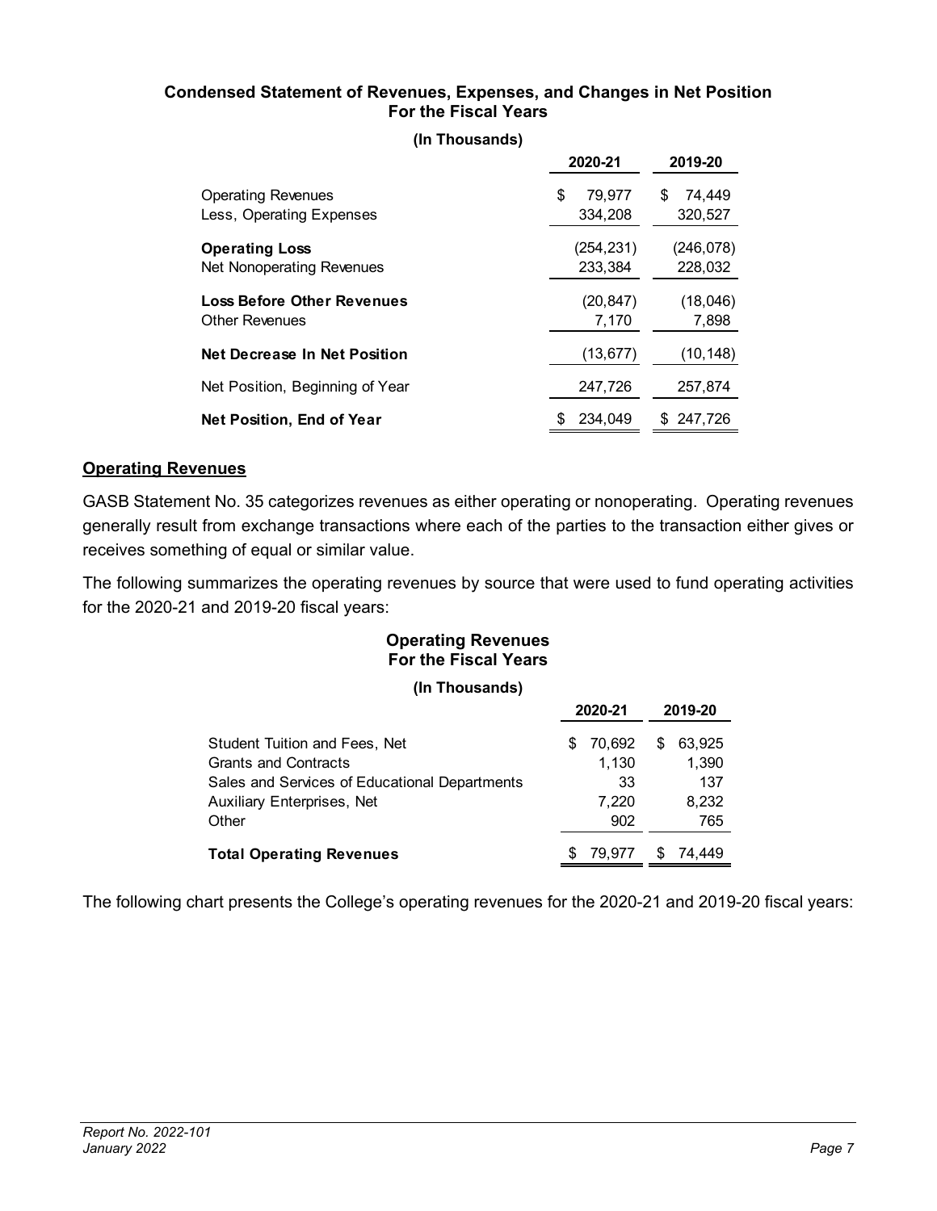**Condensed Statement of Revenues, Expenses, and Changes in Net Position**
**For the Fiscal Years**

**(In Thousands)**

| | 2020-21 | 2019-20 |
|---|---|---|
| Operating Revenues | $ 79,977 | $ 74,449 |
| Less, Operating Expenses | 334,208 | 320,527 |
| **Operating Loss** | (254,231) | (246,078) |
| Net Nonoperating Revenues | 233,384 | 228,032 |
| **Loss Before Other Revenues** | (20,847) | (18,046) |
| Other Revenues | 7,170 | 7,898 |
| **Net Decrease In Net Position** | (13,677) | (10,148) |
| Net Position, Beginning of Year | 247,726 | 257,874 |
| **Net Position, End of Year** | $ 234,049 | $ 247,726 |

## Operating Revenues

GASB Statement No. 35 categorizes revenues as either operating or nonoperating. Operating revenues generally result from exchange transactions where each of the parties to the transaction either gives or receives something of equal or similar value.

The following summarizes the operating revenues by source that were used to fund operating activities for the 2020-21 and 2019-20 fiscal years:

**Operating Revenues**
**For the Fiscal Years**

**(In Thousands)**

| | 2020-21 | 2019-20 |
|---|---|---|
| Student Tuition and Fees, Net | $ 70,692 | $ 63,925 |
| Grants and Contracts | 1,130 | 1,390 |
| Sales and Services of Educational Departments | 33 | 137 |
| Auxiliary Enterprises, Net | 7,220 | 8,232 |
| Other | 902 | 765 |
| **Total Operating Revenues** | $ 79,977 | $ 74,449 |

The following chart presents the College's operating revenues for the 2020-21 and 2019-20 fiscal years: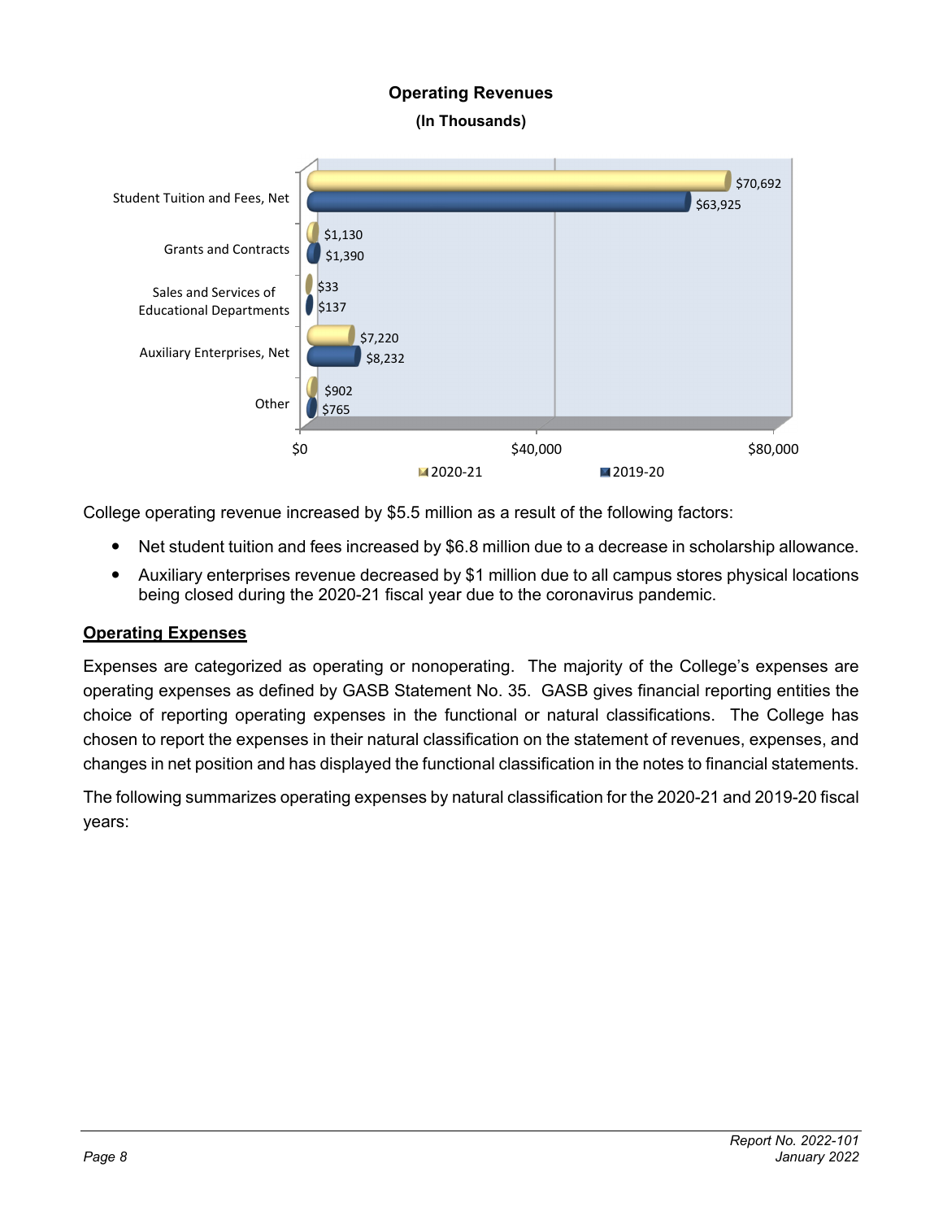**Operating Revenues**
**(In Thousands)**

| Category | 2020-21 | 2019-20 |
|---|---|---|
| Student Tuition and Fees, Net | $70,692 | $63,925 |
| Grants and Contracts | $1,130 | $1,390 |
| Sales and Services of Educational Departments | $33 | $137 |
| Auxiliary Enterprises, Net | $7,220 | $8,232 |
| Other | $902 | $765 |

College operating revenue increased by $5.5 million as a result of the following factors:

- Net student tuition and fees increased by $6.8 million due to a decrease in scholarship allowance.
- Auxiliary enterprises revenue decreased by $1 million due to all campus stores physical locations being closed during the 2020-21 fiscal year due to the coronavirus pandemic.

## Operating Expenses

Expenses are categorized as operating or nonoperating. The majority of the College's expenses are operating expenses as defined by GASB Statement No. 35. GASB gives financial reporting entities the choice of reporting operating expenses in the functional or natural classifications. The College has chosen to report the expenses in their natural classification on the statement of revenues, expenses, and changes in net position and has displayed the functional classification in the notes to financial statements.

The following summarizes operating expenses by natural classification for the 2020-21 and 2019-20 fiscal years: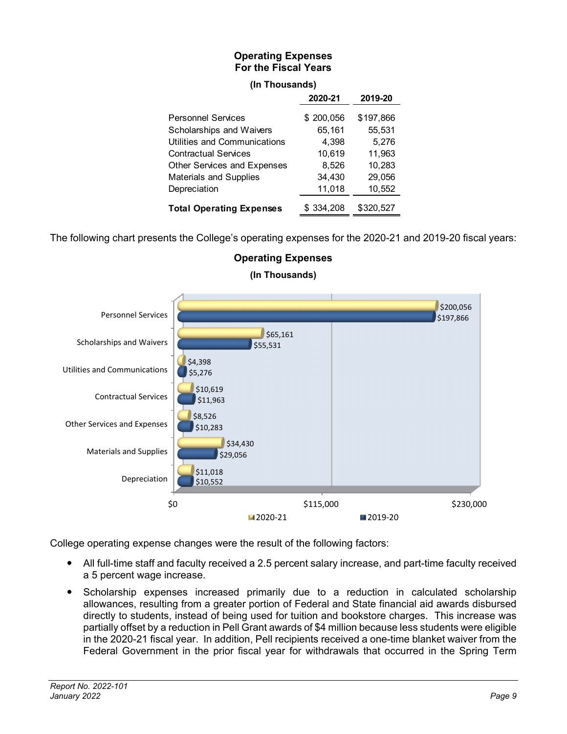**Operating Expenses**
**For the Fiscal Years**

**(In Thousands)**

| | 2020-21 | 2019-20 |
|---|---|---|
| Personnel Services | $ 200,056 | $197,866 |
| Scholarships and Waivers | 65,161 | 55,531 |
| Utilities and Communications | 4,398 | 5,276 |
| Contractual Services | 10,619 | 11,963 |
| Other Services and Expenses | 8,526 | 10,283 |
| Materials and Supplies | 34,430 | 29,056 |
| Depreciation | 11,018 | 10,552 |
| **Total Operating Expenses** | $ 334,208 | $320,527 |

The following chart presents the College's operating expenses for the 2020-21 and 2019-20 fiscal years:

**Operating Expenses**

**(In Thousands)**

| | 2020-21 | 2019-20 |
|---|---|---|
| Personnel Services | $200,056 | $197,866 |
| Scholarships and Waivers | $65,161 | $55,531 |
| Utilities and Communications | $4,398 | $5,276 |
| Contractual Services | $10,619 | $11,963 |
| Other Services and Expenses | $8,526 | $10,283 |
| Materials and Supplies | $34,430 | $29,056 |
| Depreciation | $11,018 | $10,552 |

College operating expense changes were the result of the following factors:

- All full-time staff and faculty received a 2.5 percent salary increase, and part-time faculty received a 5 percent wage increase.
- Scholarship expenses increased primarily due to a reduction in calculated scholarship allowances, resulting from a greater portion of Federal and State financial aid awards disbursed directly to students, instead of being used for tuition and bookstore charges. This increase was partially offset by a reduction in Pell Grant awards of $4 million because less students were eligible in the 2020-21 fiscal year. In addition, Pell recipients received a one-time blanket waiver from the Federal Government in the prior fiscal year for withdrawals that occurred in the Spring Term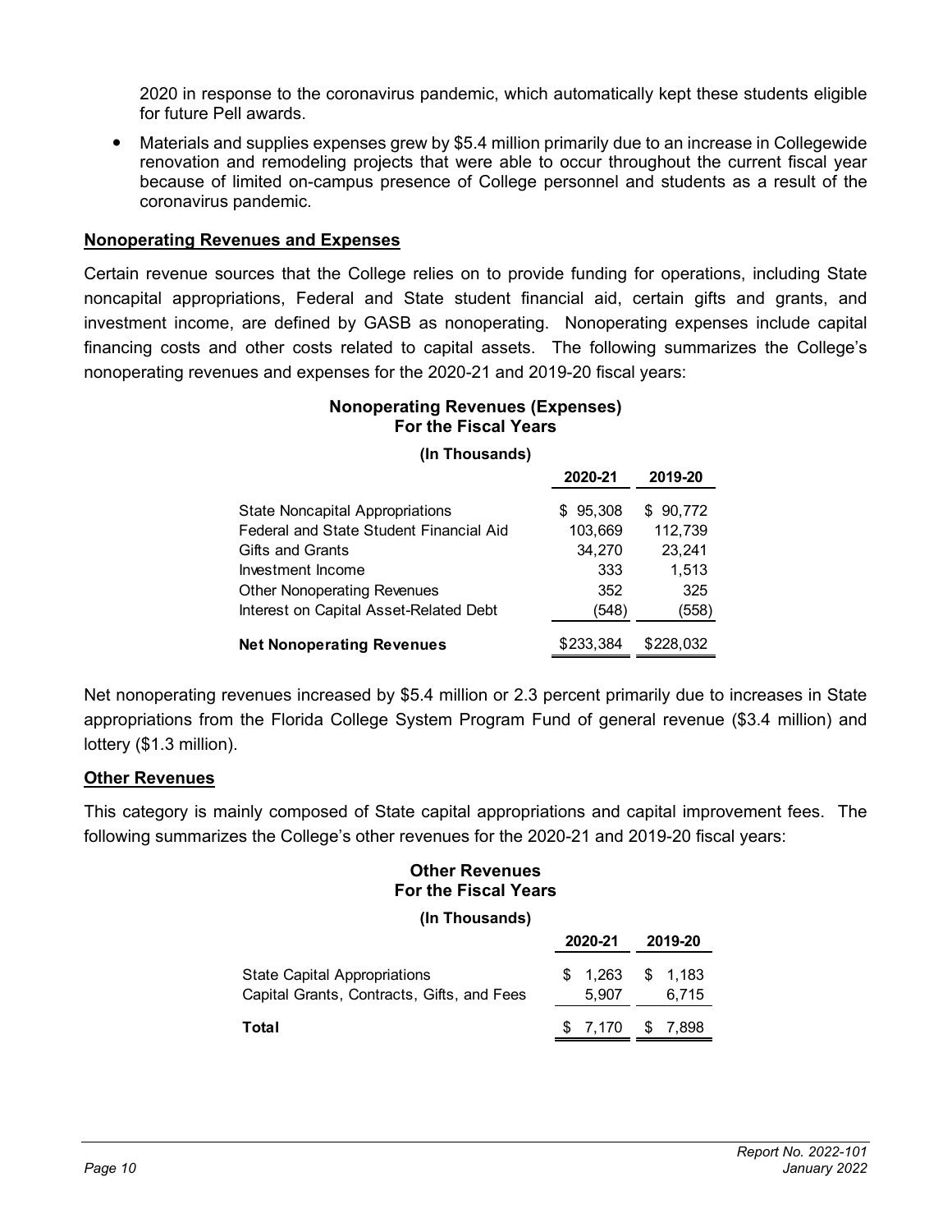2020 in response to the coronavirus pandemic, which automatically kept these students eligible for future Pell awards.

- Materials and supplies expenses grew by $5.4 million primarily due to an increase in Collegewide renovation and remodeling projects that were able to occur throughout the current fiscal year because of limited on-campus presence of College personnel and students as a result of the coronavirus pandemic.

**Nonoperating Revenues and Expenses**

Certain revenue sources that the College relies on to provide funding for operations, including State noncapital appropriations, Federal and State student financial aid, certain gifts and grants, and investment income, are defined by GASB as nonoperating. Nonoperating expenses include capital financing costs and other costs related to capital assets. The following summarizes the College's nonoperating revenues and expenses for the 2020-21 and 2019-20 fiscal years:

**Nonoperating Revenues (Expenses)**
**For the Fiscal Years**

**(In Thousands)**

| | 2020-21 | 2019-20 |
|---|---|---|
| State Noncapital Appropriations | $ 95,308 | $ 90,772 |
| Federal and State Student Financial Aid | 103,669 | 112,739 |
| Gifts and Grants | 34,270 | 23,241 |
| Investment Income | 333 | 1,513 |
| Other Nonoperating Revenues | 352 | 325 |
| Interest on Capital Asset-Related Debt | (548) | (558) |
| **Net Nonoperating Revenues** | $233,384 | $228,032 |

Net nonoperating revenues increased by $5.4 million or 2.3 percent primarily due to increases in State appropriations from the Florida College System Program Fund of general revenue ($3.4 million) and lottery ($1.3 million).

**Other Revenues**

This category is mainly composed of State capital appropriations and capital improvement fees. The following summarizes the College's other revenues for the 2020-21 and 2019-20 fiscal years:

**Other Revenues**
**For the Fiscal Years**

**(In Thousands)**

| | 2020-21 | 2019-20 |
|---|---|---|
| State Capital Appropriations | $ 1,263 | $ 1,183 |
| Capital Grants, Contracts, Gifts, and Fees | 5,907 | 6,715 |
| **Total** | $ 7,170 | $ 7,898 |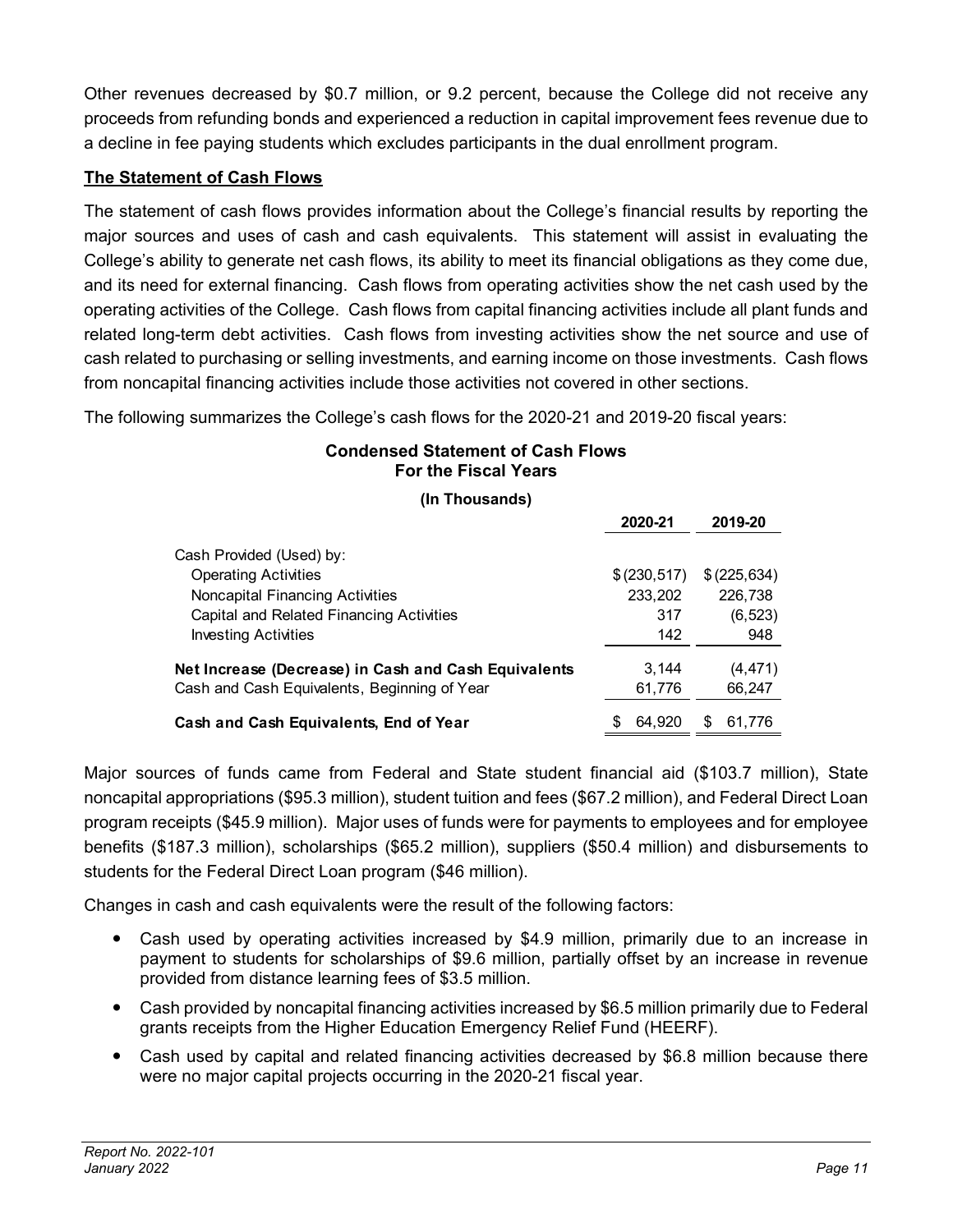Other revenues decreased by $0.7 million, or 9.2 percent, because the College did not receive any proceeds from refunding bonds and experienced a reduction in capital improvement fees revenue due to a decline in fee paying students which excludes participants in the dual enrollment program.

**The Statement of Cash Flows**

The statement of cash flows provides information about the College's financial results by reporting the major sources and uses of cash and cash equivalents. This statement will assist in evaluating the College's ability to generate net cash flows, its ability to meet its financial obligations as they come due, and its need for external financing. Cash flows from operating activities show the net cash used by the operating activities of the College. Cash flows from capital financing activities include all plant funds and related long-term debt activities. Cash flows from investing activities show the net source and use of cash related to purchasing or selling investments, and earning income on those investments. Cash flows from noncapital financing activities include those activities not covered in other sections.

The following summarizes the College's cash flows for the 2020-21 and 2019-20 fiscal years:

**Condensed Statement of Cash Flows**
**For the Fiscal Years**

**(In Thousands)**

| | **2020-21** | **2019-20** |
|---|---|---|
| Cash Provided (Used) by: | | |
| Operating Activities | $ (230,517) | $ (225,634) |
| Noncapital Financing Activities | 233,202 | 226,738 |
| Capital and Related Financing Activities | 317 | (6,523) |
| Investing Activities | 142 | 948 |
| **Net Increase (Decrease) in Cash and Cash Equivalents** | 3,144 | (4,471) |
| Cash and Cash Equivalents, Beginning of Year | 61,776 | 66,247 |
| **Cash and Cash Equivalents, End of Year** | $ 64,920 | $ 61,776 |

Major sources of funds came from Federal and State student financial aid ($103.7 million), State noncapital appropriations ($95.3 million), student tuition and fees ($67.2 million), and Federal Direct Loan program receipts ($45.9 million). Major uses of funds were for payments to employees and for employee benefits ($187.3 million), scholarships ($65.2 million), suppliers ($50.4 million) and disbursements to students for the Federal Direct Loan program ($46 million).

Changes in cash and cash equivalents were the result of the following factors:

- Cash used by operating activities increased by $4.9 million, primarily due to an increase in payment to students for scholarships of $9.6 million, partially offset by an increase in revenue provided from distance learning fees of $3.5 million.
- Cash provided by noncapital financing activities increased by $6.5 million primarily due to Federal grants receipts from the Higher Education Emergency Relief Fund (HEERF).
- Cash used by capital and related financing activities decreased by $6.8 million because there were no major capital projects occurring in the 2020-21 fiscal year.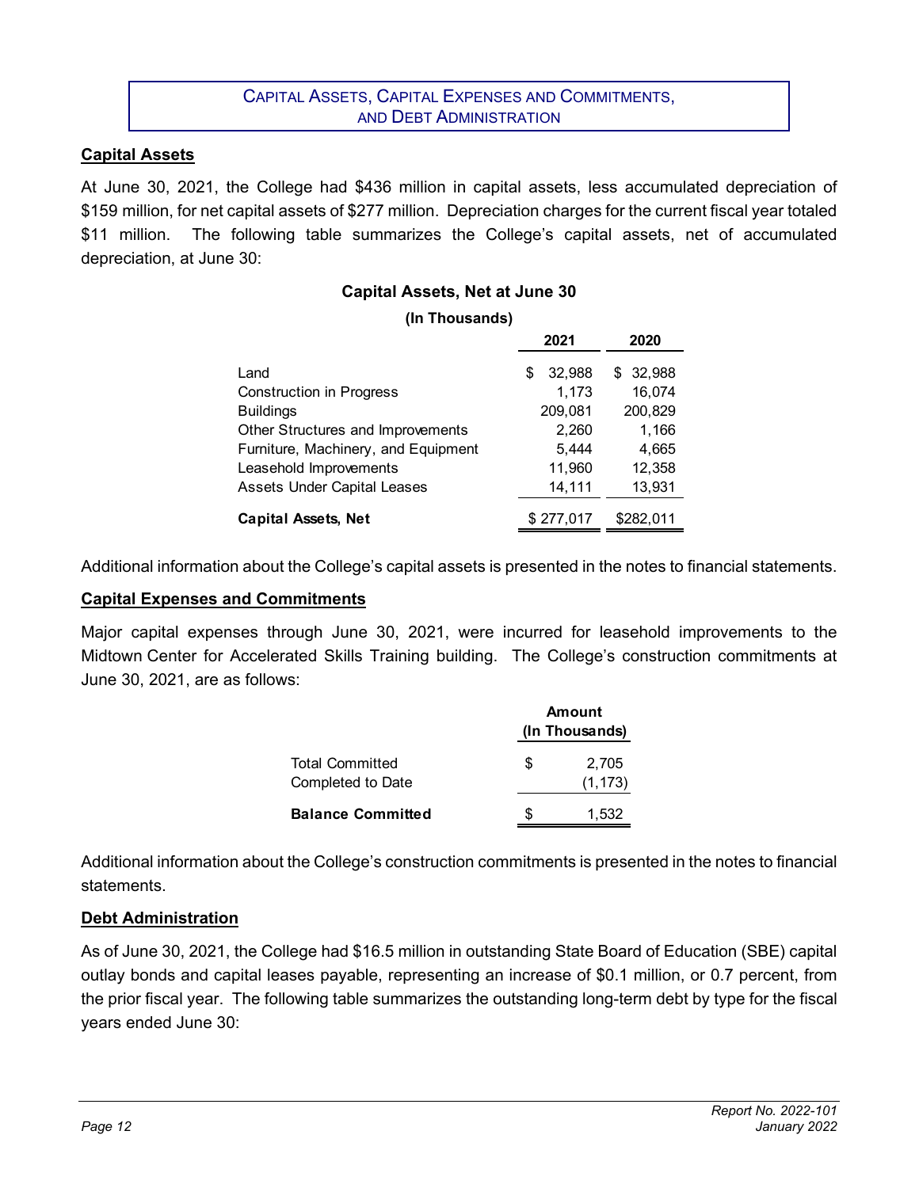## Capital Assets, Capital Expenses and Commitments, and Debt Administration

### Capital Assets

At June 30, 2021, the College had $436 million in capital assets, less accumulated depreciation of $159 million, for net capital assets of $277 million. Depreciation charges for the current fiscal year totaled $11 million. The following table summarizes the College's capital assets, net of accumulated depreciation, at June 30:

**Capital Assets, Net at June 30**

**(In Thousands)**

| | 2021 | 2020 |
|---|---|---|
| Land | $ 32,988 | $ 32,988 |
| Construction in Progress | 1,173 | 16,074 |
| Buildings | 209,081 | 200,829 |
| Other Structures and Improvements | 2,260 | 1,166 |
| Furniture, Machinery, and Equipment | 5,444 | 4,665 |
| Leasehold Improvements | 11,960 | 12,358 |
| Assets Under Capital Leases | 14,111 | 13,931 |
| **Capital Assets, Net** | $ 277,017 | $282,011 |

Additional information about the College's capital assets is presented in the notes to financial statements.

### Capital Expenses and Commitments

Major capital expenses through June 30, 2021, were incurred for leasehold improvements to the Midtown Center for Accelerated Skills Training building. The College's construction commitments at June 30, 2021, are as follows:

| | Amount (In Thousands) |
|---|---|
| Total Committed | $ 2,705 |
| Completed to Date | (1,173) |
| **Balance Committed** | $ 1,532 |

Additional information about the College's construction commitments is presented in the notes to financial statements.

### Debt Administration

As of June 30, 2021, the College had $16.5 million in outstanding State Board of Education (SBE) capital outlay bonds and capital leases payable, representing an increase of $0.1 million, or 0.7 percent, from the prior fiscal year. The following table summarizes the outstanding long-term debt by type for the fiscal years ended June 30: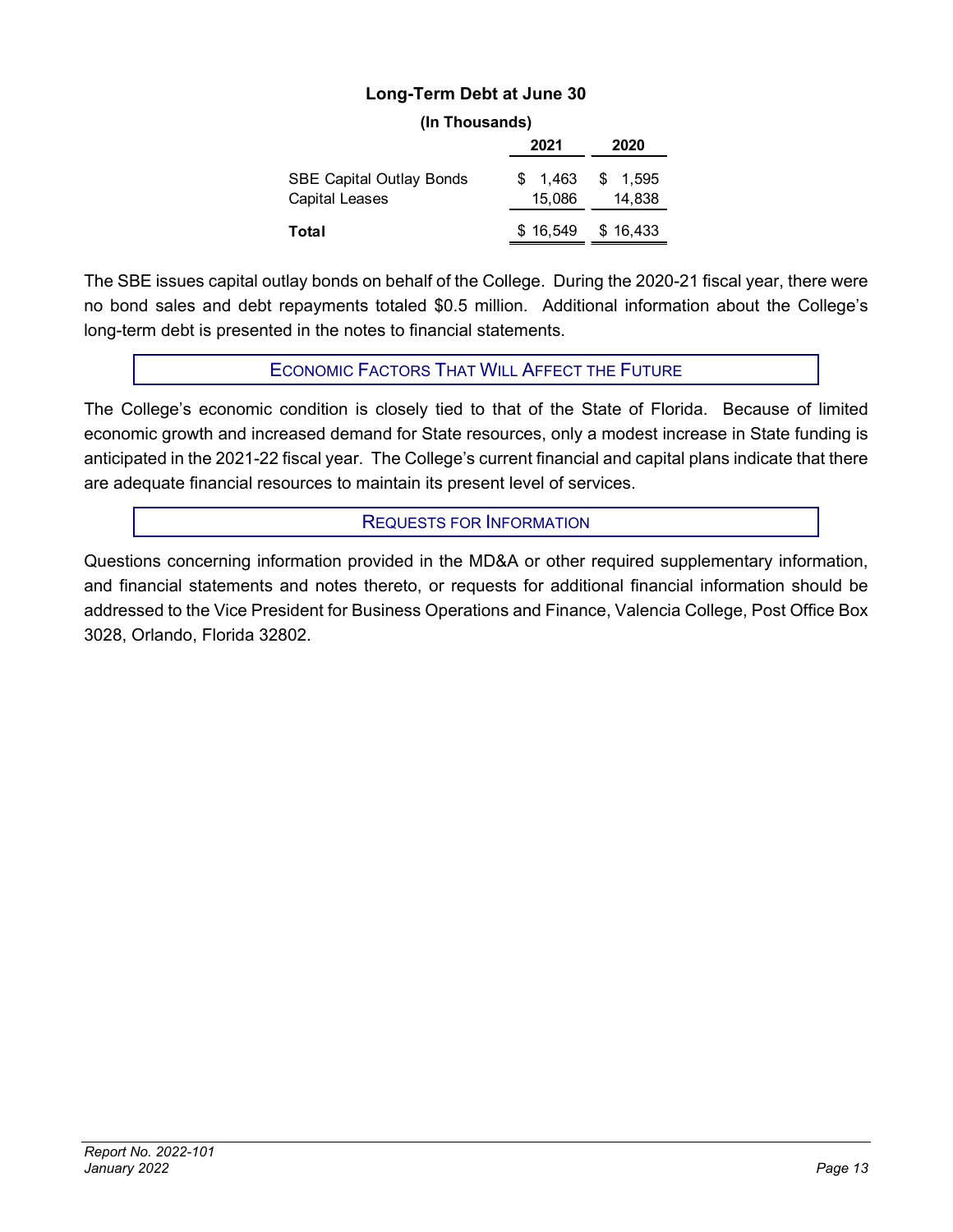### Long-Term Debt at June 30

**(In Thousands)**

| | 2021 | 2020 |
|---|---|---|
| SBE Capital Outlay Bonds | $ 1,463 | $ 1,595 |
| Capital Leases | 15,086 | 14,838 |
| **Total** | $ 16,549 | $ 16,433 |

The SBE issues capital outlay bonds on behalf of the College. During the 2020-21 fiscal year, there were no bond sales and debt repayments totaled $0.5 million. Additional information about the College's long-term debt is presented in the notes to financial statements.

## ECONOMIC FACTORS THAT WILL AFFECT THE FUTURE

The College's economic condition is closely tied to that of the State of Florida. Because of limited economic growth and increased demand for State resources, only a modest increase in State funding is anticipated in the 2021-22 fiscal year. The College's current financial and capital plans indicate that there are adequate financial resources to maintain its present level of services.

## REQUESTS FOR INFORMATION

Questions concerning information provided in the MD&A or other required supplementary information, and financial statements and notes thereto, or requests for additional financial information should be addressed to the Vice President for Business Operations and Finance, Valencia College, Post Office Box 3028, Orlando, Florida 32802.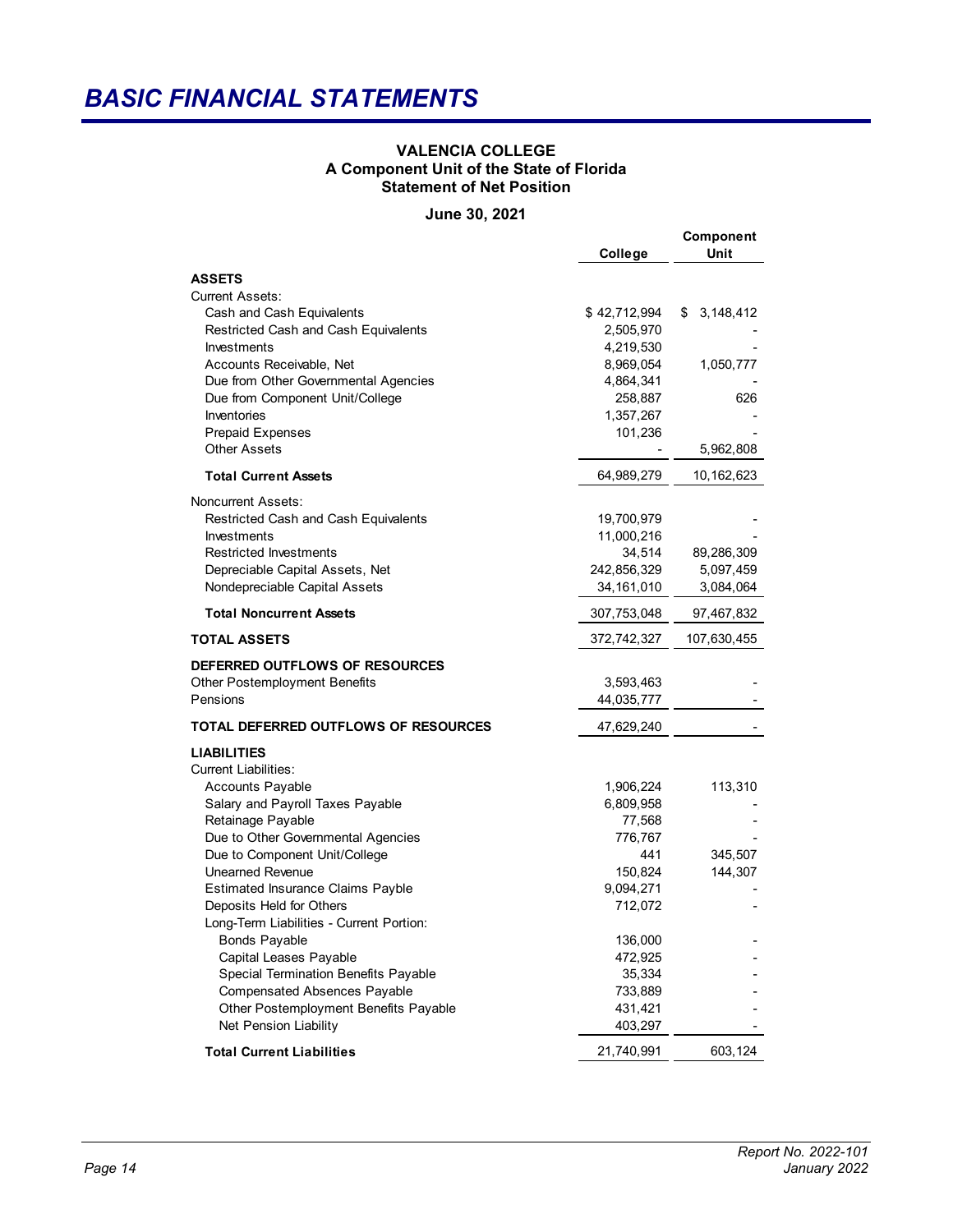# BASIC FINANCIAL STATEMENTS

**VALENCIA COLLEGE**
**A Component Unit of the State of Florida**
**Statement of Net Position**

**June 30, 2021**

| | College | Component Unit |
|---|---|---|
| **ASSETS** | | |
| Current Assets: | | |
| Cash and Cash Equivalents | $ 42,712,994 | $ 3,148,412 |
| Restricted Cash and Cash Equivalents | 2,505,970 | - |
| Investments | 4,219,530 | - |
| Accounts Receivable, Net | 8,969,054 | 1,050,777 |
| Due from Other Governmental Agencies | 4,864,341 | - |
| Due from Component Unit/College | 258,887 | 626 |
| Inventories | 1,357,267 | - |
| Prepaid Expenses | 101,236 | - |
| Other Assets | - | 5,962,808 |
| **Total Current Assets** | 64,989,279 | 10,162,623 |
| Noncurrent Assets: | | |
| Restricted Cash and Cash Equivalents | 19,700,979 | - |
| Investments | 11,000,216 | - |
| Restricted Investments | 34,514 | 89,286,309 |
| Depreciable Capital Assets, Net | 242,856,329 | 5,097,459 |
| Nondepreciable Capital Assets | 34,161,010 | 3,084,064 |
| **Total Noncurrent Assets** | 307,753,048 | 97,467,832 |
| **TOTAL ASSETS** | 372,742,327 | 107,630,455 |
| **DEFERRED OUTFLOWS OF RESOURCES** | | |
| Other Postemployment Benefits | 3,593,463 | - |
| Pensions | 44,035,777 | - |
| **TOTAL DEFERRED OUTFLOWS OF RESOURCES** | 47,629,240 | - |
| **LIABILITIES** | | |
| Current Liabilities: | | |
| Accounts Payable | 1,906,224 | 113,310 |
| Salary and Payroll Taxes Payable | 6,809,958 | - |
| Retainage Payable | 77,568 | - |
| Due to Other Governmental Agencies | 776,767 | - |
| Due to Component Unit/College | 441 | 345,507 |
| Unearned Revenue | 150,824 | 144,307 |
| Estimated Insurance Claims Payble | 9,094,271 | - |
| Deposits Held for Others | 712,072 | - |
| Long-Term Liabilities - Current Portion: | | |
| Bonds Payable | 136,000 | - |
| Capital Leases Payable | 472,925 | - |
| Special Termination Benefits Payable | 35,334 | - |
| Compensated Absences Payable | 733,889 | - |
| Other Postemployment Benefits Payable | 431,421 | - |
| Net Pension Liability | 403,297 | - |
| **Total Current Liabilities** | 21,740,991 | 603,124 |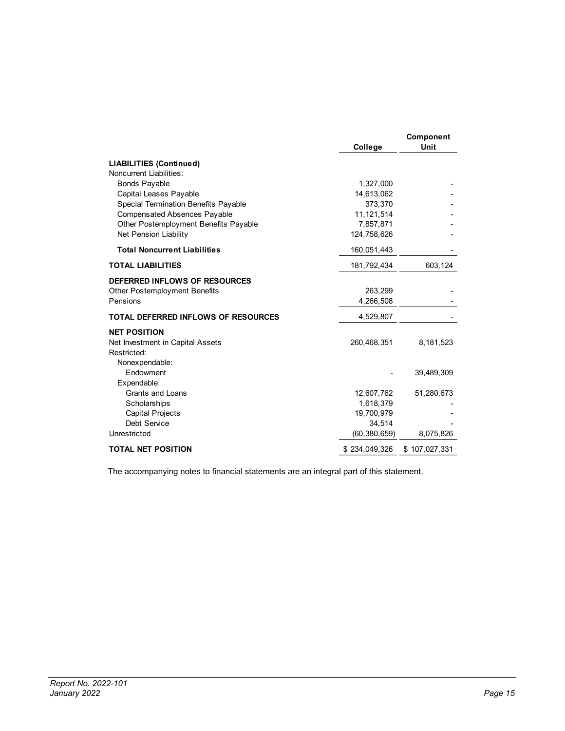| | College | Component Unit |
|---|---|---|
| **LIABILITIES (Continued)** | | |
| Noncurrent Liabilities: | | |
| Bonds Payable | 1,327,000 | - |
| Capital Leases Payable | 14,613,062 | - |
| Special Termination Benefits Payable | 373,370 | - |
| Compensated Absences Payable | 11,121,514 | - |
| Other Postemployment Benefits Payable | 7,857,871 | - |
| Net Pension Liability | 124,758,626 | - |
| **Total Noncurrent Liabilities** | 160,051,443 | - |
| **TOTAL LIABILITIES** | 181,792,434 | 603,124 |
| **DEFERRED INFLOWS OF RESOURCES** | | |
| Other Postemployment Benefits | 263,299 | - |
| Pensions | 4,266,508 | - |
| **TOTAL DEFERRED INFLOWS OF RESOURCES** | 4,529,807 | - |
| **NET POSITION** | | |
| Net Investment in Capital Assets | 260,468,351 | 8,181,523 |
| Restricted: | | |
| Nonexpendable: | | |
| Endowment | - | 39,489,309 |
| Expendable: | | |
| Grants and Loans | 12,607,762 | 51,280,673 |
| Scholarships | 1,618,379 | - |
| Capital Projects | 19,700,979 | - |
| Debt Service | 34,514 | - |
| Unrestricted | (60,380,659) | 8,075,826 |
| **TOTAL NET POSITION** | $ 234,049,326 | $ 107,027,331 |

The accompanying notes to financial statements are an integral part of this statement.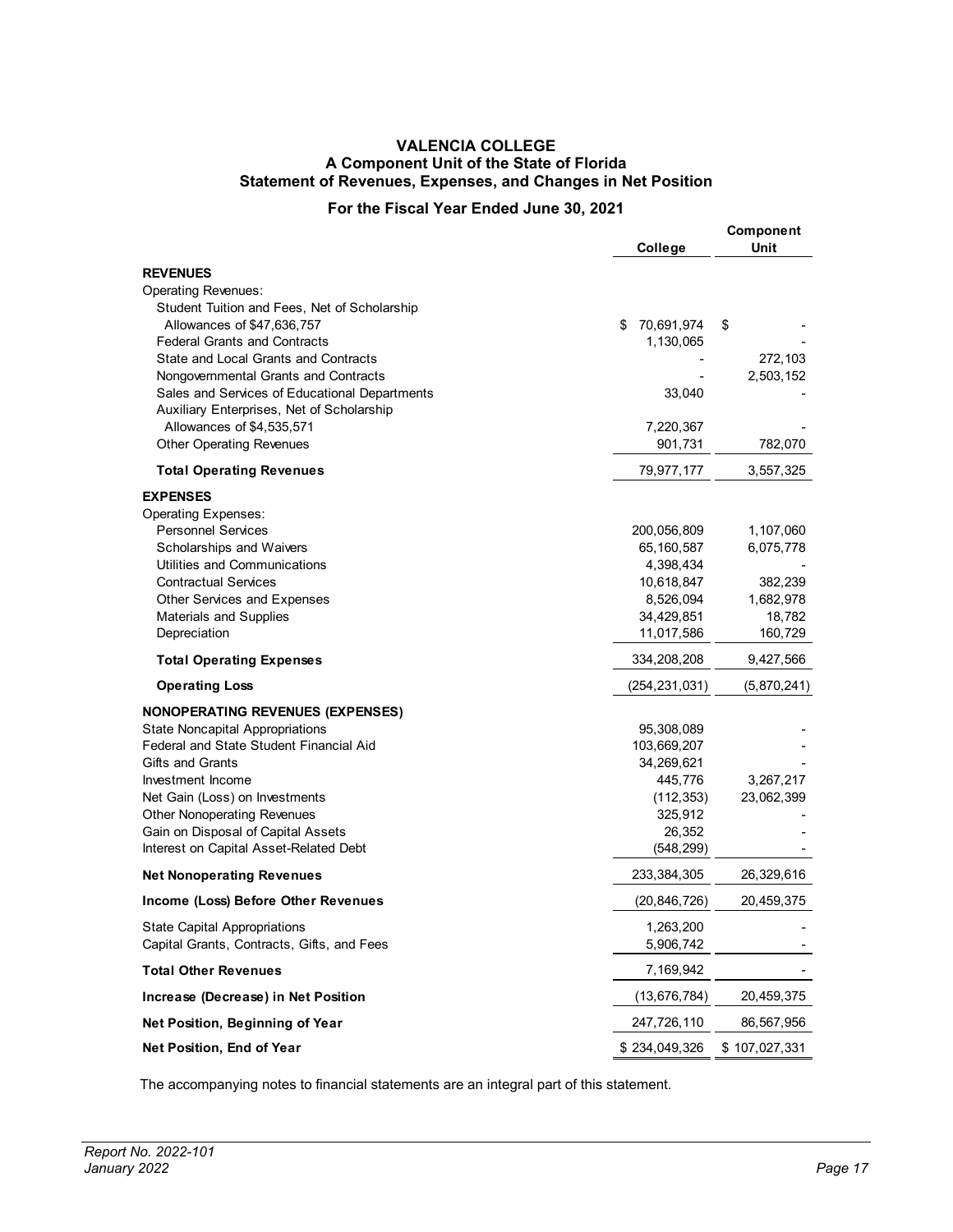# VALENCIA COLLEGE
## A Component Unit of the State of Florida
## Statement of Revenues, Expenses, and Changes in Net Position

### For the Fiscal Year Ended June 30, 2021

| | College | Component Unit |
|---|---|---|
| **REVENUES** | | |
| Operating Revenues: | | |
| Student Tuition and Fees, Net of Scholarship Allowances of $47,636,757 | $ 70,691,974 | $ - |
| Federal Grants and Contracts | 1,130,065 | - |
| State and Local Grants and Contracts | - | 272,103 |
| Nongovernmental Grants and Contracts | - | 2,503,152 |
| Sales and Services of Educational Departments | 33,040 | - |
| Auxiliary Enterprises, Net of Scholarship Allowances of $4,535,571 | 7,220,367 | - |
| Other Operating Revenues | 901,731 | 782,070 |
| **Total Operating Revenues** | 79,977,177 | 3,557,325 |
| **EXPENSES** | | |
| Operating Expenses: | | |
| Personnel Services | 200,056,809 | 1,107,060 |
| Scholarships and Waivers | 65,160,587 | 6,075,778 |
| Utilities and Communications | 4,398,434 | - |
| Contractual Services | 10,618,847 | 382,239 |
| Other Services and Expenses | 8,526,094 | 1,682,978 |
| Materials and Supplies | 34,429,851 | 18,782 |
| Depreciation | 11,017,586 | 160,729 |
| **Total Operating Expenses** | 334,208,208 | 9,427,566 |
| **Operating Loss** | (254,231,031) | (5,870,241) |
| **NONOPERATING REVENUES (EXPENSES)** | | |
| State Noncapital Appropriations | 95,308,089 | - |
| Federal and State Student Financial Aid | 103,669,207 | - |
| Gifts and Grants | 34,269,621 | - |
| Investment Income | 445,776 | 3,267,217 |
| Net Gain (Loss) on Investments | (112,353) | 23,062,399 |
| Other Nonoperating Revenues | 325,912 | - |
| Gain on Disposal of Capital Assets | 26,352 | - |
| Interest on Capital Asset-Related Debt | (548,299) | - |
| **Net Nonoperating Revenues** | 233,384,305 | 26,329,616 |
| **Income (Loss) Before Other Revenues** | (20,846,726) | 20,459,375 |
| State Capital Appropriations | 1,263,200 | - |
| Capital Grants, Contracts, Gifts, and Fees | 5,906,742 | - |
| **Total Other Revenues** | 7,169,942 | - |
| **Increase (Decrease) in Net Position** | (13,676,784) | 20,459,375 |
| **Net Position, Beginning of Year** | 247,726,110 | 86,567,956 |
| **Net Position, End of Year** | $ 234,049,326 | $ 107,027,331 |

The accompanying notes to financial statements are an integral part of this statement.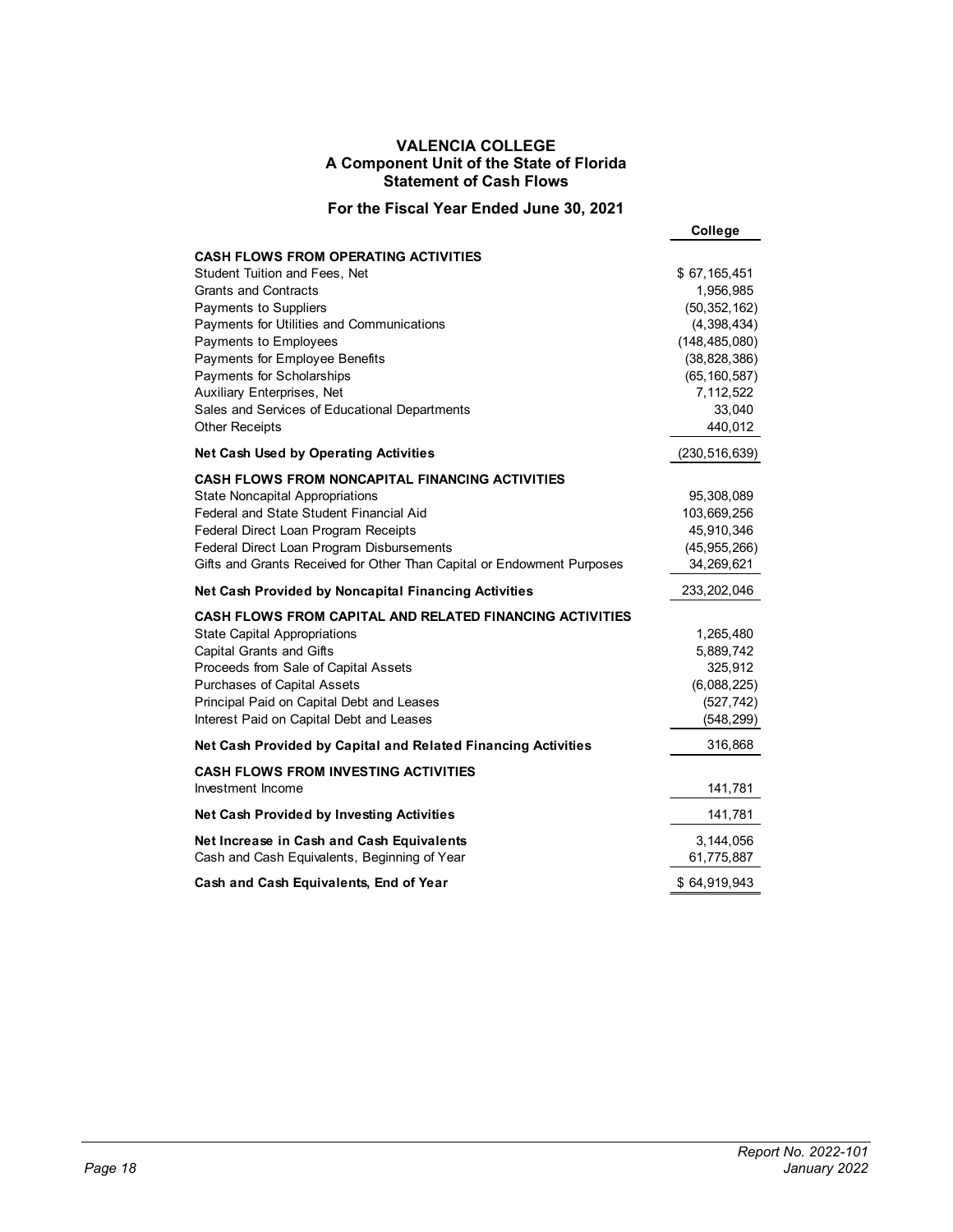# VALENCIA COLLEGE
## A Component Unit of the State of Florida
## Statement of Cash Flows

### For the Fiscal Year Ended June 30, 2021

| | College |
|---|---|
| **CASH FLOWS FROM OPERATING ACTIVITIES** | |
| Student Tuition and Fees, Net | $ 67,165,451 |
| Grants and Contracts | 1,956,985 |
| Payments to Suppliers | (50,352,162) |
| Payments for Utilities and Communications | (4,398,434) |
| Payments to Employees | (148,485,080) |
| Payments for Employee Benefits | (38,828,386) |
| Payments for Scholarships | (65,160,587) |
| Auxiliary Enterprises, Net | 7,112,522 |
| Sales and Services of Educational Departments | 33,040 |
| Other Receipts | 440,012 |
| **Net Cash Used by Operating Activities** | (230,516,639) |
| **CASH FLOWS FROM NONCAPITAL FINANCING ACTIVITIES** | |
| State Noncapital Appropriations | 95,308,089 |
| Federal and State Student Financial Aid | 103,669,256 |
| Federal Direct Loan Program Receipts | 45,910,346 |
| Federal Direct Loan Program Disbursements | (45,955,266) |
| Gifts and Grants Received for Other Than Capital or Endowment Purposes | 34,269,621 |
| **Net Cash Provided by Noncapital Financing Activities** | 233,202,046 |
| **CASH FLOWS FROM CAPITAL AND RELATED FINANCING ACTIVITIES** | |
| State Capital Appropriations | 1,265,480 |
| Capital Grants and Gifts | 5,889,742 |
| Proceeds from Sale of Capital Assets | 325,912 |
| Purchases of Capital Assets | (6,088,225) |
| Principal Paid on Capital Debt and Leases | (527,742) |
| Interest Paid on Capital Debt and Leases | (548,299) |
| **Net Cash Provided by Capital and Related Financing Activities** | 316,868 |
| **CASH FLOWS FROM INVESTING ACTIVITIES** | |
| Investment Income | 141,781 |
| **Net Cash Provided by Investing Activities** | 141,781 |
| **Net Increase in Cash and Cash Equivalents** | 3,144,056 |
| Cash and Cash Equivalents, Beginning of Year | 61,775,887 |
| **Cash and Cash Equivalents, End of Year** | $ 64,919,943 |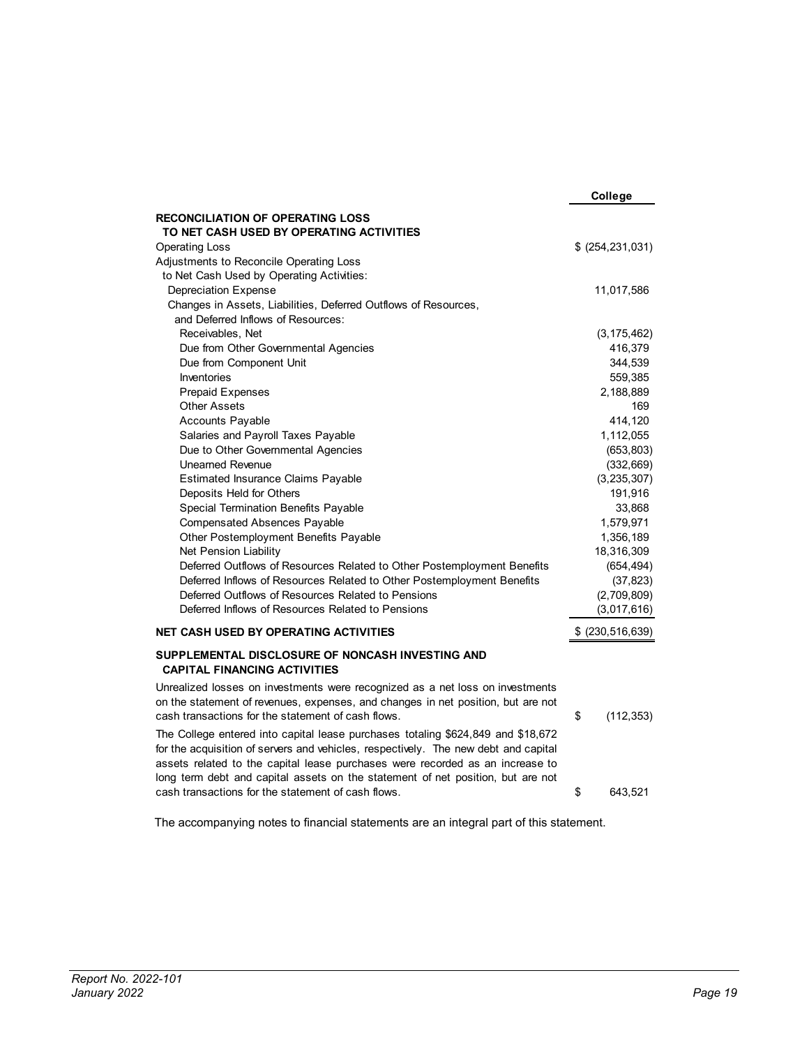| | College |
|---|---|
| **RECONCILIATION OF OPERATING LOSS TO NET CASH USED BY OPERATING ACTIVITIES** | |
| Operating Loss | $ (254,231,031) |
| Adjustments to Reconcile Operating Loss to Net Cash Used by Operating Activities: | |
| Depreciation Expense | 11,017,586 |
| Changes in Assets, Liabilities, Deferred Outflows of Resources, and Deferred Inflows of Resources: | |
| Receivables, Net | (3,175,462) |
| Due from Other Governmental Agencies | 416,379 |
| Due from Component Unit | 344,539 |
| Inventories | 559,385 |
| Prepaid Expenses | 2,188,889 |
| Other Assets | 169 |
| Accounts Payable | 414,120 |
| Salaries and Payroll Taxes Payable | 1,112,055 |
| Due to Other Governmental Agencies | (653,803) |
| Unearned Revenue | (332,669) |
| Estimated Insurance Claims Payable | (3,235,307) |
| Deposits Held for Others | 191,916 |
| Special Termination Benefits Payable | 33,868 |
| Compensated Absences Payable | 1,579,971 |
| Other Postemployment Benefits Payable | 1,356,189 |
| Net Pension Liability | 18,316,309 |
| Deferred Outflows of Resources Related to Other Postemployment Benefits | (654,494) |
| Deferred Inflows of Resources Related to Other Postemployment Benefits | (37,823) |
| Deferred Outflows of Resources Related to Pensions | (2,709,809) |
| Deferred Inflows of Resources Related to Pensions | (3,017,616) |
| **NET CASH USED BY OPERATING ACTIVITIES** | $ (230,516,639) |
| **SUPPLEMENTAL DISCLOSURE OF NONCASH INVESTING AND CAPITAL FINANCING ACTIVITIES** | |
| Unrealized losses on investments were recognized as a net loss on investments on the statement of revenues, expenses, and changes in net position, but are not cash transactions for the statement of cash flows. | $ (112,353) |
| The College entered into capital lease purchases totaling $624,849 and $18,672 for the acquisition of servers and vehicles, respectively. The new debt and capital assets related to the capital lease purchases were recorded as an increase to long term debt and capital assets on the statement of net position, but are not cash transactions for the statement of cash flows. | $ 643,521 |

The accompanying notes to financial statements are an integral part of this statement.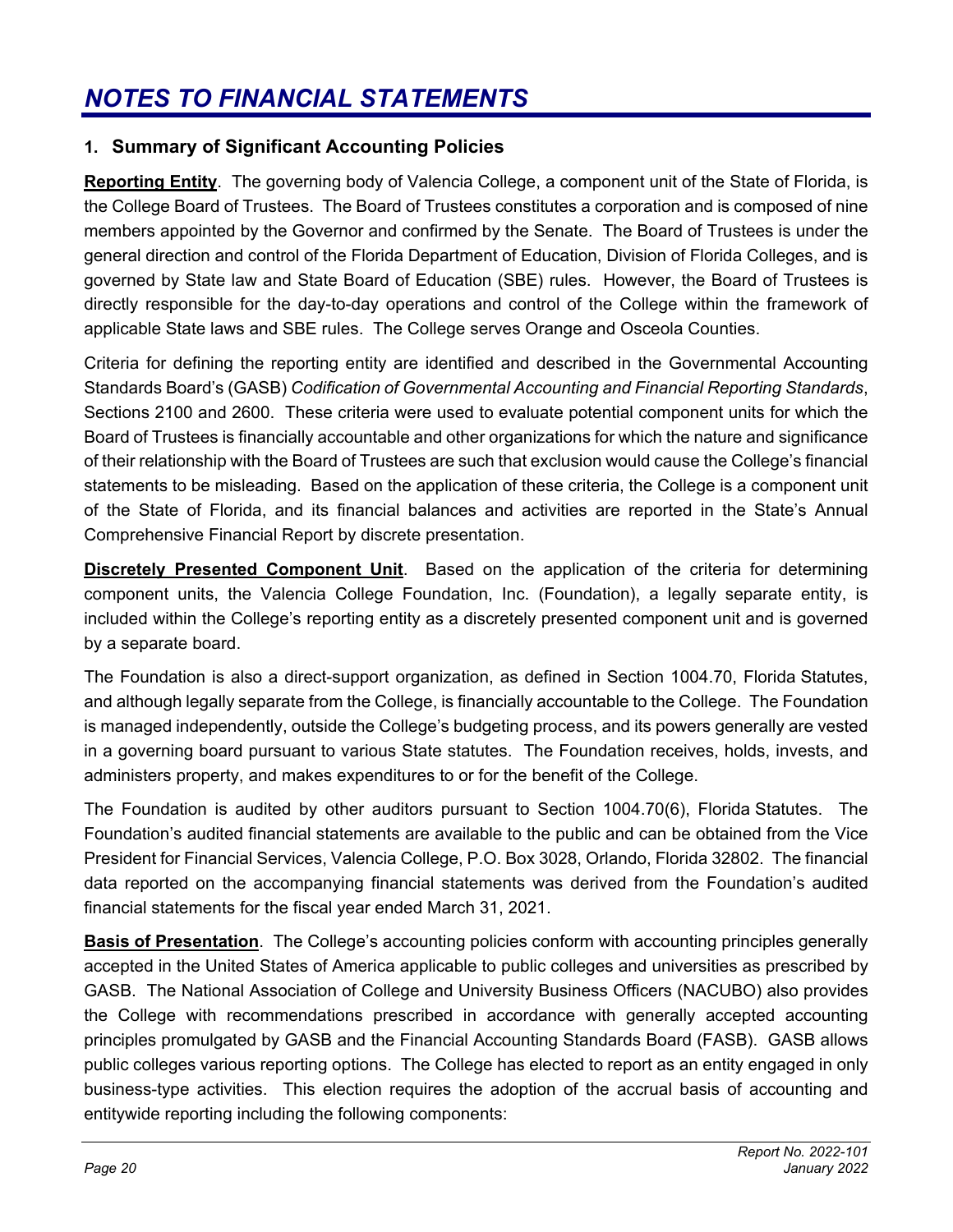# *NOTES TO FINANCIAL STATEMENTS*

## 1. Summary of Significant Accounting Policies

**Reporting Entity**. The governing body of Valencia College, a component unit of the State of Florida, is the College Board of Trustees. The Board of Trustees constitutes a corporation and is composed of nine members appointed by the Governor and confirmed by the Senate. The Board of Trustees is under the general direction and control of the Florida Department of Education, Division of Florida Colleges, and is governed by State law and State Board of Education (SBE) rules. However, the Board of Trustees is directly responsible for the day-to-day operations and control of the College within the framework of applicable State laws and SBE rules. The College serves Orange and Osceola Counties.

Criteria for defining the reporting entity are identified and described in the Governmental Accounting Standards Board's (GASB) *Codification of Governmental Accounting and Financial Reporting Standards*, Sections 2100 and 2600. These criteria were used to evaluate potential component units for which the Board of Trustees is financially accountable and other organizations for which the nature and significance of their relationship with the Board of Trustees are such that exclusion would cause the College's financial statements to be misleading. Based on the application of these criteria, the College is a component unit of the State of Florida, and its financial balances and activities are reported in the State's Annual Comprehensive Financial Report by discrete presentation.

**Discretely Presented Component Unit**. Based on the application of the criteria for determining component units, the Valencia College Foundation, Inc. (Foundation), a legally separate entity, is included within the College's reporting entity as a discretely presented component unit and is governed by a separate board.

The Foundation is also a direct-support organization, as defined in Section 1004.70, Florida Statutes, and although legally separate from the College, is financially accountable to the College. The Foundation is managed independently, outside the College's budgeting process, and its powers generally are vested in a governing board pursuant to various State statutes. The Foundation receives, holds, invests, and administers property, and makes expenditures to or for the benefit of the College.

The Foundation is audited by other auditors pursuant to Section 1004.70(6), Florida Statutes. The Foundation's audited financial statements are available to the public and can be obtained from the Vice President for Financial Services, Valencia College, P.O. Box 3028, Orlando, Florida 32802. The financial data reported on the accompanying financial statements was derived from the Foundation's audited financial statements for the fiscal year ended March 31, 2021.

**Basis of Presentation**. The College's accounting policies conform with accounting principles generally accepted in the United States of America applicable to public colleges and universities as prescribed by GASB. The National Association of College and University Business Officers (NACUBO) also provides the College with recommendations prescribed in accordance with generally accepted accounting principles promulgated by GASB and the Financial Accounting Standards Board (FASB). GASB allows public colleges various reporting options. The College has elected to report as an entity engaged in only business-type activities. This election requires the adoption of the accrual basis of accounting and entitywide reporting including the following components: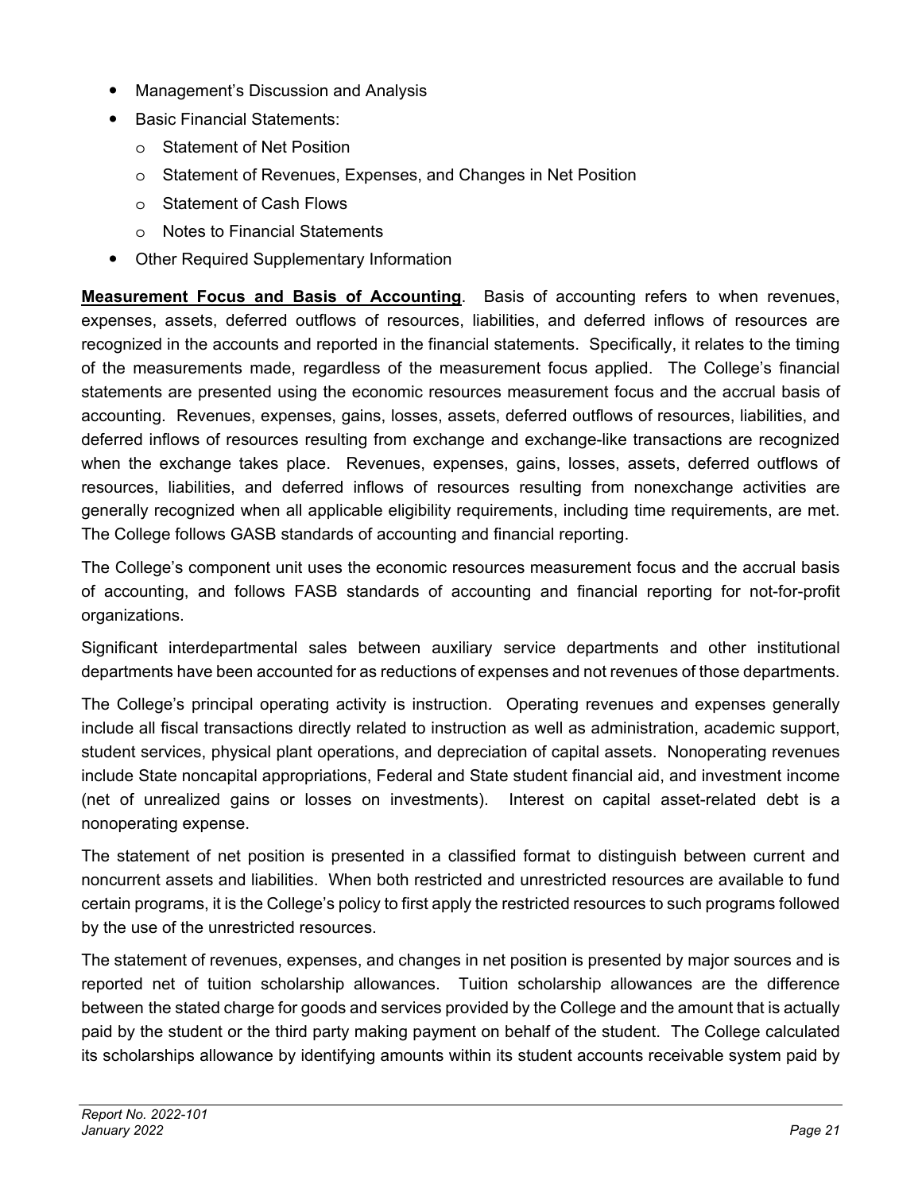- Management's Discussion and Analysis
- Basic Financial Statements:
  - Statement of Net Position
  - Statement of Revenues, Expenses, and Changes in Net Position
  - Statement of Cash Flows
  - Notes to Financial Statements
- Other Required Supplementary Information

**Measurement Focus and Basis of Accounting**. Basis of accounting refers to when revenues, expenses, assets, deferred outflows of resources, liabilities, and deferred inflows of resources are recognized in the accounts and reported in the financial statements. Specifically, it relates to the timing of the measurements made, regardless of the measurement focus applied. The College's financial statements are presented using the economic resources measurement focus and the accrual basis of accounting. Revenues, expenses, gains, losses, assets, deferred outflows of resources, liabilities, and deferred inflows of resources resulting from exchange and exchange-like transactions are recognized when the exchange takes place. Revenues, expenses, gains, losses, assets, deferred outflows of resources, liabilities, and deferred inflows of resources resulting from nonexchange activities are generally recognized when all applicable eligibility requirements, including time requirements, are met. The College follows GASB standards of accounting and financial reporting.

The College's component unit uses the economic resources measurement focus and the accrual basis of accounting, and follows FASB standards of accounting and financial reporting for not-for-profit organizations.

Significant interdepartmental sales between auxiliary service departments and other institutional departments have been accounted for as reductions of expenses and not revenues of those departments.

The College's principal operating activity is instruction. Operating revenues and expenses generally include all fiscal transactions directly related to instruction as well as administration, academic support, student services, physical plant operations, and depreciation of capital assets. Nonoperating revenues include State noncapital appropriations, Federal and State student financial aid, and investment income (net of unrealized gains or losses on investments). Interest on capital asset-related debt is a nonoperating expense.

The statement of net position is presented in a classified format to distinguish between current and noncurrent assets and liabilities. When both restricted and unrestricted resources are available to fund certain programs, it is the College's policy to first apply the restricted resources to such programs followed by the use of the unrestricted resources.

The statement of revenues, expenses, and changes in net position is presented by major sources and is reported net of tuition scholarship allowances. Tuition scholarship allowances are the difference between the stated charge for goods and services provided by the College and the amount that is actually paid by the student or the third party making payment on behalf of the student. The College calculated its scholarships allowance by identifying amounts within its student accounts receivable system paid by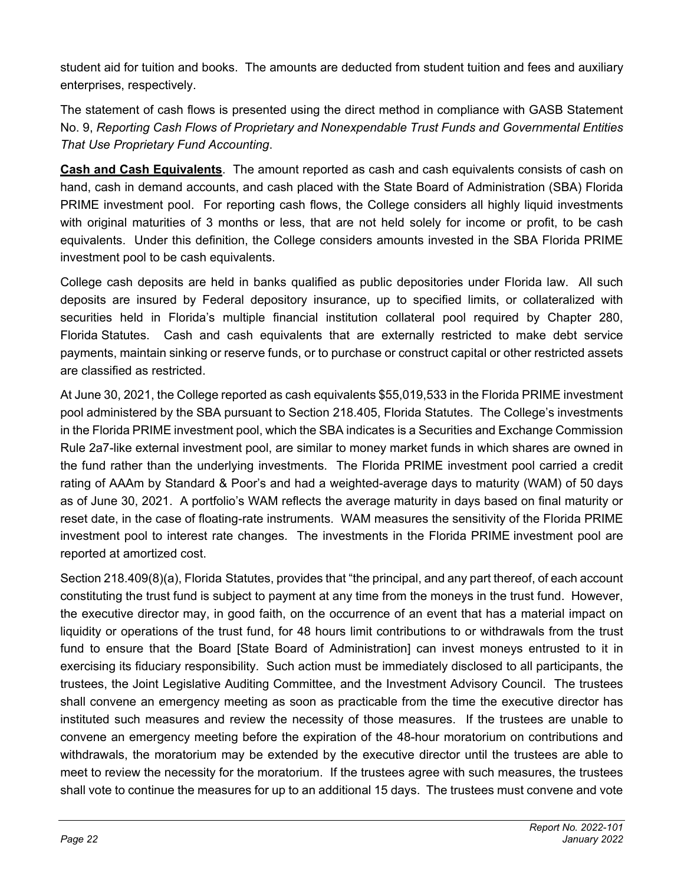student aid for tuition and books. The amounts are deducted from student tuition and fees and auxiliary enterprises, respectively.

The statement of cash flows is presented using the direct method in compliance with GASB Statement No. 9, *Reporting Cash Flows of Proprietary and Nonexpendable Trust Funds and Governmental Entities That Use Proprietary Fund Accounting*.

**Cash and Cash Equivalents**. The amount reported as cash and cash equivalents consists of cash on hand, cash in demand accounts, and cash placed with the State Board of Administration (SBA) Florida PRIME investment pool. For reporting cash flows, the College considers all highly liquid investments with original maturities of 3 months or less, that are not held solely for income or profit, to be cash equivalents. Under this definition, the College considers amounts invested in the SBA Florida PRIME investment pool to be cash equivalents.

College cash deposits are held in banks qualified as public depositories under Florida law. All such deposits are insured by Federal depository insurance, up to specified limits, or collateralized with securities held in Florida's multiple financial institution collateral pool required by Chapter 280, Florida Statutes. Cash and cash equivalents that are externally restricted to make debt service payments, maintain sinking or reserve funds, or to purchase or construct capital or other restricted assets are classified as restricted.

At June 30, 2021, the College reported as cash equivalents $55,019,533 in the Florida PRIME investment pool administered by the SBA pursuant to Section 218.405, Florida Statutes. The College's investments in the Florida PRIME investment pool, which the SBA indicates is a Securities and Exchange Commission Rule 2a7-like external investment pool, are similar to money market funds in which shares are owned in the fund rather than the underlying investments. The Florida PRIME investment pool carried a credit rating of AAAm by Standard & Poor's and had a weighted-average days to maturity (WAM) of 50 days as of June 30, 2021. A portfolio's WAM reflects the average maturity in days based on final maturity or reset date, in the case of floating-rate instruments. WAM measures the sensitivity of the Florida PRIME investment pool to interest rate changes. The investments in the Florida PRIME investment pool are reported at amortized cost.

Section 218.409(8)(a), Florida Statutes, provides that "the principal, and any part thereof, of each account constituting the trust fund is subject to payment at any time from the moneys in the trust fund. However, the executive director may, in good faith, on the occurrence of an event that has a material impact on liquidity or operations of the trust fund, for 48 hours limit contributions to or withdrawals from the trust fund to ensure that the Board [State Board of Administration] can invest moneys entrusted to it in exercising its fiduciary responsibility. Such action must be immediately disclosed to all participants, the trustees, the Joint Legislative Auditing Committee, and the Investment Advisory Council. The trustees shall convene an emergency meeting as soon as practicable from the time the executive director has instituted such measures and review the necessity of those measures. If the trustees are unable to convene an emergency meeting before the expiration of the 48-hour moratorium on contributions and withdrawals, the moratorium may be extended by the executive director until the trustees are able to meet to review the necessity for the moratorium. If the trustees agree with such measures, the trustees shall vote to continue the measures for up to an additional 15 days. The trustees must convene and vote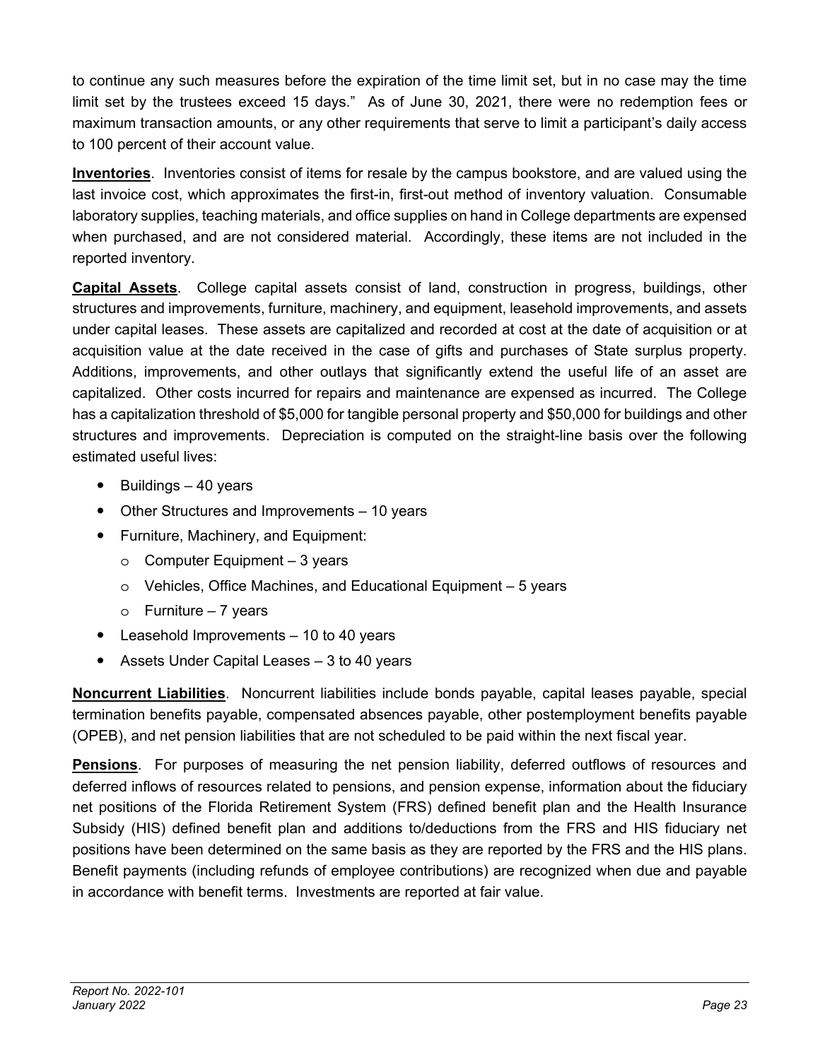to continue any such measures before the expiration of the time limit set, but in no case may the time limit set by the trustees exceed 15 days." As of June 30, 2021, there were no redemption fees or maximum transaction amounts, or any other requirements that serve to limit a participant's daily access to 100 percent of their account value.

**Inventories**. Inventories consist of items for resale by the campus bookstore, and are valued using the last invoice cost, which approximates the first-in, first-out method of inventory valuation. Consumable laboratory supplies, teaching materials, and office supplies on hand in College departments are expensed when purchased, and are not considered material. Accordingly, these items are not included in the reported inventory.

**Capital Assets**. College capital assets consist of land, construction in progress, buildings, other structures and improvements, furniture, machinery, and equipment, leasehold improvements, and assets under capital leases. These assets are capitalized and recorded at cost at the date of acquisition or at acquisition value at the date received in the case of gifts and purchases of State surplus property. Additions, improvements, and other outlays that significantly extend the useful life of an asset are capitalized. Other costs incurred for repairs and maintenance are expensed as incurred. The College has a capitalization threshold of $5,000 for tangible personal property and $50,000 for buildings and other structures and improvements. Depreciation is computed on the straight-line basis over the following estimated useful lives:

- Buildings – 40 years
- Other Structures and Improvements – 10 years
- Furniture, Machinery, and Equipment:
  - Computer Equipment – 3 years
  - Vehicles, Office Machines, and Educational Equipment – 5 years
  - Furniture – 7 years
- Leasehold Improvements – 10 to 40 years
- Assets Under Capital Leases – 3 to 40 years

**Noncurrent Liabilities**. Noncurrent liabilities include bonds payable, capital leases payable, special termination benefits payable, compensated absences payable, other postemployment benefits payable (OPEB), and net pension liabilities that are not scheduled to be paid within the next fiscal year.

**Pensions**. For purposes of measuring the net pension liability, deferred outflows of resources and deferred inflows of resources related to pensions, and pension expense, information about the fiduciary net positions of the Florida Retirement System (FRS) defined benefit plan and the Health Insurance Subsidy (HIS) defined benefit plan and additions to/deductions from the FRS and HIS fiduciary net positions have been determined on the same basis as they are reported by the FRS and the HIS plans. Benefit payments (including refunds of employee contributions) are recognized when due and payable in accordance with benefit terms. Investments are reported at fair value.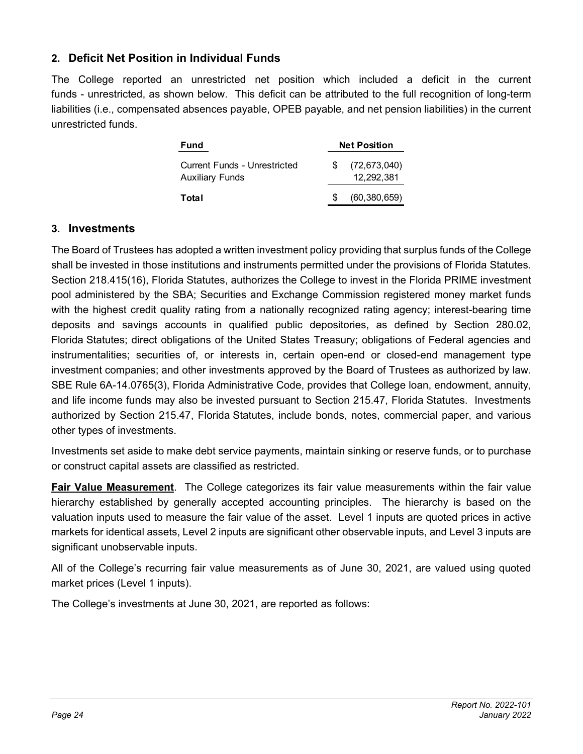## 2. Deficit Net Position in Individual Funds

The College reported an unrestricted net position which included a deficit in the current funds - unrestricted, as shown below. This deficit can be attributed to the full recognition of long-term liabilities (i.e., compensated absences payable, OPEB payable, and net pension liabilities) in the current unrestricted funds.

| Fund | Net Position |
|---|---|
| Current Funds - Unrestricted | $ (72,673,040) |
| Auxiliary Funds | 12,292,381 |
| **Total** | $ (60,380,659) |

## 3. Investments

The Board of Trustees has adopted a written investment policy providing that surplus funds of the College shall be invested in those institutions and instruments permitted under the provisions of Florida Statutes. Section 218.415(16), Florida Statutes, authorizes the College to invest in the Florida PRIME investment pool administered by the SBA; Securities and Exchange Commission registered money market funds with the highest credit quality rating from a nationally recognized rating agency; interest-bearing time deposits and savings accounts in qualified public depositories, as defined by Section 280.02, Florida Statutes; direct obligations of the United States Treasury; obligations of Federal agencies and instrumentalities; securities of, or interests in, certain open-end or closed-end management type investment companies; and other investments approved by the Board of Trustees as authorized by law. SBE Rule 6A-14.0765(3), Florida Administrative Code, provides that College loan, endowment, annuity, and life income funds may also be invested pursuant to Section 215.47, Florida Statutes. Investments authorized by Section 215.47, Florida Statutes, include bonds, notes, commercial paper, and various other types of investments.

Investments set aside to make debt service payments, maintain sinking or reserve funds, or to purchase or construct capital assets are classified as restricted.

**Fair Value Measurement**. The College categorizes its fair value measurements within the fair value hierarchy established by generally accepted accounting principles. The hierarchy is based on the valuation inputs used to measure the fair value of the asset. Level 1 inputs are quoted prices in active markets for identical assets, Level 2 inputs are significant other observable inputs, and Level 3 inputs are significant unobservable inputs.

All of the College's recurring fair value measurements as of June 30, 2021, are valued using quoted market prices (Level 1 inputs).

The College's investments at June 30, 2021, are reported as follows: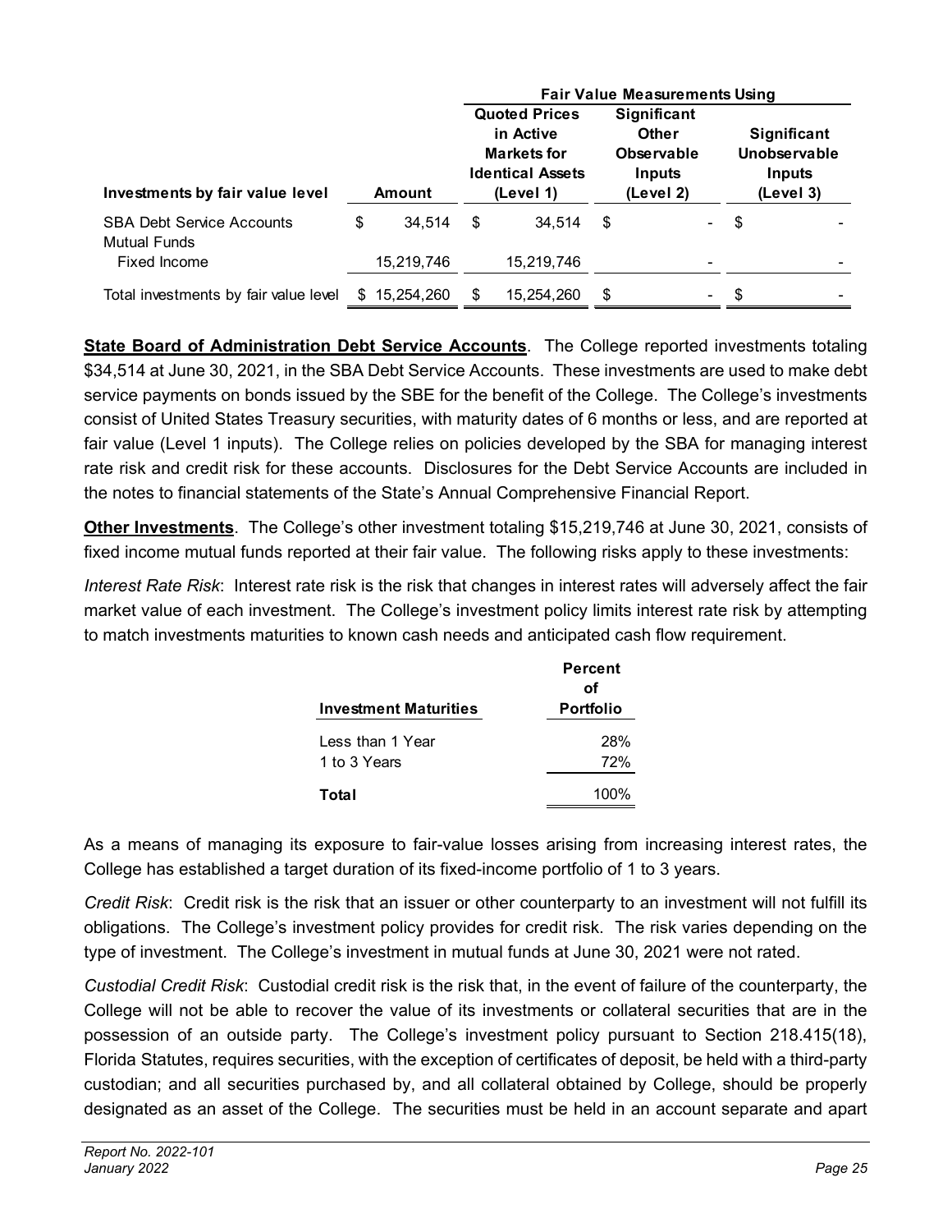| Investments by fair value level | Amount | Fair Value Measurements Using | | |
|---|---|---|---|---|
| | | Quoted Prices in Active Markets for Identical Assets (Level 1) | Significant Other Observable Inputs (Level 2) | Significant Unobservable Inputs (Level 3) |
| SBA Debt Service Accounts | $ 34,514 | $ 34,514 | $ - | $ - |
| Mutual Funds | | | | |
| Fixed Income | 15,219,746 | 15,219,746 | - | - |
| Total investments by fair value level | $ 15,254,260 | $ 15,254,260 | $ - | $ - |

**State Board of Administration Debt Service Accounts**. The College reported investments totaling $34,514 at June 30, 2021, in the SBA Debt Service Accounts. These investments are used to make debt service payments on bonds issued by the SBE for the benefit of the College. The College's investments consist of United States Treasury securities, with maturity dates of 6 months or less, and are reported at fair value (Level 1 inputs). The College relies on policies developed by the SBA for managing interest rate risk and credit risk for these accounts. Disclosures for the Debt Service Accounts are included in the notes to financial statements of the State's Annual Comprehensive Financial Report.

**Other Investments**. The College's other investment totaling $15,219,746 at June 30, 2021, consists of fixed income mutual funds reported at their fair value. The following risks apply to these investments:

*Interest Rate Risk*: Interest rate risk is the risk that changes in interest rates will adversely affect the fair market value of each investment. The College's investment policy limits interest rate risk by attempting to match investments maturities to known cash needs and anticipated cash flow requirement.

| Investment Maturities | Percent of Portfolio |
|---|---|
| Less than 1 Year | 28% |
| 1 to 3 Years | 72% |
| **Total** | 100% |

As a means of managing its exposure to fair-value losses arising from increasing interest rates, the College has established a target duration of its fixed-income portfolio of 1 to 3 years.

*Credit Risk*: Credit risk is the risk that an issuer or other counterparty to an investment will not fulfill its obligations. The College's investment policy provides for credit risk. The risk varies depending on the type of investment. The College's investment in mutual funds at June 30, 2021 were not rated.

*Custodial Credit Risk*: Custodial credit risk is the risk that, in the event of failure of the counterparty, the College will not be able to recover the value of its investments or collateral securities that are in the possession of an outside party. The College's investment policy pursuant to Section 218.415(18), Florida Statutes, requires securities, with the exception of certificates of deposit, be held with a third-party custodian; and all securities purchased by, and all collateral obtained by College, should be properly designated as an asset of the College. The securities must be held in an account separate and apart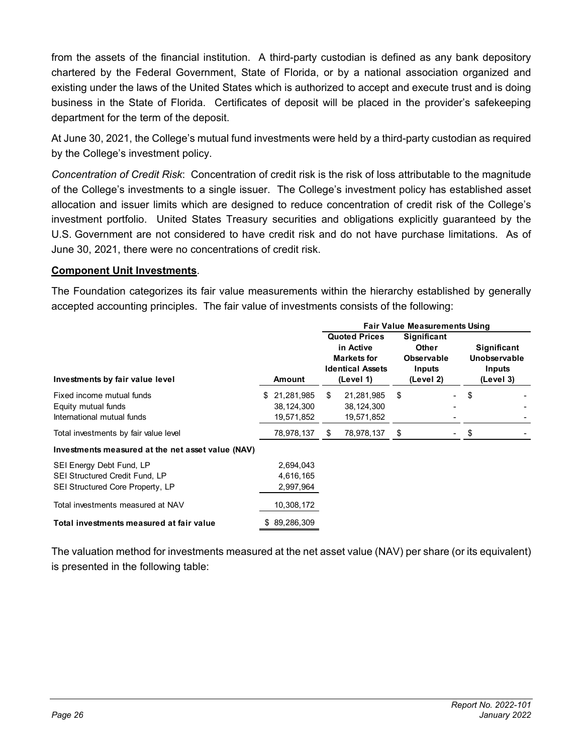from the assets of the financial institution. A third-party custodian is defined as any bank depository chartered by the Federal Government, State of Florida, or by a national association organized and existing under the laws of the United States which is authorized to accept and execute trust and is doing business in the State of Florida. Certificates of deposit will be placed in the provider's safekeeping department for the term of the deposit.

At June 30, 2021, the College's mutual fund investments were held by a third-party custodian as required by the College's investment policy.

*Concentration of Credit Risk*: Concentration of credit risk is the risk of loss attributable to the magnitude of the College's investments to a single issuer. The College's investment policy has established asset allocation and issuer limits which are designed to reduce concentration of credit risk of the College's investment portfolio. United States Treasury securities and obligations explicitly guaranteed by the U.S. Government are not considered to have credit risk and do not have purchase limitations. As of June 30, 2021, there were no concentrations of credit risk.

**Component Unit Investments**.

The Foundation categorizes its fair value measurements within the hierarchy established by generally accepted accounting principles. The fair value of investments consists of the following:

| | | Fair Value Measurements Using | | |
|---|---|---|---|---|
| **Investments by fair value level** | **Amount** | **Quoted Prices in Active Markets for Identical Assets (Level 1)** | **Significant Other Observable Inputs (Level 2)** | **Significant Unobservable Inputs (Level 3)** |
| Fixed income mutual funds | $ 21,281,985 | $ 21,281,985 | $ - | $ - |
| Equity mutual funds | 38,124,300 | 38,124,300 | - | - |
| International mutual funds | 19,571,852 | 19,571,852 | - | - |
| Total investments by fair value level | 78,978,137 | $ 78,978,137 | $ - | $ - |
| **Investments measured at the net asset value (NAV)** | | | | |
| SEI Energy Debt Fund, LP | 2,694,043 | | | |
| SEI Structured Credit Fund, LP | 4,616,165 | | | |
| SEI Structured Core Property, LP | 2,997,964 | | | |
| Total investments measured at NAV | 10,308,172 | | | |
| **Total investments measured at fair value** | $ 89,286,309 | | | |

The valuation method for investments measured at the net asset value (NAV) per share (or its equivalent) is presented in the following table: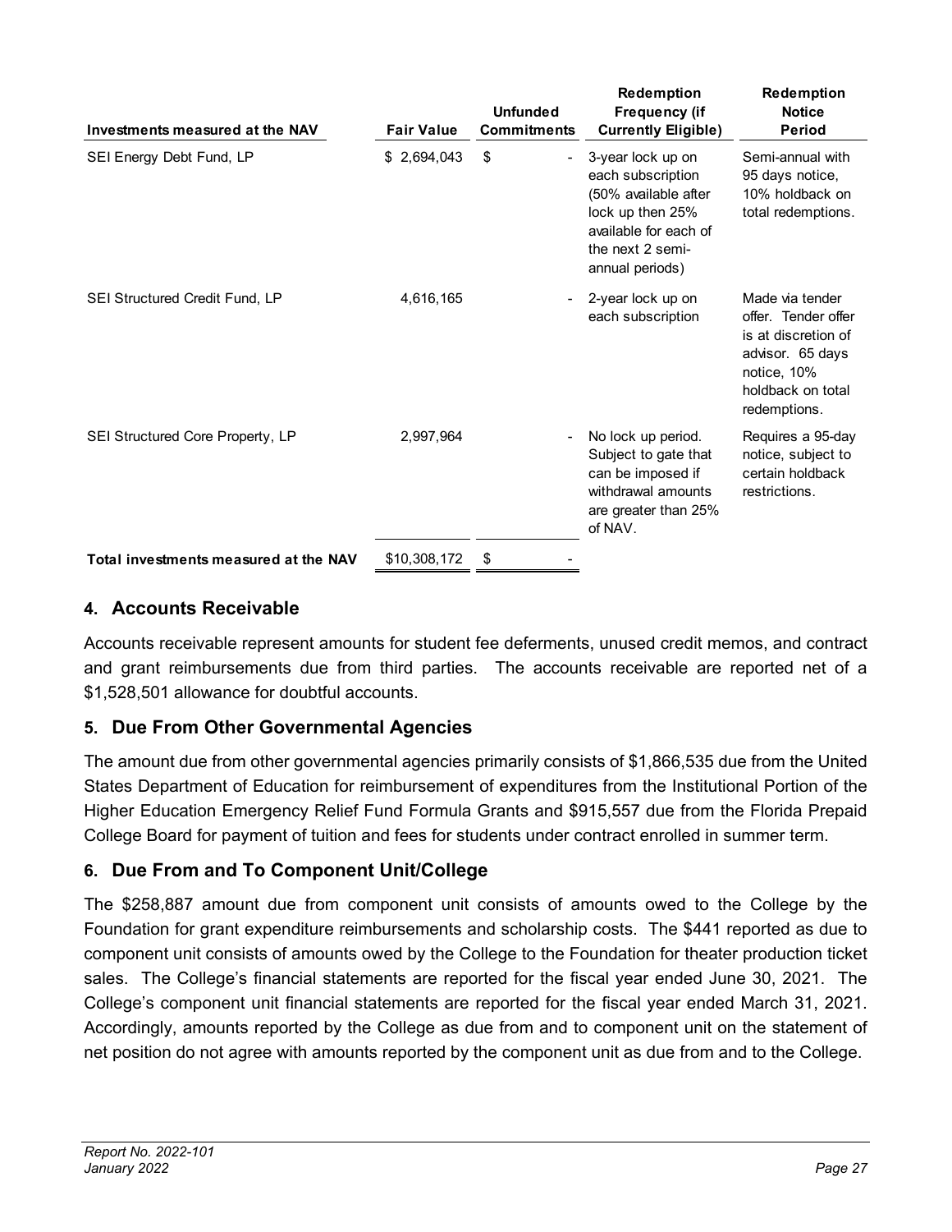| Investments measured at the NAV | Fair Value | Unfunded Commitments | Redemption Frequency (if Currently Eligible) | Redemption Notice Period |
|---|---|---|---|---|
| SEI Energy Debt Fund, LP | $ 2,694,043 | $ - | 3-year lock up on each subscription (50% available after lock up then 25% available for each of the next 2 semi-annual periods) | Semi-annual with 95 days notice, 10% holdback on total redemptions. |
| SEI Structured Credit Fund, LP | 4,616,165 | - | 2-year lock up on each subscription | Made via tender offer. Tender offer is at discretion of advisor. 65 days notice, 10% holdback on total redemptions. |
| SEI Structured Core Property, LP | 2,997,964 | - | No lock up period. Subject to gate that can be imposed if withdrawal amounts are greater than 25% of NAV. | Requires a 95-day notice, subject to certain holdback restrictions. |
| **Total investments measured at the NAV** | $10,308,172 | $ - | | |

## 4. Accounts Receivable

Accounts receivable represent amounts for student fee deferments, unused credit memos, and contract and grant reimbursements due from third parties. The accounts receivable are reported net of a $1,528,501 allowance for doubtful accounts.

## 5. Due From Other Governmental Agencies

The amount due from other governmental agencies primarily consists of $1,866,535 due from the United States Department of Education for reimbursement of expenditures from the Institutional Portion of the Higher Education Emergency Relief Fund Formula Grants and $915,557 due from the Florida Prepaid College Board for payment of tuition and fees for students under contract enrolled in summer term.

## 6. Due From and To Component Unit/College

The $258,887 amount due from component unit consists of amounts owed to the College by the Foundation for grant expenditure reimbursements and scholarship costs. The $441 reported as due to component unit consists of amounts owed by the College to the Foundation for theater production ticket sales. The College's financial statements are reported for the fiscal year ended June 30, 2021. The College's component unit financial statements are reported for the fiscal year ended March 31, 2021. Accordingly, amounts reported by the College as due from and to component unit on the statement of net position do not agree with amounts reported by the component unit as due from and to the College.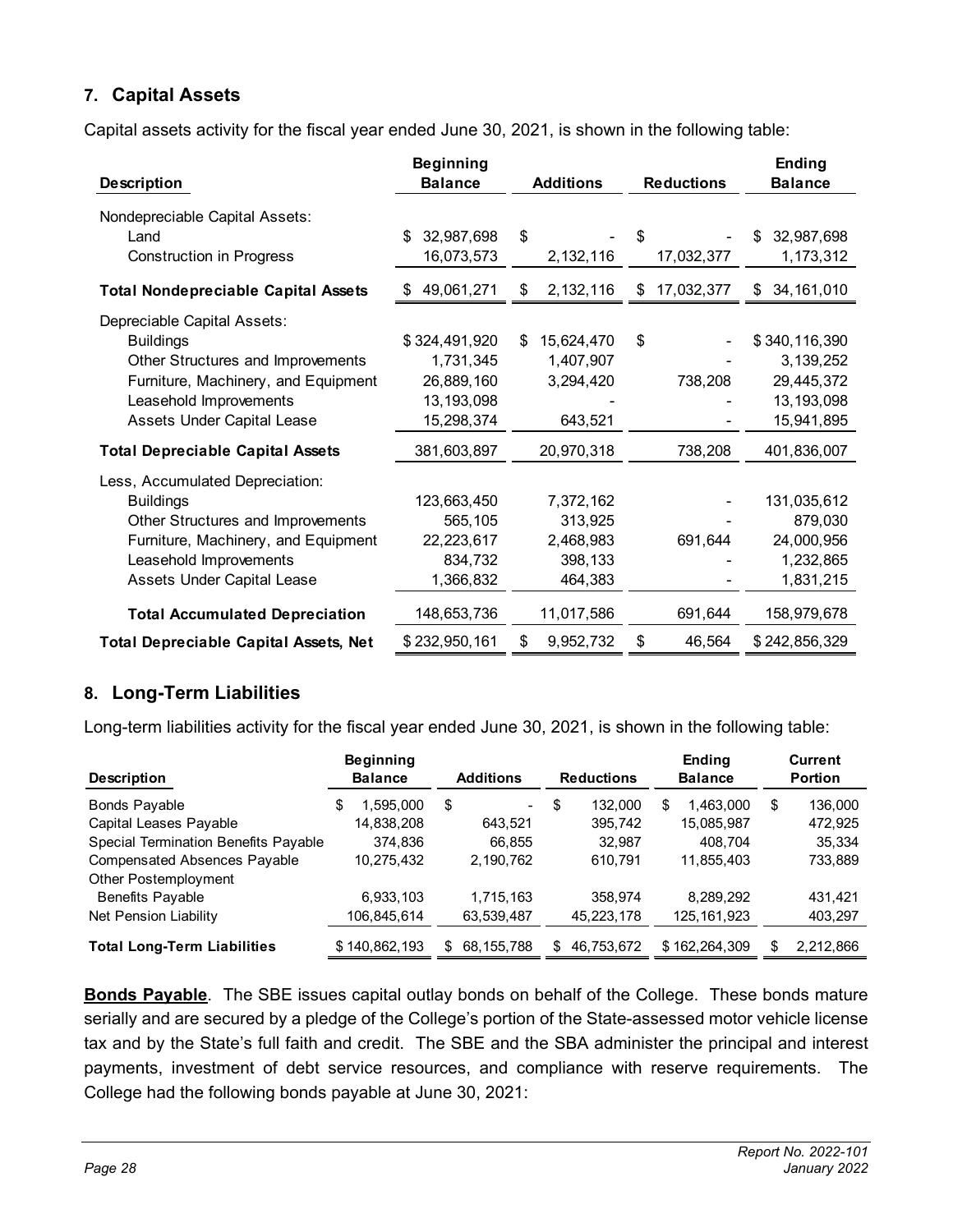## 7. Capital Assets

Capital assets activity for the fiscal year ended June 30, 2021, is shown in the following table:

| Description | Beginning Balance | Additions | Reductions | Ending Balance |
|---|---|---|---|---|
| Nondepreciable Capital Assets: | | | | |
| Land | $ 32,987,698 | $ - | $ - | $ 32,987,698 |
| Construction in Progress | 16,073,573 | 2,132,116 | 17,032,377 | 1,173,312 |
| **Total Nondepreciable Capital Assets** | $ 49,061,271 | $ 2,132,116 | $ 17,032,377 | $ 34,161,010 |
| Depreciable Capital Assets: | | | | |
| Buildings | $ 324,491,920 | $ 15,624,470 | $ - | $ 340,116,390 |
| Other Structures and Improvements | 1,731,345 | 1,407,907 | - | 3,139,252 |
| Furniture, Machinery, and Equipment | 26,889,160 | 3,294,420 | 738,208 | 29,445,372 |
| Leasehold Improvements | 13,193,098 | - | - | 13,193,098 |
| Assets Under Capital Lease | 15,298,374 | 643,521 | - | 15,941,895 |
| **Total Depreciable Capital Assets** | 381,603,897 | 20,970,318 | 738,208 | 401,836,007 |
| Less, Accumulated Depreciation: | | | | |
| Buildings | 123,663,450 | 7,372,162 | - | 131,035,612 |
| Other Structures and Improvements | 565,105 | 313,925 | - | 879,030 |
| Furniture, Machinery, and Equipment | 22,223,617 | 2,468,983 | 691,644 | 24,000,956 |
| Leasehold Improvements | 834,732 | 398,133 | - | 1,232,865 |
| Assets Under Capital Lease | 1,366,832 | 464,383 | - | 1,831,215 |
| **Total Accumulated Depreciation** | 148,653,736 | 11,017,586 | 691,644 | 158,979,678 |
| **Total Depreciable Capital Assets, Net** | $ 232,950,161 | $ 9,952,732 | $ 46,564 | $ 242,856,329 |

## 8. Long-Term Liabilities

Long-term liabilities activity for the fiscal year ended June 30, 2021, is shown in the following table:

| Description | Beginning Balance | Additions | Reductions | Ending Balance | Current Portion |
|---|---|---|---|---|---|
| Bonds Payable | $ 1,595,000 | $ - | $ 132,000 | $ 1,463,000 | $ 136,000 |
| Capital Leases Payable | 14,838,208 | 643,521 | 395,742 | 15,085,987 | 472,925 |
| Special Termination Benefits Payable | 374,836 | 66,855 | 32,987 | 408,704 | 35,334 |
| Compensated Absences Payable | 10,275,432 | 2,190,762 | 610,791 | 11,855,403 | 733,889 |
| Other Postemployment Benefits Payable | 6,933,103 | 1,715,163 | 358,974 | 8,289,292 | 431,421 |
| Net Pension Liability | 106,845,614 | 63,539,487 | 45,223,178 | 125,161,923 | 403,297 |
| **Total Long-Term Liabilities** | $ 140,862,193 | $ 68,155,788 | $ 46,753,672 | $ 162,264,309 | $ 2,212,866 |

**Bonds Payable**. The SBE issues capital outlay bonds on behalf of the College. These bonds mature serially and are secured by a pledge of the College's portion of the State-assessed motor vehicle license tax and by the State's full faith and credit. The SBE and the SBA administer the principal and interest payments, investment of debt service resources, and compliance with reserve requirements. The College had the following bonds payable at June 30, 2021: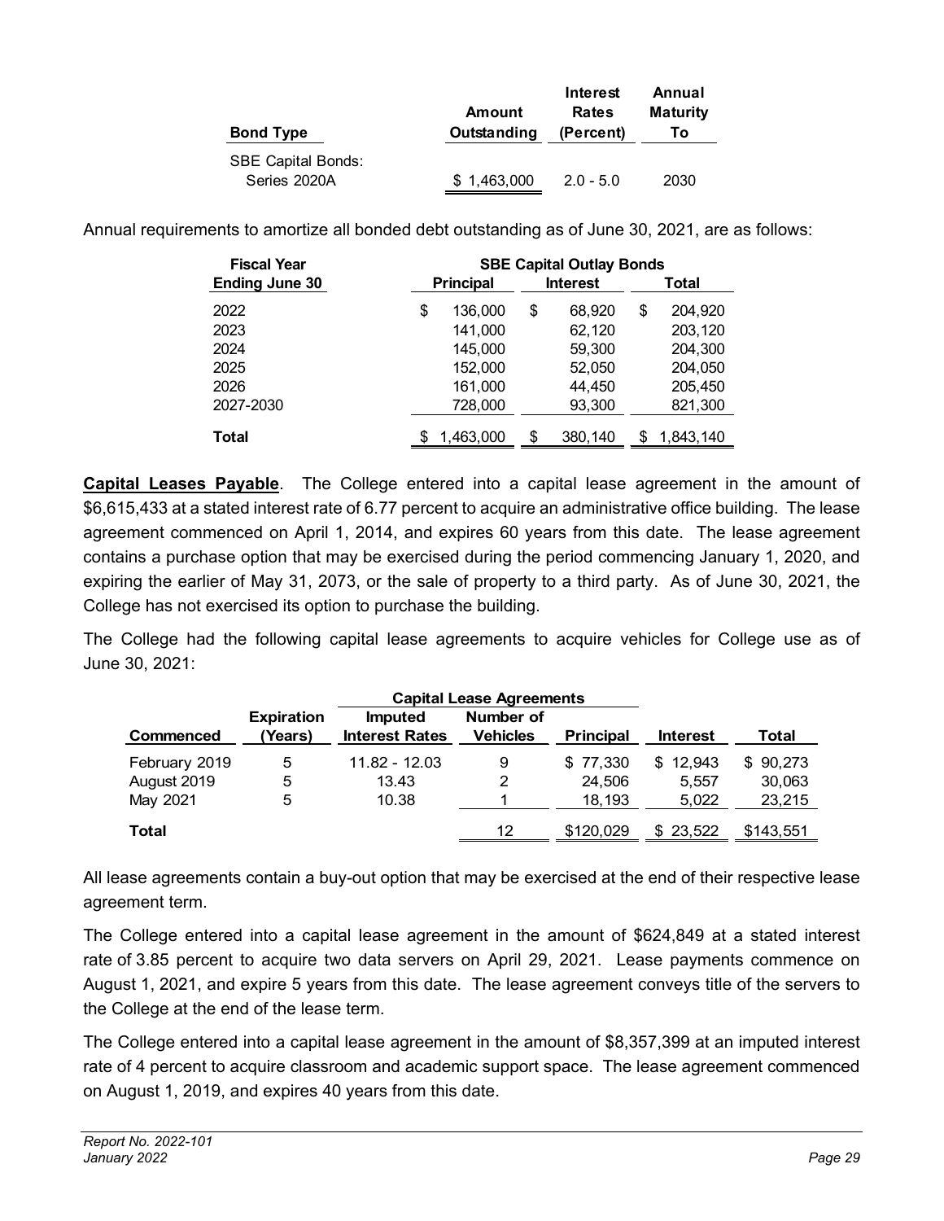| Bond Type | Amount Outstanding | Interest Rates (Percent) | Annual Maturity To |
|---|---|---|---|
| SBE Capital Bonds: | | | |
| Series 2020A | $ 1,463,000 | 2.0 - 5.0 | 2030 |

Annual requirements to amortize all bonded debt outstanding as of June 30, 2021, are as follows:

| Fiscal Year Ending June 30 | SBE Capital Outlay Bonds | | |
|---|---|---|---|
| | Principal | Interest | Total |
| 2022 | $ 136,000 | $ 68,920 | $ 204,920 |
| 2023 | 141,000 | 62,120 | 203,120 |
| 2024 | 145,000 | 59,300 | 204,300 |
| 2025 | 152,000 | 52,050 | 204,050 |
| 2026 | 161,000 | 44,450 | 205,450 |
| 2027-2030 | 728,000 | 93,300 | 821,300 |
| **Total** | $ 1,463,000 | $ 380,140 | $ 1,843,140 |

**Capital Leases Payable**. The College entered into a capital lease agreement in the amount of $6,615,433 at a stated interest rate of 6.77 percent to acquire an administrative office building. The lease agreement commenced on April 1, 2014, and expires 60 years from this date. The lease agreement contains a purchase option that may be exercised during the period commencing January 1, 2020, and expiring the earlier of May 31, 2073, or the sale of property to a third party. As of June 30, 2021, the College has not exercised its option to purchase the building.

The College had the following capital lease agreements to acquire vehicles for College use as of June 30, 2021:

| | | Capital Lease Agreements | | | | |
|---|---|---|---|---|---|---|
| Commenced | Expiration (Years) | Imputed Interest Rates | Number of Vehicles | Principal | Interest | Total |
| February 2019 | 5 | 11.82 - 12.03 | 9 | $ 77,330 | $ 12,943 | $ 90,273 |
| August 2019 | 5 | 13.43 | 2 | 24,506 | 5,557 | 30,063 |
| May 2021 | 5 | 10.38 | 1 | 18,193 | 5,022 | 23,215 |
| **Total** | | | 12 | $120,029 | $ 23,522 | $143,551 |

All lease agreements contain a buy-out option that may be exercised at the end of their respective lease agreement term.

The College entered into a capital lease agreement in the amount of $624,849 at a stated interest rate of 3.85 percent to acquire two data servers on April 29, 2021. Lease payments commence on August 1, 2021, and expire 5 years from this date. The lease agreement conveys title of the servers to the College at the end of the lease term.

The College entered into a capital lease agreement in the amount of $8,357,399 at an imputed interest rate of 4 percent to acquire classroom and academic support space. The lease agreement commenced on August 1, 2019, and expires 40 years from this date.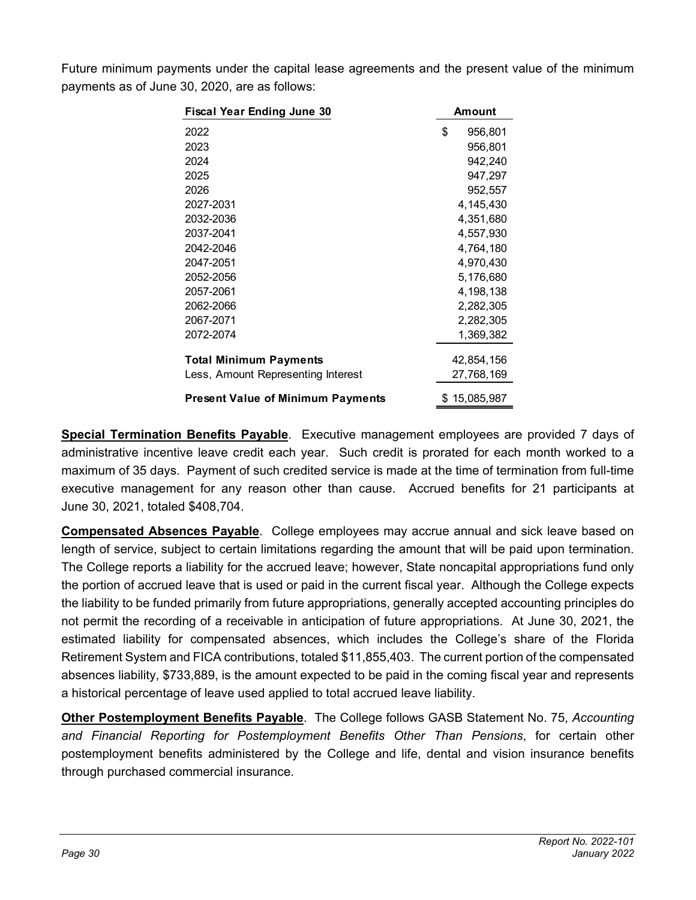Future minimum payments under the capital lease agreements and the present value of the minimum payments as of June 30, 2020, are as follows:

| Fiscal Year Ending June 30 | Amount |
|---|---|
| 2022 | $ 956,801 |
| 2023 | 956,801 |
| 2024 | 942,240 |
| 2025 | 947,297 |
| 2026 | 952,557 |
| 2027-2031 | 4,145,430 |
| 2032-2036 | 4,351,680 |
| 2037-2041 | 4,557,930 |
| 2042-2046 | 4,764,180 |
| 2047-2051 | 4,970,430 |
| 2052-2056 | 5,176,680 |
| 2057-2061 | 4,198,138 |
| 2062-2066 | 2,282,305 |
| 2067-2071 | 2,282,305 |
| 2072-2074 | 1,369,382 |
| **Total Minimum Payments** | 42,854,156 |
| Less, Amount Representing Interest | 27,768,169 |
| **Present Value of Minimum Payments** | $ 15,085,987 |

**Special Termination Benefits Payable**. Executive management employees are provided 7 days of administrative incentive leave credit each year. Such credit is prorated for each month worked to a maximum of 35 days. Payment of such credited service is made at the time of termination from full-time executive management for any reason other than cause. Accrued benefits for 21 participants at June 30, 2021, totaled $408,704.

**Compensated Absences Payable**. College employees may accrue annual and sick leave based on length of service, subject to certain limitations regarding the amount that will be paid upon termination. The College reports a liability for the accrued leave; however, State noncapital appropriations fund only the portion of accrued leave that is used or paid in the current fiscal year. Although the College expects the liability to be funded primarily from future appropriations, generally accepted accounting principles do not permit the recording of a receivable in anticipation of future appropriations. At June 30, 2021, the estimated liability for compensated absences, which includes the College's share of the Florida Retirement System and FICA contributions, totaled $11,855,403. The current portion of the compensated absences liability, $733,889, is the amount expected to be paid in the coming fiscal year and represents a historical percentage of leave used applied to total accrued leave liability.

**Other Postemployment Benefits Payable**. The College follows GASB Statement No. 75, *Accounting and Financial Reporting for Postemployment Benefits Other Than Pensions*, for certain other postemployment benefits administered by the College and life, dental and vision insurance benefits through purchased commercial insurance.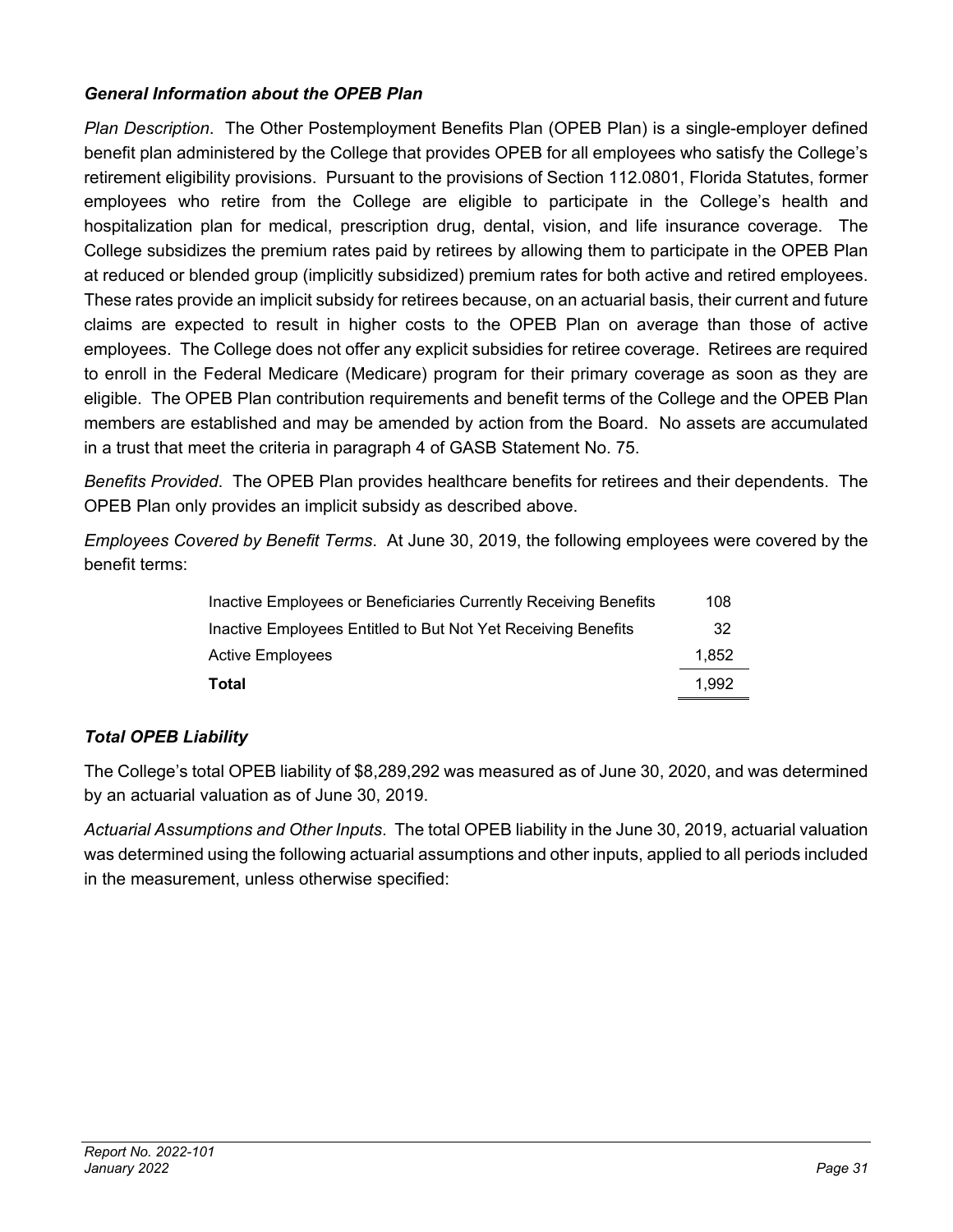### *General Information about the OPEB Plan*

*Plan Description*. The Other Postemployment Benefits Plan (OPEB Plan) is a single-employer defined benefit plan administered by the College that provides OPEB for all employees who satisfy the College's retirement eligibility provisions. Pursuant to the provisions of Section 112.0801, Florida Statutes, former employees who retire from the College are eligible to participate in the College's health and hospitalization plan for medical, prescription drug, dental, vision, and life insurance coverage. The College subsidizes the premium rates paid by retirees by allowing them to participate in the OPEB Plan at reduced or blended group (implicitly subsidized) premium rates for both active and retired employees. These rates provide an implicit subsidy for retirees because, on an actuarial basis, their current and future claims are expected to result in higher costs to the OPEB Plan on average than those of active employees. The College does not offer any explicit subsidies for retiree coverage. Retirees are required to enroll in the Federal Medicare (Medicare) program for their primary coverage as soon as they are eligible. The OPEB Plan contribution requirements and benefit terms of the College and the OPEB Plan members are established and may be amended by action from the Board. No assets are accumulated in a trust that meet the criteria in paragraph 4 of GASB Statement No. 75.

*Benefits Provided*. The OPEB Plan provides healthcare benefits for retirees and their dependents. The OPEB Plan only provides an implicit subsidy as described above.

*Employees Covered by Benefit Terms*. At June 30, 2019, the following employees were covered by the benefit terms:

| | |
|---|---|
| Inactive Employees or Beneficiaries Currently Receiving Benefits | 108 |
| Inactive Employees Entitled to But Not Yet Receiving Benefits | 32 |
| Active Employees | 1,852 |
| **Total** | 1,992 |

### *Total OPEB Liability*

The College's total OPEB liability of $8,289,292 was measured as of June 30, 2020, and was determined by an actuarial valuation as of June 30, 2019.

*Actuarial Assumptions and Other Inputs*. The total OPEB liability in the June 30, 2019, actuarial valuation was determined using the following actuarial assumptions and other inputs, applied to all periods included in the measurement, unless otherwise specified: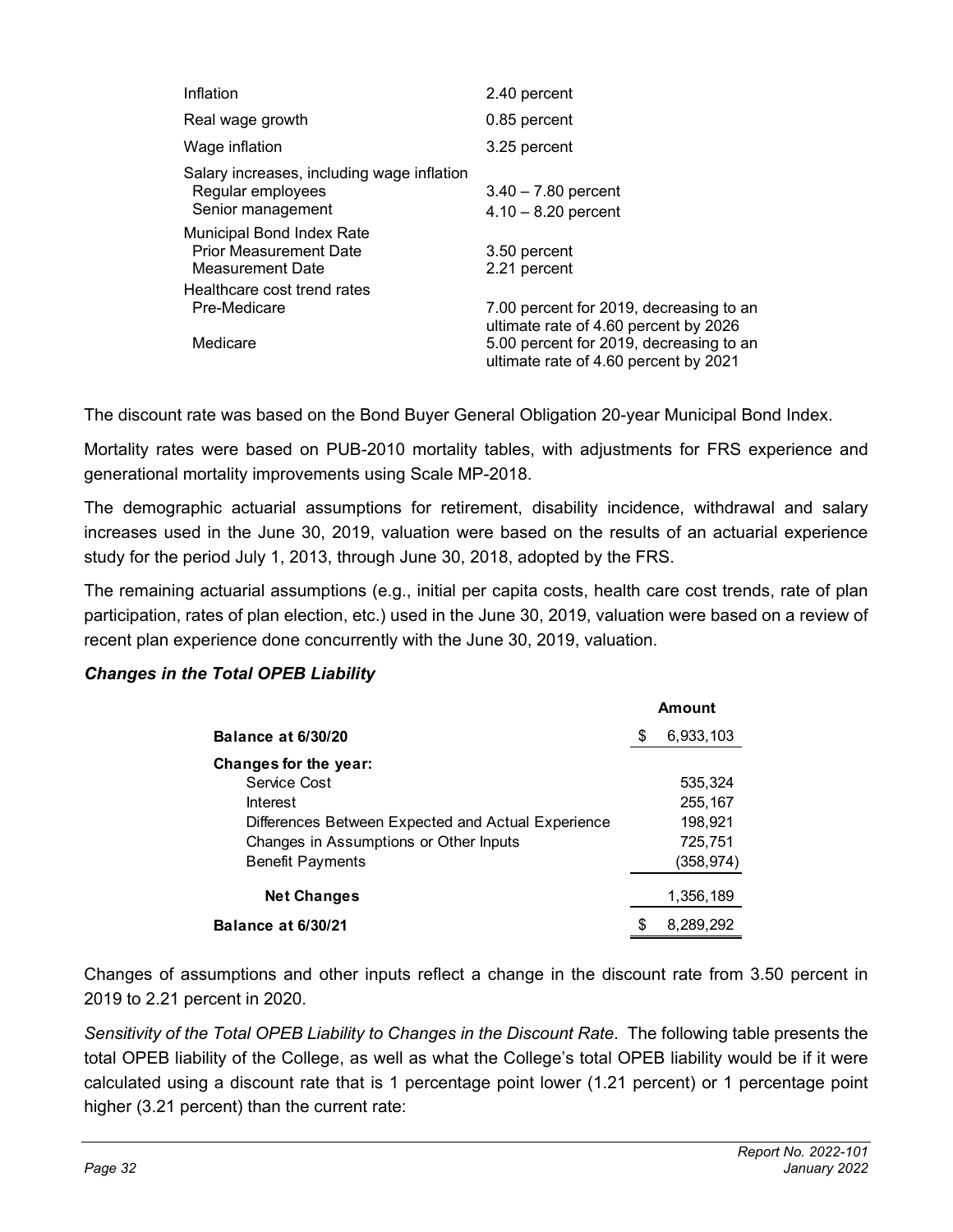| | |
|---|---|
| Inflation | 2.40 percent |
| Real wage growth | 0.85 percent |
| Wage inflation | 3.25 percent |
| Salary increases, including wage inflation | |
| Regular employees | 3.40 – 7.80 percent |
| Senior management | 4.10 – 8.20 percent |
| Municipal Bond Index Rate | |
| Prior Measurement Date | 3.50 percent |
| Measurement Date | 2.21 percent |
| Healthcare cost trend rates | |
| Pre-Medicare | 7.00 percent for 2019, decreasing to an ultimate rate of 4.60 percent by 2026 |
| Medicare | 5.00 percent for 2019, decreasing to an ultimate rate of 4.60 percent by 2021 |

The discount rate was based on the Bond Buyer General Obligation 20-year Municipal Bond Index.

Mortality rates were based on PUB-2010 mortality tables, with adjustments for FRS experience and generational mortality improvements using Scale MP-2018.

The demographic actuarial assumptions for retirement, disability incidence, withdrawal and salary increases used in the June 30, 2019, valuation were based on the results of an actuarial experience study for the period July 1, 2013, through June 30, 2018, adopted by the FRS.

The remaining actuarial assumptions (e.g., initial per capita costs, health care cost trends, rate of plan participation, rates of plan election, etc.) used in the June 30, 2019, valuation were based on a review of recent plan experience done concurrently with the June 30, 2019, valuation.

***Changes in the Total OPEB Liability***

| | Amount |
|---|---|
| **Balance at 6/30/20** | $ 6,933,103 |
| **Changes for the year:** | |
| Service Cost | 535,324 |
| Interest | 255,167 |
| Differences Between Expected and Actual Experience | 198,921 |
| Changes in Assumptions or Other Inputs | 725,751 |
| Benefit Payments | (358,974) |
| **Net Changes** | 1,356,189 |
| **Balance at 6/30/21** | $ 8,289,292 |

Changes of assumptions and other inputs reflect a change in the discount rate from 3.50 percent in 2019 to 2.21 percent in 2020.

*Sensitivity of the Total OPEB Liability to Changes in the Discount Rate*. The following table presents the total OPEB liability of the College, as well as what the College's total OPEB liability would be if it were calculated using a discount rate that is 1 percentage point lower (1.21 percent) or 1 percentage point higher (3.21 percent) than the current rate: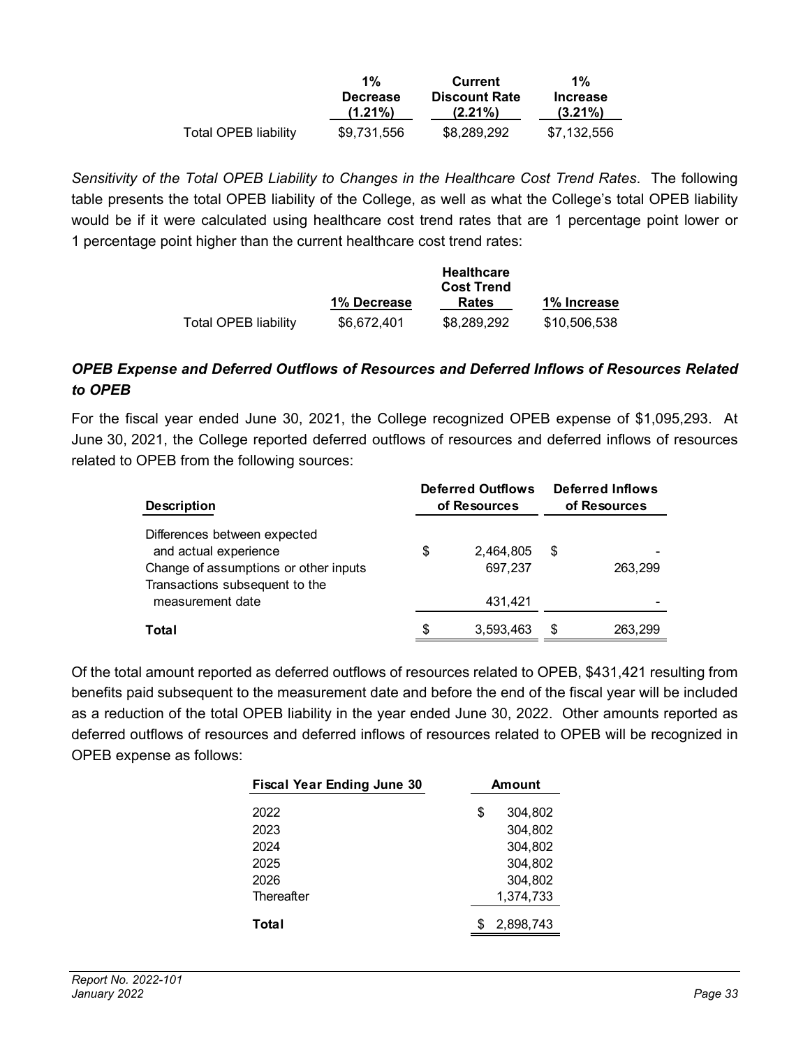| | 1% Decrease (1.21%) | Current Discount Rate (2.21%) | 1% Increase (3.21%) |
|---|---|---|---|
| Total OPEB liability | $9,731,556 | $8,289,292 | $7,132,556 |

*Sensitivity of the Total OPEB Liability to Changes in the Healthcare Cost Trend Rates*. The following table presents the total OPEB liability of the College, as well as what the College's total OPEB liability would be if it were calculated using healthcare cost trend rates that are 1 percentage point lower or 1 percentage point higher than the current healthcare cost trend rates:

| | 1% Decrease | Healthcare Cost Trend Rates | 1% Increase |
|---|---|---|---|
| Total OPEB liability | $6,672,401 | $8,289,292 | $10,506,538 |

### *OPEB Expense and Deferred Outflows of Resources and Deferred Inflows of Resources Related to OPEB*

For the fiscal year ended June 30, 2021, the College recognized OPEB expense of $1,095,293. At June 30, 2021, the College reported deferred outflows of resources and deferred inflows of resources related to OPEB from the following sources:

| Description | Deferred Outflows of Resources | Deferred Inflows of Resources |
|---|---|---|
| Differences between expected and actual experience | $ 2,464,805 | $ - |
| Change of assumptions or other inputs | 697,237 | 263,299 |
| Transactions subsequent to the measurement date | 431,421 | - |
| **Total** | $ 3,593,463 | $ 263,299 |

Of the total amount reported as deferred outflows of resources related to OPEB, $431,421 resulting from benefits paid subsequent to the measurement date and before the end of the fiscal year will be included as a reduction of the total OPEB liability in the year ended June 30, 2022. Other amounts reported as deferred outflows of resources and deferred inflows of resources related to OPEB will be recognized in OPEB expense as follows:

| Fiscal Year Ending June 30 | Amount |
|---|---|
| 2022 | $ 304,802 |
| 2023 | 304,802 |
| 2024 | 304,802 |
| 2025 | 304,802 |
| 2026 | 304,802 |
| Thereafter | 1,374,733 |
| **Total** | $ 2,898,743 |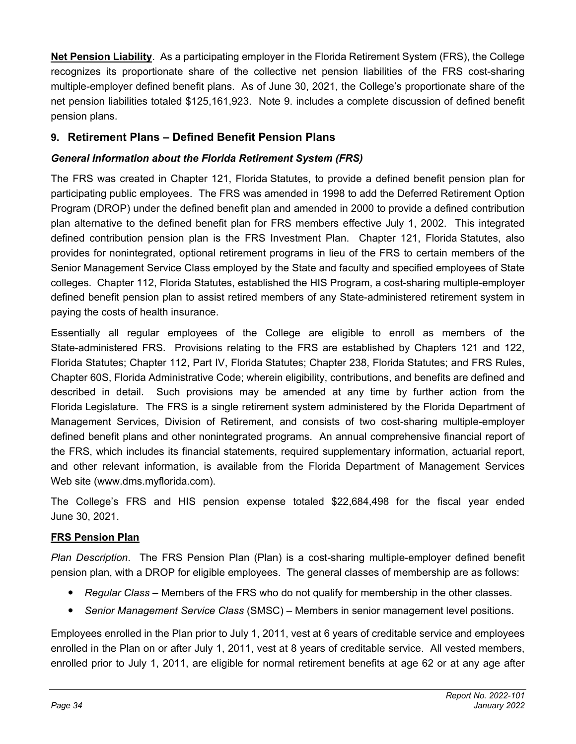**Net Pension Liability**. As a participating employer in the Florida Retirement System (FRS), the College recognizes its proportionate share of the collective net pension liabilities of the FRS cost-sharing multiple-employer defined benefit plans. As of June 30, 2021, the College's proportionate share of the net pension liabilities totaled $125,161,923. Note 9. includes a complete discussion of defined benefit pension plans.

## 9. Retirement Plans – Defined Benefit Pension Plans

### *General Information about the Florida Retirement System (FRS)*

The FRS was created in Chapter 121, Florida Statutes, to provide a defined benefit pension plan for participating public employees. The FRS was amended in 1998 to add the Deferred Retirement Option Program (DROP) under the defined benefit plan and amended in 2000 to provide a defined contribution plan alternative to the defined benefit plan for FRS members effective July 1, 2002. This integrated defined contribution pension plan is the FRS Investment Plan. Chapter 121, Florida Statutes, also provides for nonintegrated, optional retirement programs in lieu of the FRS to certain members of the Senior Management Service Class employed by the State and faculty and specified employees of State colleges. Chapter 112, Florida Statutes, established the HIS Program, a cost-sharing multiple-employer defined benefit pension plan to assist retired members of any State-administered retirement system in paying the costs of health insurance.

Essentially all regular employees of the College are eligible to enroll as members of the State-administered FRS. Provisions relating to the FRS are established by Chapters 121 and 122, Florida Statutes; Chapter 112, Part IV, Florida Statutes; Chapter 238, Florida Statutes; and FRS Rules, Chapter 60S, Florida Administrative Code; wherein eligibility, contributions, and benefits are defined and described in detail. Such provisions may be amended at any time by further action from the Florida Legislature. The FRS is a single retirement system administered by the Florida Department of Management Services, Division of Retirement, and consists of two cost-sharing multiple-employer defined benefit plans and other nonintegrated programs. An annual comprehensive financial report of the FRS, which includes its financial statements, required supplementary information, actuarial report, and other relevant information, is available from the Florida Department of Management Services Web site (www.dms.myflorida.com).

The College's FRS and HIS pension expense totaled $22,684,498 for the fiscal year ended June 30, 2021.

**FRS Pension Plan**

*Plan Description*. The FRS Pension Plan (Plan) is a cost-sharing multiple-employer defined benefit pension plan, with a DROP for eligible employees. The general classes of membership are as follows:

- *Regular Class* – Members of the FRS who do not qualify for membership in the other classes.
- *Senior Management Service Class* (SMSC) – Members in senior management level positions.

Employees enrolled in the Plan prior to July 1, 2011, vest at 6 years of creditable service and employees enrolled in the Plan on or after July 1, 2011, vest at 8 years of creditable service. All vested members, enrolled prior to July 1, 2011, are eligible for normal retirement benefits at age 62 or at any age after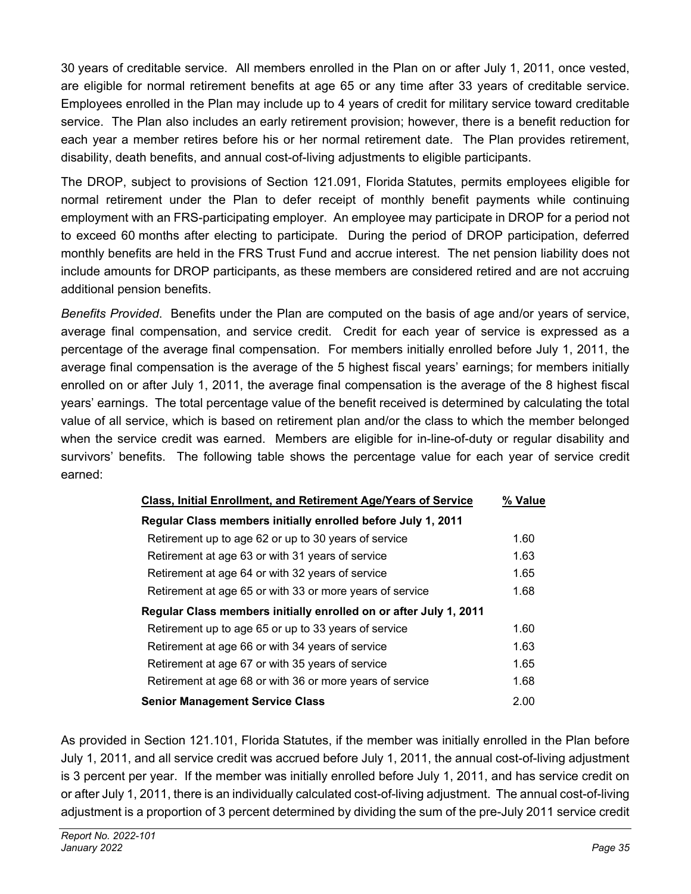30 years of creditable service. All members enrolled in the Plan on or after July 1, 2011, once vested, are eligible for normal retirement benefits at age 65 or any time after 33 years of creditable service. Employees enrolled in the Plan may include up to 4 years of credit for military service toward creditable service. The Plan also includes an early retirement provision; however, there is a benefit reduction for each year a member retires before his or her normal retirement date. The Plan provides retirement, disability, death benefits, and annual cost-of-living adjustments to eligible participants.

The DROP, subject to provisions of Section 121.091, Florida Statutes, permits employees eligible for normal retirement under the Plan to defer receipt of monthly benefit payments while continuing employment with an FRS-participating employer. An employee may participate in DROP for a period not to exceed 60 months after electing to participate. During the period of DROP participation, deferred monthly benefits are held in the FRS Trust Fund and accrue interest. The net pension liability does not include amounts for DROP participants, as these members are considered retired and are not accruing additional pension benefits.

*Benefits Provided*. Benefits under the Plan are computed on the basis of age and/or years of service, average final compensation, and service credit. Credit for each year of service is expressed as a percentage of the average final compensation. For members initially enrolled before July 1, 2011, the average final compensation is the average of the 5 highest fiscal years' earnings; for members initially enrolled on or after July 1, 2011, the average final compensation is the average of the 8 highest fiscal years' earnings. The total percentage value of the benefit received is determined by calculating the total value of all service, which is based on retirement plan and/or the class to which the member belonged when the service credit was earned. Members are eligible for in-line-of-duty or regular disability and survivors' benefits. The following table shows the percentage value for each year of service credit earned:

| Class, Initial Enrollment, and Retirement Age/Years of Service | % Value |
|---|---|
| **Regular Class members initially enrolled before July 1, 2011** | |
| Retirement up to age 62 or up to 30 years of service | 1.60 |
| Retirement at age 63 or with 31 years of service | 1.63 |
| Retirement at age 64 or with 32 years of service | 1.65 |
| Retirement at age 65 or with 33 or more years of service | 1.68 |
| **Regular Class members initially enrolled on or after July 1, 2011** | |
| Retirement up to age 65 or up to 33 years of service | 1.60 |
| Retirement at age 66 or with 34 years of service | 1.63 |
| Retirement at age 67 or with 35 years of service | 1.65 |
| Retirement at age 68 or with 36 or more years of service | 1.68 |
| **Senior Management Service Class** | 2.00 |

As provided in Section 121.101, Florida Statutes, if the member was initially enrolled in the Plan before July 1, 2011, and all service credit was accrued before July 1, 2011, the annual cost-of-living adjustment is 3 percent per year. If the member was initially enrolled before July 1, 2011, and has service credit on or after July 1, 2011, there is an individually calculated cost-of-living adjustment. The annual cost-of-living adjustment is a proportion of 3 percent determined by dividing the sum of the pre-July 2011 service credit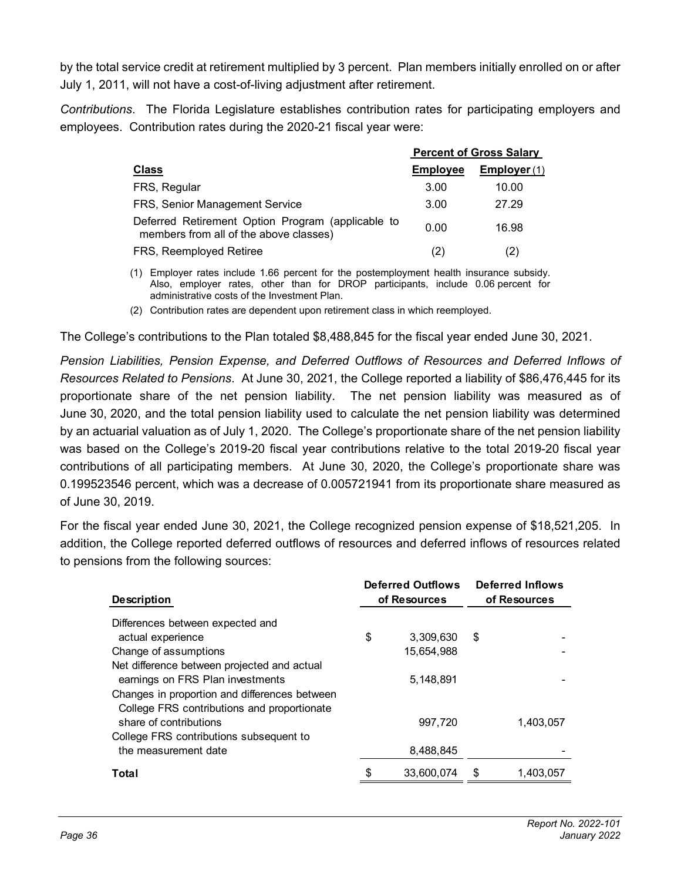by the total service credit at retirement multiplied by 3 percent. Plan members initially enrolled on or after July 1, 2011, will not have a cost-of-living adjustment after retirement.

*Contributions*. The Florida Legislature establishes contribution rates for participating employers and employees. Contribution rates during the 2020-21 fiscal year were:

| | Percent of Gross Salary | |
|---|---|---|
| **Class** | **Employee** | **Employer** (1) |
| FRS, Regular | 3.00 | 10.00 |
| FRS, Senior Management Service | 3.00 | 27.29 |
| Deferred Retirement Option Program (applicable to members from all of the above classes) | 0.00 | 16.98 |
| FRS, Reemployed Retiree | (2) | (2) |

(1) Employer rates include 1.66 percent for the postemployment health insurance subsidy. Also, employer rates, other than for DROP participants, include 0.06 percent for administrative costs of the Investment Plan.

(2) Contribution rates are dependent upon retirement class in which reemployed.

The College's contributions to the Plan totaled $8,488,845 for the fiscal year ended June 30, 2021.

*Pension Liabilities, Pension Expense, and Deferred Outflows of Resources and Deferred Inflows of Resources Related to Pensions*. At June 30, 2021, the College reported a liability of $86,476,445 for its proportionate share of the net pension liability. The net pension liability was measured as of June 30, 2020, and the total pension liability used to calculate the net pension liability was determined by an actuarial valuation as of July 1, 2020. The College's proportionate share of the net pension liability was based on the College's 2019-20 fiscal year contributions relative to the total 2019-20 fiscal year contributions of all participating members. At June 30, 2020, the College's proportionate share was 0.199523546 percent, which was a decrease of 0.005721941 from its proportionate share measured as of June 30, 2019.

For the fiscal year ended June 30, 2021, the College recognized pension expense of $18,521,205. In addition, the College reported deferred outflows of resources and deferred inflows of resources related to pensions from the following sources:

| Description | Deferred Outflows of Resources | Deferred Inflows of Resources |
|---|---|---|
| Differences between expected and actual experience | $ 3,309,630 | $ - |
| Change of assumptions | 15,654,988 | - |
| Net difference between projected and actual earnings on FRS Plan investments | 5,148,891 | - |
| Changes in proportion and differences between College FRS contributions and proportionate share of contributions | 997,720 | 1,403,057 |
| College FRS contributions subsequent to the measurement date | 8,488,845 | - |
| **Total** | $ 33,600,074 | $ 1,403,057 |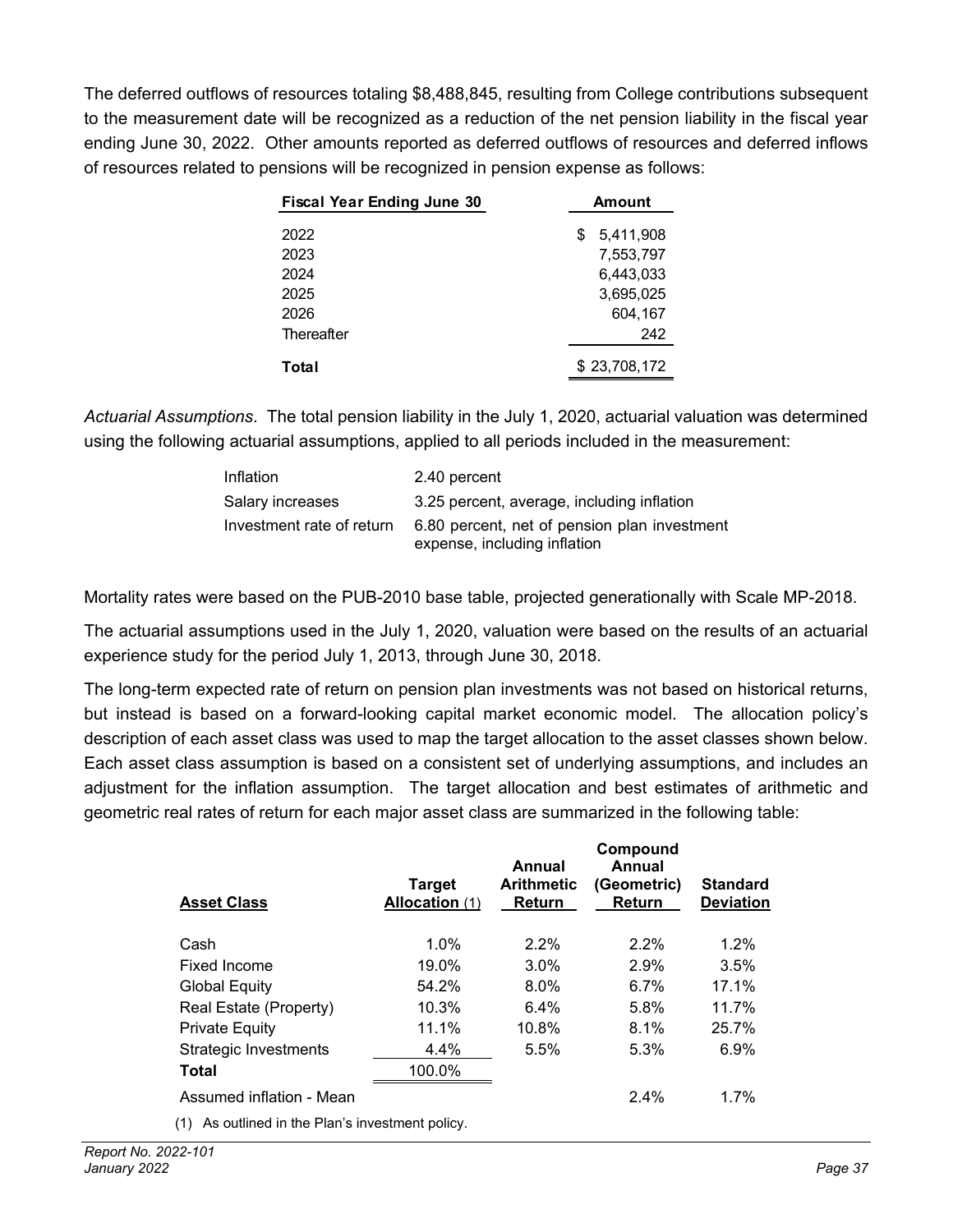The deferred outflows of resources totaling $8,488,845, resulting from College contributions subsequent to the measurement date will be recognized as a reduction of the net pension liability in the fiscal year ending June 30, 2022. Other amounts reported as deferred outflows of resources and deferred inflows of resources related to pensions will be recognized in pension expense as follows:

| Fiscal Year Ending June 30 | Amount |
|---|---|
| 2022 | $ 5,411,908 |
| 2023 | 7,553,797 |
| 2024 | 6,443,033 |
| 2025 | 3,695,025 |
| 2026 | 604,167 |
| Thereafter | 242 |
| **Total** | $ 23,708,172 |

*Actuarial Assumptions*. The total pension liability in the July 1, 2020, actuarial valuation was determined using the following actuarial assumptions, applied to all periods included in the measurement:

| | |
|---|---|
| Inflation | 2.40 percent |
| Salary increases | 3.25 percent, average, including inflation |
| Investment rate of return | 6.80 percent, net of pension plan investment expense, including inflation |

Mortality rates were based on the PUB-2010 base table, projected generationally with Scale MP-2018.

The actuarial assumptions used in the July 1, 2020, valuation were based on the results of an actuarial experience study for the period July 1, 2013, through June 30, 2018.

The long-term expected rate of return on pension plan investments was not based on historical returns, but instead is based on a forward-looking capital market economic model. The allocation policy's description of each asset class was used to map the target allocation to the asset classes shown below. Each asset class assumption is based on a consistent set of underlying assumptions, and includes an adjustment for the inflation assumption. The target allocation and best estimates of arithmetic and geometric real rates of return for each major asset class are summarized in the following table:

| Asset Class | Target Allocation (1) | Annual Arithmetic Return | Compound Annual (Geometric) Return | Standard Deviation |
|---|---|---|---|---|
| Cash | 1.0% | 2.2% | 2.2% | 1.2% |
| Fixed Income | 19.0% | 3.0% | 2.9% | 3.5% |
| Global Equity | 54.2% | 8.0% | 6.7% | 17.1% |
| Real Estate (Property) | 10.3% | 6.4% | 5.8% | 11.7% |
| Private Equity | 11.1% | 10.8% | 8.1% | 25.7% |
| Strategic Investments | 4.4% | 5.5% | 5.3% | 6.9% |
| **Total** | 100.0% | | | |
| Assumed inflation - Mean | | | 2.4% | 1.7% |

(1) As outlined in the Plan's investment policy.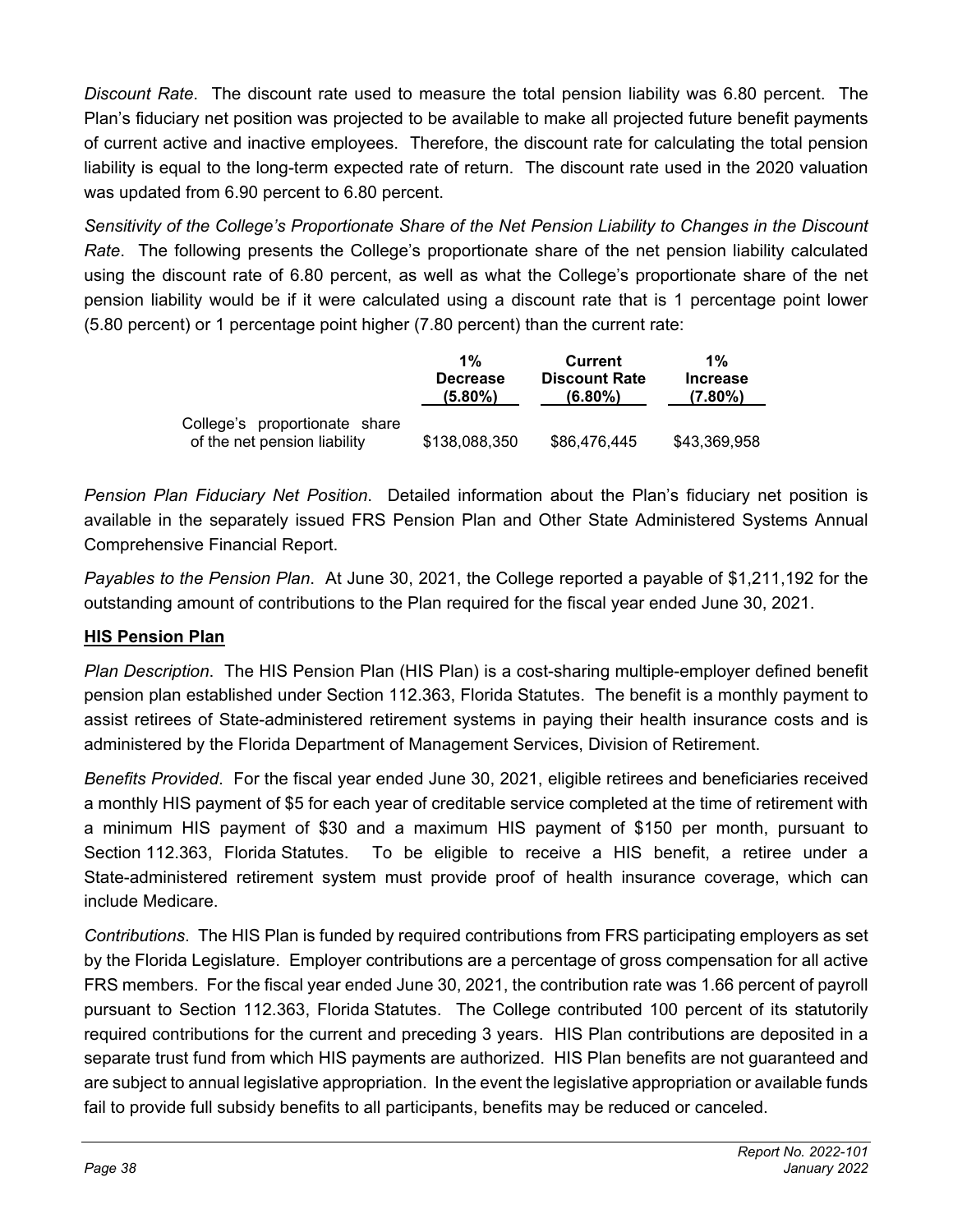*Discount Rate*. The discount rate used to measure the total pension liability was 6.80 percent. The Plan's fiduciary net position was projected to be available to make all projected future benefit payments of current active and inactive employees. Therefore, the discount rate for calculating the total pension liability is equal to the long-term expected rate of return. The discount rate used in the 2020 valuation was updated from 6.90 percent to 6.80 percent.

*Sensitivity of the College's Proportionate Share of the Net Pension Liability to Changes in the Discount Rate*. The following presents the College's proportionate share of the net pension liability calculated using the discount rate of 6.80 percent, as well as what the College's proportionate share of the net pension liability would be if it were calculated using a discount rate that is 1 percentage point lower (5.80 percent) or 1 percentage point higher (7.80 percent) than the current rate:

| | 1% Decrease (5.80%) | Current Discount Rate (6.80%) | 1% Increase (7.80%) |
|---|---|---|---|
| College's proportionate share of the net pension liability | $138,088,350 | $86,476,445 | $43,369,958 |

*Pension Plan Fiduciary Net Position*. Detailed information about the Plan's fiduciary net position is available in the separately issued FRS Pension Plan and Other State Administered Systems Annual Comprehensive Financial Report.

*Payables to the Pension Plan*. At June 30, 2021, the College reported a payable of $1,211,192 for the outstanding amount of contributions to the Plan required for the fiscal year ended June 30, 2021.

**HIS Pension Plan**

*Plan Description*. The HIS Pension Plan (HIS Plan) is a cost-sharing multiple-employer defined benefit pension plan established under Section 112.363, Florida Statutes. The benefit is a monthly payment to assist retirees of State-administered retirement systems in paying their health insurance costs and is administered by the Florida Department of Management Services, Division of Retirement.

*Benefits Provided*. For the fiscal year ended June 30, 2021, eligible retirees and beneficiaries received a monthly HIS payment of $5 for each year of creditable service completed at the time of retirement with a minimum HIS payment of $30 and a maximum HIS payment of $150 per month, pursuant to Section 112.363, Florida Statutes. To be eligible to receive a HIS benefit, a retiree under a State-administered retirement system must provide proof of health insurance coverage, which can include Medicare.

*Contributions*. The HIS Plan is funded by required contributions from FRS participating employers as set by the Florida Legislature. Employer contributions are a percentage of gross compensation for all active FRS members. For the fiscal year ended June 30, 2021, the contribution rate was 1.66 percent of payroll pursuant to Section 112.363, Florida Statutes. The College contributed 100 percent of its statutorily required contributions for the current and preceding 3 years. HIS Plan contributions are deposited in a separate trust fund from which HIS payments are authorized. HIS Plan benefits are not guaranteed and are subject to annual legislative appropriation. In the event the legislative appropriation or available funds fail to provide full subsidy benefits to all participants, benefits may be reduced or canceled.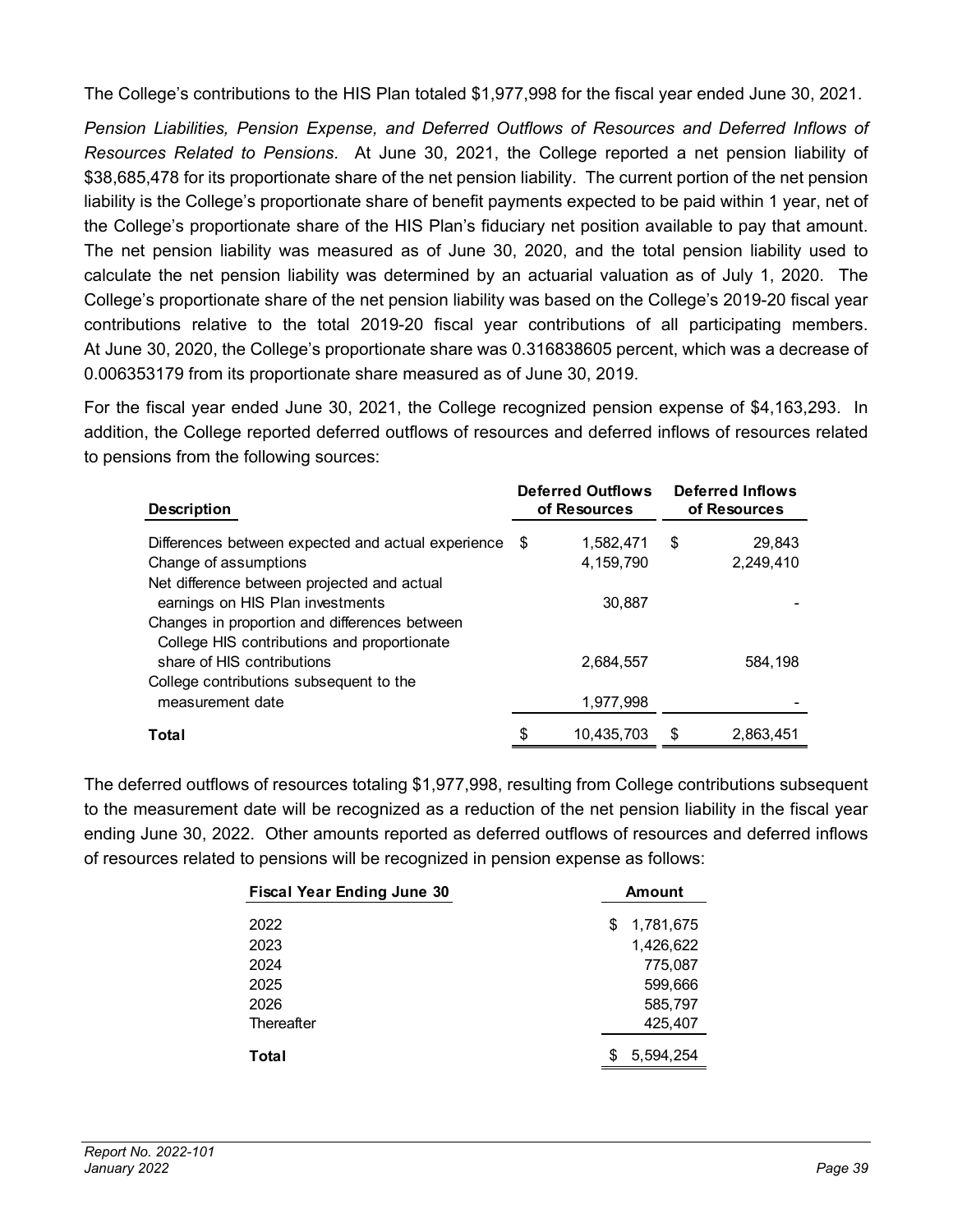The College's contributions to the HIS Plan totaled $1,977,998 for the fiscal year ended June 30, 2021.

*Pension Liabilities, Pension Expense, and Deferred Outflows of Resources and Deferred Inflows of Resources Related to Pensions*. At June 30, 2021, the College reported a net pension liability of $38,685,478 for its proportionate share of the net pension liability. The current portion of the net pension liability is the College's proportionate share of benefit payments expected to be paid within 1 year, net of the College's proportionate share of the HIS Plan's fiduciary net position available to pay that amount. The net pension liability was measured as of June 30, 2020, and the total pension liability used to calculate the net pension liability was determined by an actuarial valuation as of July 1, 2020. The College's proportionate share of the net pension liability was based on the College's 2019-20 fiscal year contributions relative to the total 2019-20 fiscal year contributions of all participating members. At June 30, 2020, the College's proportionate share was 0.316838605 percent, which was a decrease of 0.006353179 from its proportionate share measured as of June 30, 2019.

For the fiscal year ended June 30, 2021, the College recognized pension expense of $4,163,293. In addition, the College reported deferred outflows of resources and deferred inflows of resources related to pensions from the following sources:

| Description | Deferred Outflows of Resources | Deferred Inflows of Resources |
|---|---|---|
| Differences between expected and actual experience | $ 1,582,471 | $ 29,843 |
| Change of assumptions | 4,159,790 | 2,249,410 |
| Net difference between projected and actual earnings on HIS Plan investments | 30,887 | - |
| Changes in proportion and differences between College HIS contributions and proportionate share of HIS contributions | 2,684,557 | 584,198 |
| College contributions subsequent to the measurement date | 1,977,998 | - |
| **Total** | $ 10,435,703 | $ 2,863,451 |

The deferred outflows of resources totaling $1,977,998, resulting from College contributions subsequent to the measurement date will be recognized as a reduction of the net pension liability in the fiscal year ending June 30, 2022. Other amounts reported as deferred outflows of resources and deferred inflows of resources related to pensions will be recognized in pension expense as follows:

| Fiscal Year Ending June 30 | Amount |
|---|---|
| 2022 | $ 1,781,675 |
| 2023 | 1,426,622 |
| 2024 | 775,087 |
| 2025 | 599,666 |
| 2026 | 585,797 |
| Thereafter | 425,407 |
| **Total** | $ 5,594,254 |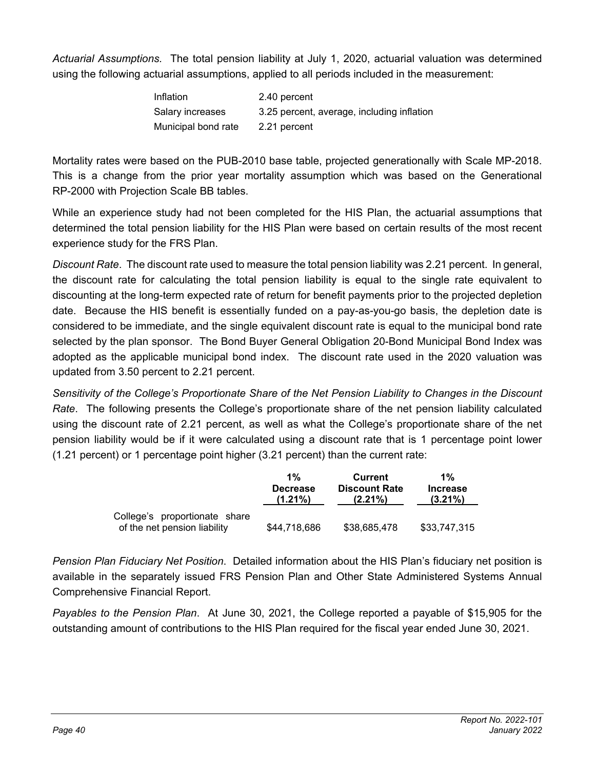*Actuarial Assumptions*. The total pension liability at July 1, 2020, actuarial valuation was determined using the following actuarial assumptions, applied to all periods included in the measurement:

| | |
|---|---|
| Inflation | 2.40 percent |
| Salary increases | 3.25 percent, average, including inflation |
| Municipal bond rate | 2.21 percent |

Mortality rates were based on the PUB-2010 base table, projected generationally with Scale MP-2018. This is a change from the prior year mortality assumption which was based on the Generational RP-2000 with Projection Scale BB tables.

While an experience study had not been completed for the HIS Plan, the actuarial assumptions that determined the total pension liability for the HIS Plan were based on certain results of the most recent experience study for the FRS Plan.

*Discount Rate*. The discount rate used to measure the total pension liability was 2.21 percent. In general, the discount rate for calculating the total pension liability is equal to the single rate equivalent to discounting at the long-term expected rate of return for benefit payments prior to the projected depletion date. Because the HIS benefit is essentially funded on a pay-as-you-go basis, the depletion date is considered to be immediate, and the single equivalent discount rate is equal to the municipal bond rate selected by the plan sponsor. The Bond Buyer General Obligation 20-Bond Municipal Bond Index was adopted as the applicable municipal bond index. The discount rate used in the 2020 valuation was updated from 3.50 percent to 2.21 percent.

*Sensitivity of the College's Proportionate Share of the Net Pension Liability to Changes in the Discount Rate*. The following presents the College's proportionate share of the net pension liability calculated using the discount rate of 2.21 percent, as well as what the College's proportionate share of the net pension liability would be if it were calculated using a discount rate that is 1 percentage point lower (1.21 percent) or 1 percentage point higher (3.21 percent) than the current rate:

| | 1% Decrease (1.21%) | Current Discount Rate (2.21%) | 1% Increase (3.21%) |
|---|---|---|---|
| College's proportionate share of the net pension liability | $44,718,686 | $38,685,478 | $33,747,315 |

*Pension Plan Fiduciary Net Position*. Detailed information about the HIS Plan's fiduciary net position is available in the separately issued FRS Pension Plan and Other State Administered Systems Annual Comprehensive Financial Report.

*Payables to the Pension Plan*. At June 30, 2021, the College reported a payable of $15,905 for the outstanding amount of contributions to the HIS Plan required for the fiscal year ended June 30, 2021.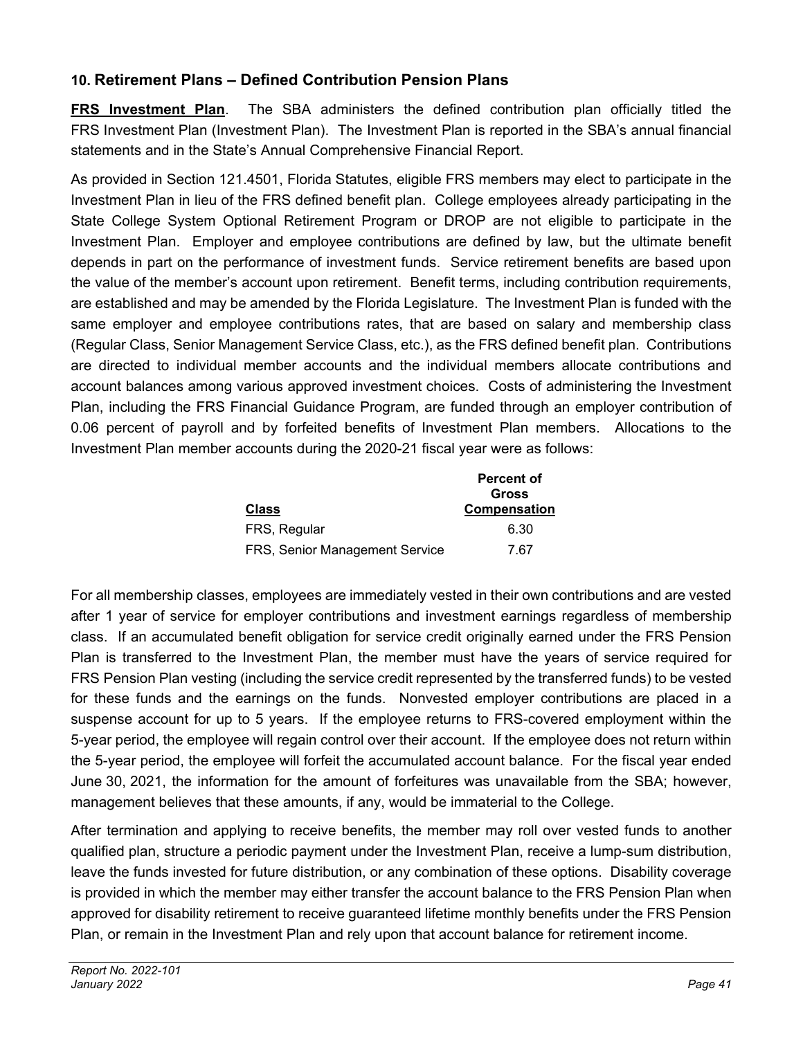## 10. Retirement Plans – Defined Contribution Pension Plans

**FRS Investment Plan**. The SBA administers the defined contribution plan officially titled the FRS Investment Plan (Investment Plan). The Investment Plan is reported in the SBA's annual financial statements and in the State's Annual Comprehensive Financial Report.

As provided in Section 121.4501, Florida Statutes, eligible FRS members may elect to participate in the Investment Plan in lieu of the FRS defined benefit plan. College employees already participating in the State College System Optional Retirement Program or DROP are not eligible to participate in the Investment Plan. Employer and employee contributions are defined by law, but the ultimate benefit depends in part on the performance of investment funds. Service retirement benefits are based upon the value of the member's account upon retirement. Benefit terms, including contribution requirements, are established and may be amended by the Florida Legislature. The Investment Plan is funded with the same employer and employee contributions rates, that are based on salary and membership class (Regular Class, Senior Management Service Class, etc.), as the FRS defined benefit plan. Contributions are directed to individual member accounts and the individual members allocate contributions and account balances among various approved investment choices. Costs of administering the Investment Plan, including the FRS Financial Guidance Program, are funded through an employer contribution of 0.06 percent of payroll and by forfeited benefits of Investment Plan members. Allocations to the Investment Plan member accounts during the 2020-21 fiscal year were as follows:

| Class | Percent of Gross Compensation |
|---|---|
| FRS, Regular | 6.30 |
| FRS, Senior Management Service | 7.67 |

For all membership classes, employees are immediately vested in their own contributions and are vested after 1 year of service for employer contributions and investment earnings regardless of membership class. If an accumulated benefit obligation for service credit originally earned under the FRS Pension Plan is transferred to the Investment Plan, the member must have the years of service required for FRS Pension Plan vesting (including the service credit represented by the transferred funds) to be vested for these funds and the earnings on the funds. Nonvested employer contributions are placed in a suspense account for up to 5 years. If the employee returns to FRS-covered employment within the 5-year period, the employee will regain control over their account. If the employee does not return within the 5-year period, the employee will forfeit the accumulated account balance. For the fiscal year ended June 30, 2021, the information for the amount of forfeitures was unavailable from the SBA; however, management believes that these amounts, if any, would be immaterial to the College.

After termination and applying to receive benefits, the member may roll over vested funds to another qualified plan, structure a periodic payment under the Investment Plan, receive a lump-sum distribution, leave the funds invested for future distribution, or any combination of these options. Disability coverage is provided in which the member may either transfer the account balance to the FRS Pension Plan when approved for disability retirement to receive guaranteed lifetime monthly benefits under the FRS Pension Plan, or remain in the Investment Plan and rely upon that account balance for retirement income.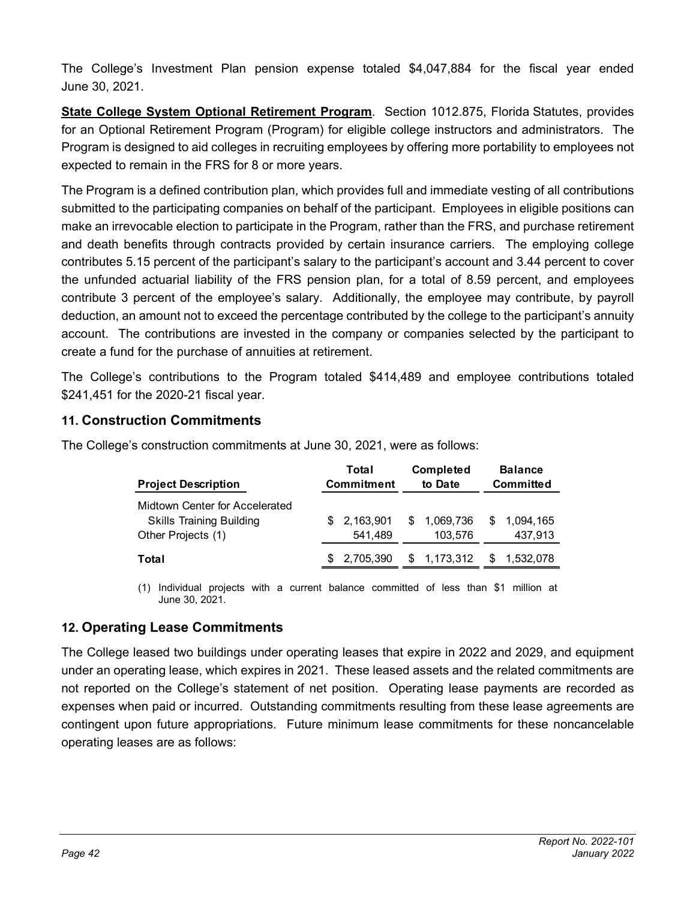The College's Investment Plan pension expense totaled $4,047,884 for the fiscal year ended June 30, 2021.

**State College System Optional Retirement Program**. Section 1012.875, Florida Statutes, provides for an Optional Retirement Program (Program) for eligible college instructors and administrators. The Program is designed to aid colleges in recruiting employees by offering more portability to employees not expected to remain in the FRS for 8 or more years.

The Program is a defined contribution plan, which provides full and immediate vesting of all contributions submitted to the participating companies on behalf of the participant. Employees in eligible positions can make an irrevocable election to participate in the Program, rather than the FRS, and purchase retirement and death benefits through contracts provided by certain insurance carriers. The employing college contributes 5.15 percent of the participant's salary to the participant's account and 3.44 percent to cover the unfunded actuarial liability of the FRS pension plan, for a total of 8.59 percent, and employees contribute 3 percent of the employee's salary. Additionally, the employee may contribute, by payroll deduction, an amount not to exceed the percentage contributed by the college to the participant's annuity account. The contributions are invested in the company or companies selected by the participant to create a fund for the purchase of annuities at retirement.

The College's contributions to the Program totaled $414,489 and employee contributions totaled $241,451 for the 2020-21 fiscal year.

## 11. Construction Commitments

The College's construction commitments at June 30, 2021, were as follows:

| Project Description | Total Commitment | Completed to Date | Balance Committed |
|---|---|---|---|
| Midtown Center for Accelerated Skills Training Building | $ 2,163,901 | $ 1,069,736 | $ 1,094,165 |
| Other Projects (1) | 541,489 | 103,576 | 437,913 |
| **Total** | $ 2,705,390 | $ 1,173,312 | $ 1,532,078 |

(1) Individual projects with a current balance committed of less than $1 million at June 30, 2021.

## 12. Operating Lease Commitments

The College leased two buildings under operating leases that expire in 2022 and 2029, and equipment under an operating lease, which expires in 2021. These leased assets and the related commitments are not reported on the College's statement of net position. Operating lease payments are recorded as expenses when paid or incurred. Outstanding commitments resulting from these lease agreements are contingent upon future appropriations. Future minimum lease commitments for these noncancelable operating leases are as follows: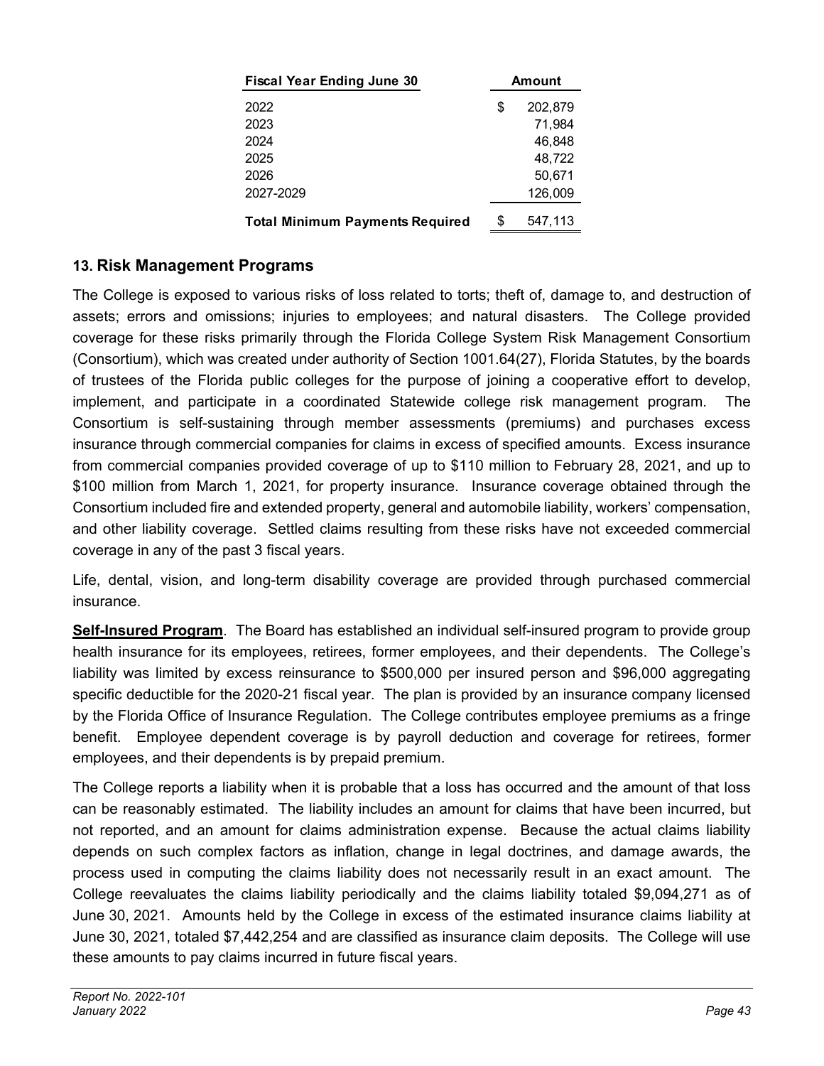| **Fiscal Year Ending June 30** | **Amount** |
|---|---|
| 2022 | $ 202,879 |
| 2023 | 71,984 |
| 2024 | 46,848 |
| 2025 | 48,722 |
| 2026 | 50,671 |
| 2027-2029 | 126,009 |
| **Total Minimum Payments Required** | $ 547,113 |

## 13. Risk Management Programs

The College is exposed to various risks of loss related to torts; theft of, damage to, and destruction of assets; errors and omissions; injuries to employees; and natural disasters. The College provided coverage for these risks primarily through the Florida College System Risk Management Consortium (Consortium), which was created under authority of Section 1001.64(27), Florida Statutes, by the boards of trustees of the Florida public colleges for the purpose of joining a cooperative effort to develop, implement, and participate in a coordinated Statewide college risk management program. The Consortium is self-sustaining through member assessments (premiums) and purchases excess insurance through commercial companies for claims in excess of specified amounts. Excess insurance from commercial companies provided coverage of up to $110 million to February 28, 2021, and up to $100 million from March 1, 2021, for property insurance. Insurance coverage obtained through the Consortium included fire and extended property, general and automobile liability, workers' compensation, and other liability coverage. Settled claims resulting from these risks have not exceeded commercial coverage in any of the past 3 fiscal years.

Life, dental, vision, and long-term disability coverage are provided through purchased commercial insurance.

**Self-Insured Program**. The Board has established an individual self-insured program to provide group health insurance for its employees, retirees, former employees, and their dependents. The College's liability was limited by excess reinsurance to $500,000 per insured person and $96,000 aggregating specific deductible for the 2020-21 fiscal year. The plan is provided by an insurance company licensed by the Florida Office of Insurance Regulation. The College contributes employee premiums as a fringe benefit. Employee dependent coverage is by payroll deduction and coverage for retirees, former employees, and their dependents is by prepaid premium.

The College reports a liability when it is probable that a loss has occurred and the amount of that loss can be reasonably estimated. The liability includes an amount for claims that have been incurred, but not reported, and an amount for claims administration expense. Because the actual claims liability depends on such complex factors as inflation, change in legal doctrines, and damage awards, the process used in computing the claims liability does not necessarily result in an exact amount. The College reevaluates the claims liability periodically and the claims liability totaled $9,094,271 as of June 30, 2021. Amounts held by the College in excess of the estimated insurance claims liability at June 30, 2021, totaled $7,442,254 and are classified as insurance claim deposits. The College will use these amounts to pay claims incurred in future fiscal years.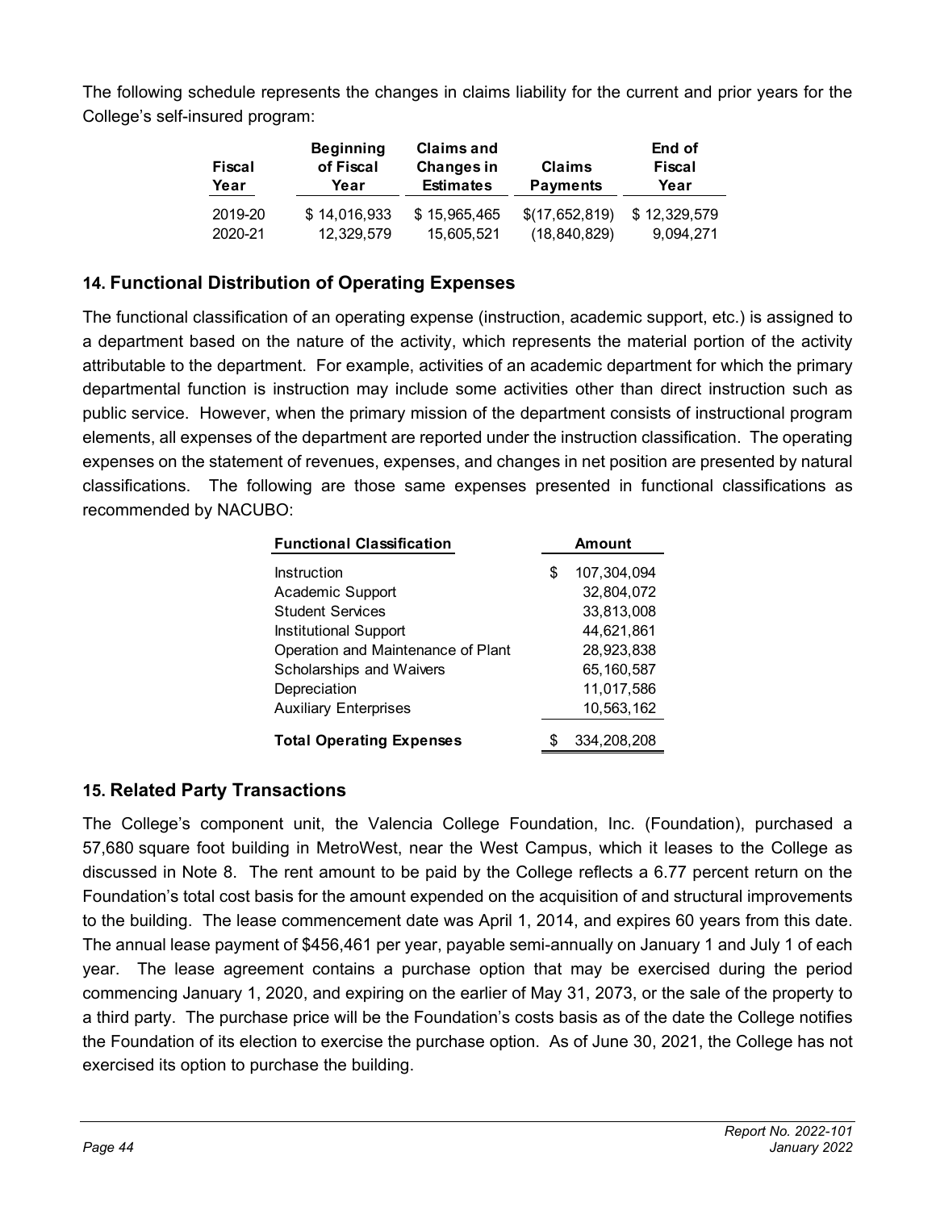The following schedule represents the changes in claims liability for the current and prior years for the College's self-insured program:

| Fiscal Year | Beginning of Fiscal Year | Claims and Changes in Estimates | Claims Payments | End of Fiscal Year |
|---|---|---|---|---|
| 2019-20 | $ 14,016,933 | $ 15,965,465 | $(17,652,819) | $ 12,329,579 |
| 2020-21 | 12,329,579 | 15,605,521 | (18,840,829) | 9,094,271 |

## 14. Functional Distribution of Operating Expenses

The functional classification of an operating expense (instruction, academic support, etc.) is assigned to a department based on the nature of the activity, which represents the material portion of the activity attributable to the department. For example, activities of an academic department for which the primary departmental function is instruction may include some activities other than direct instruction such as public service. However, when the primary mission of the department consists of instructional program elements, all expenses of the department are reported under the instruction classification. The operating expenses on the statement of revenues, expenses, and changes in net position are presented by natural classifications. The following are those same expenses presented in functional classifications as recommended by NACUBO:

| Functional Classification | Amount |
|---|---|
| Instruction | $ 107,304,094 |
| Academic Support | 32,804,072 |
| Student Services | 33,813,008 |
| Institutional Support | 44,621,861 |
| Operation and Maintenance of Plant | 28,923,838 |
| Scholarships and Waivers | 65,160,587 |
| Depreciation | 11,017,586 |
| Auxiliary Enterprises | 10,563,162 |
| **Total Operating Expenses** | $ 334,208,208 |

## 15. Related Party Transactions

The College's component unit, the Valencia College Foundation, Inc. (Foundation), purchased a 57,680 square foot building in MetroWest, near the West Campus, which it leases to the College as discussed in Note 8. The rent amount to be paid by the College reflects a 6.77 percent return on the Foundation's total cost basis for the amount expended on the acquisition of and structural improvements to the building. The lease commencement date was April 1, 2014, and expires 60 years from this date. The annual lease payment of $456,461 per year, payable semi-annually on January 1 and July 1 of each year. The lease agreement contains a purchase option that may be exercised during the period commencing January 1, 2020, and expiring on the earlier of May 31, 2073, or the sale of the property to a third party. The purchase price will be the Foundation's costs basis as of the date the College notifies the Foundation of its election to exercise the purchase option. As of June 30, 2021, the College has not exercised its option to purchase the building.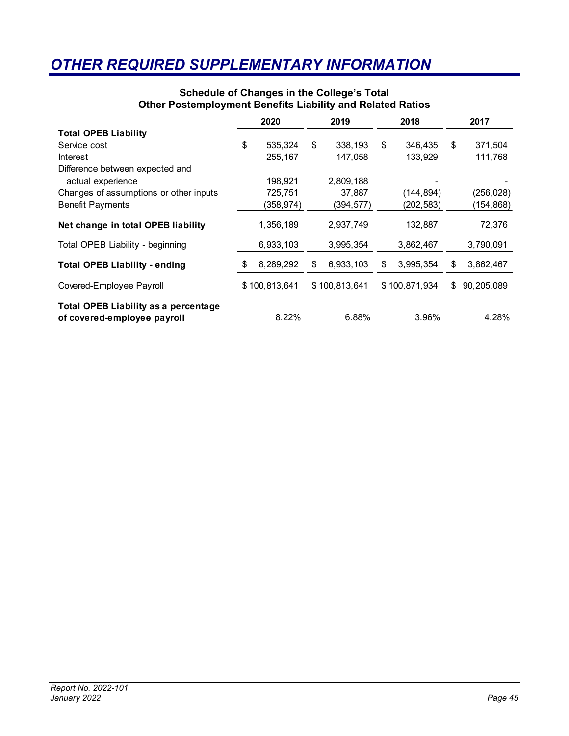# OTHER REQUIRED SUPPLEMENTARY INFORMATION

### Schedule of Changes in the College's Total Other Postemployment Benefits Liability and Related Ratios

| | 2020 | 2019 | 2018 | 2017 |
|---|---|---|---|---|
| **Total OPEB Liability** | | | | |
| Service cost | $ 535,324 | $ 338,193 | $ 346,435 | $ 371,504 |
| Interest | 255,167 | 147,058 | 133,929 | 111,768 |
| Difference between expected and actual experience | 198,921 | 2,809,188 | - | - |
| Changes of assumptions or other inputs | 725,751 | 37,887 | (144,894) | (256,028) |
| Benefit Payments | (358,974) | (394,577) | (202,583) | (154,868) |
| **Net change in total OPEB liability** | 1,356,189 | 2,937,749 | 132,887 | 72,376 |
| Total OPEB Liability - beginning | 6,933,103 | 3,995,354 | 3,862,467 | 3,790,091 |
| **Total OPEB Liability - ending** | $ 8,289,292 | $ 6,933,103 | $ 3,995,354 | $ 3,862,467 |
| Covered-Employee Payroll | $ 100,813,641 | $ 100,813,641 | $ 100,871,934 | $ 90,205,089 |
| **Total OPEB Liability as a percentage of covered-employee payroll** | 8.22% | 6.88% | 3.96% | 4.28% |

*Report No. 2022-101*
*January 2022*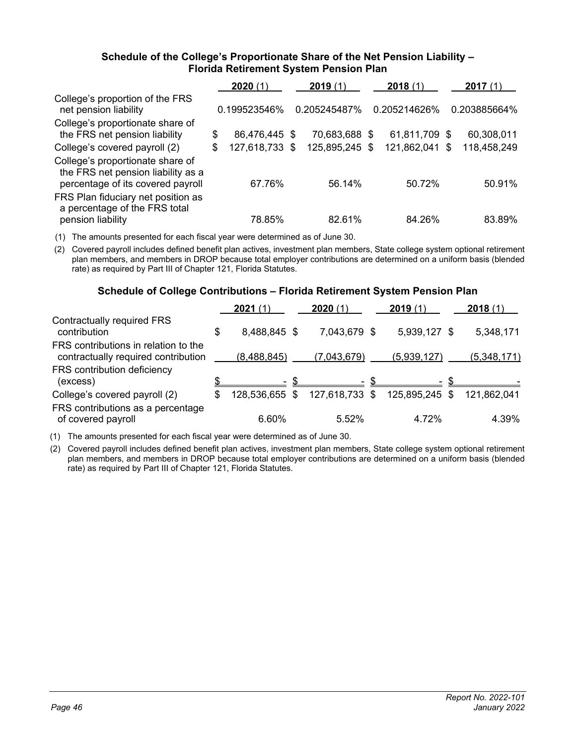### Schedule of the College's Proportionate Share of the Net Pension Liability – Florida Retirement System Pension Plan

| | 2020 (1) | 2019 (1) | 2018 (1) | 2017 (1) |
|---|---|---|---|---|
| College's proportion of the FRS net pension liability | 0.199523546% | 0.205245487% | 0.205214626% | 0.203885664% |
| College's proportionate share of the FRS net pension liability | $ 86,476,445 | $ 70,683,688 | $ 61,811,709 | $ 60,308,011 |
| College's covered payroll (2) | $ 127,618,733 | $ 125,895,245 | $ 121,862,041 | $ 118,458,249 |
| College's proportionate share of the FRS net pension liability as a percentage of its covered payroll | 67.76% | 56.14% | 50.72% | 50.91% |
| FRS Plan fiduciary net position as a percentage of the FRS total pension liability | 78.85% | 82.61% | 84.26% | 83.89% |

(1) The amounts presented for each fiscal year were determined as of June 30.

(2) Covered payroll includes defined benefit plan actives, investment plan members, State college system optional retirement plan members, and members in DROP because total employer contributions are determined on a uniform basis (blended rate) as required by Part III of Chapter 121, Florida Statutes.

### Schedule of College Contributions – Florida Retirement System Pension Plan

| | 2021 (1) | 2020 (1) | 2019 (1) | 2018 (1) |
|---|---|---|---|---|
| Contractually required FRS contribution | $ 8,488,845 | $ 7,043,679 | $ 5,939,127 | $ 5,348,171 |
| FRS contributions in relation to the contractually required contribution | (8,488,845) | (7,043,679) | (5,939,127) | (5,348,171) |
| FRS contribution deficiency (excess) | $ - | $ - | $ - | $ - |
| College's covered payroll (2) | $ 128,536,655 | $ 127,618,733 | $ 125,895,245 | $ 121,862,041 |
| FRS contributions as a percentage of covered payroll | 6.60% | 5.52% | 4.72% | 4.39% |

(1) The amounts presented for each fiscal year were determined as of June 30.

(2) Covered payroll includes defined benefit plan actives, investment plan members, State college system optional retirement plan members, and members in DROP because total employer contributions are determined on a uniform basis (blended rate) as required by Part III of Chapter 121, Florida Statutes.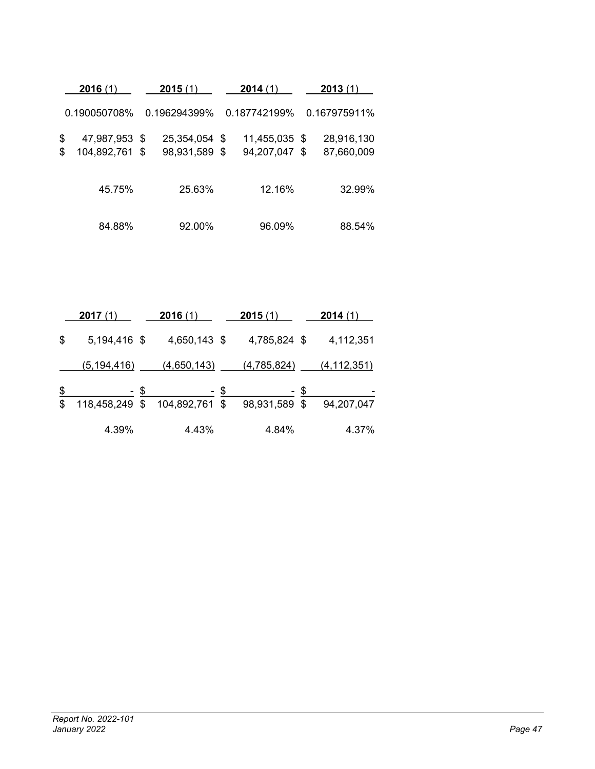| 2016 (1) | 2015 (1) | 2014 (1) | 2013 (1) |
|---|---|---|---|
| 0.190050708% | 0.196294399% | 0.187742199% | 0.167975911% |
| $ 47,987,953 | $ 25,354,054 | $ 11,455,035 | $ 28,916,130 |
| $ 104,892,761 | $ 98,931,589 | $ 94,207,047 | $ 87,660,009 |
| 45.75% | 25.63% | 12.16% | 32.99% |
| 84.88% | 92.00% | 96.09% | 88.54% |

| 2017 (1) | 2016 (1) | 2015 (1) | 2014 (1) |
|---|---|---|---|
| $ 5,194,416 | $ 4,650,143 | $ 4,785,824 | $ 4,112,351 |
| (5,194,416) | (4,650,143) | (4,785,824) | (4,112,351) |
| $ - | $ - | $ - | $ - |
| $ 118,458,249 | $ 104,892,761 | $ 98,931,589 | $ 94,207,047 |
| 4.39% | 4.43% | 4.84% | 4.37% |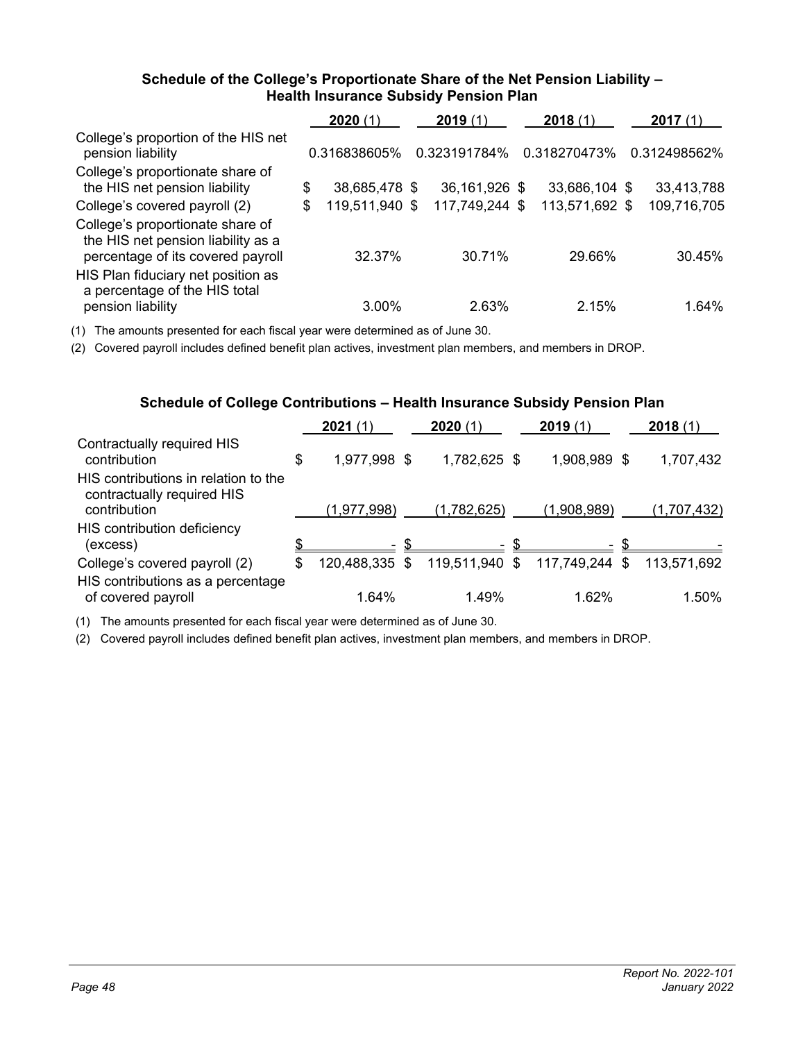### Schedule of the College's Proportionate Share of the Net Pension Liability – Health Insurance Subsidy Pension Plan

| | **2020** (1) | **2019** (1) | **2018** (1) | **2017** (1) |
|---|---|---|---|---|
| College's proportion of the HIS net pension liability | 0.316838605% | 0.323191784% | 0.318270473% | 0.312498562% |
| College's proportionate share of the HIS net pension liability | $ 38,685,478 | $ 36,161,926 | $ 33,686,104 | $ 33,413,788 |
| College's covered payroll (2) | $ 119,511,940 | $ 117,749,244 | $ 113,571,692 | $ 109,716,705 |
| College's proportionate share of the HIS net pension liability as a percentage of its covered payroll | 32.37% | 30.71% | 29.66% | 30.45% |
| HIS Plan fiduciary net position as a percentage of the HIS total pension liability | 3.00% | 2.63% | 2.15% | 1.64% |

(1) The amounts presented for each fiscal year were determined as of June 30.

(2) Covered payroll includes defined benefit plan actives, investment plan members, and members in DROP.

### Schedule of College Contributions – Health Insurance Subsidy Pension Plan

| | **2021** (1) | **2020** (1) | **2019** (1) | **2018** (1) |
|---|---|---|---|---|
| Contractually required HIS contribution | $ 1,977,998 | $ 1,782,625 | $ 1,908,989 | $ 1,707,432 |
| HIS contributions in relation to the contractually required HIS contribution | (1,977,998) | (1,782,625) | (1,908,989) | (1,707,432) |
| HIS contribution deficiency (excess) | $ - | $ - | $ - | $ - |
| College's covered payroll (2) | $ 120,488,335 | $ 119,511,940 | $ 117,749,244 | $ 113,571,692 |
| HIS contributions as a percentage of covered payroll | 1.64% | 1.49% | 1.62% | 1.50% |

(1) The amounts presented for each fiscal year were determined as of June 30.

(2) Covered payroll includes defined benefit plan actives, investment plan members, and members in DROP.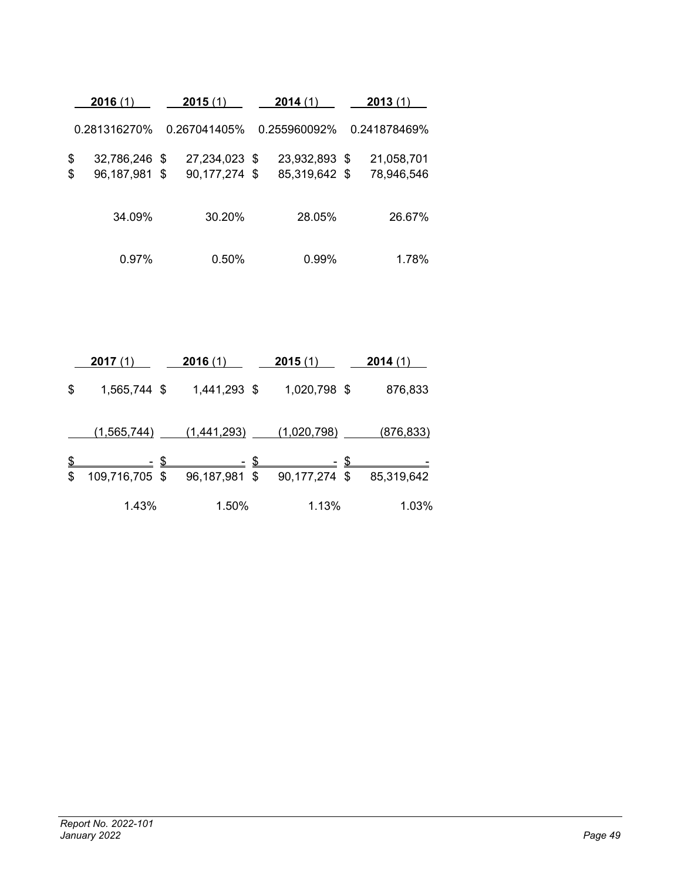| 2016 (1) | 2015 (1) | 2014 (1) | 2013 (1) |
|---|---|---|---|
| 0.281316270% | 0.267041405% | 0.255960092% | 0.241878469% |
| $ 32,786,246 | $ 27,234,023 | $ 23,932,893 | $ 21,058,701 |
| $ 96,187,981 | $ 90,177,274 | $ 85,319,642 | $ 78,946,546 |
| 34.09% | 30.20% | 28.05% | 26.67% |
| 0.97% | 0.50% | 0.99% | 1.78% |

| 2017 (1) | 2016 (1) | 2015 (1) | 2014 (1) |
|---|---|---|---|
| $ 1,565,744 | $ 1,441,293 | $ 1,020,798 | $ 876,833 |
| (1,565,744) | (1,441,293) | (1,020,798) | (876,833) |
| $ - | $ - | $ - | $ - |
| $ 109,716,705 | $ 96,187,981 | $ 90,177,274 | $ 85,319,642 |
| 1.43% | 1.50% | 1.13% | 1.03% |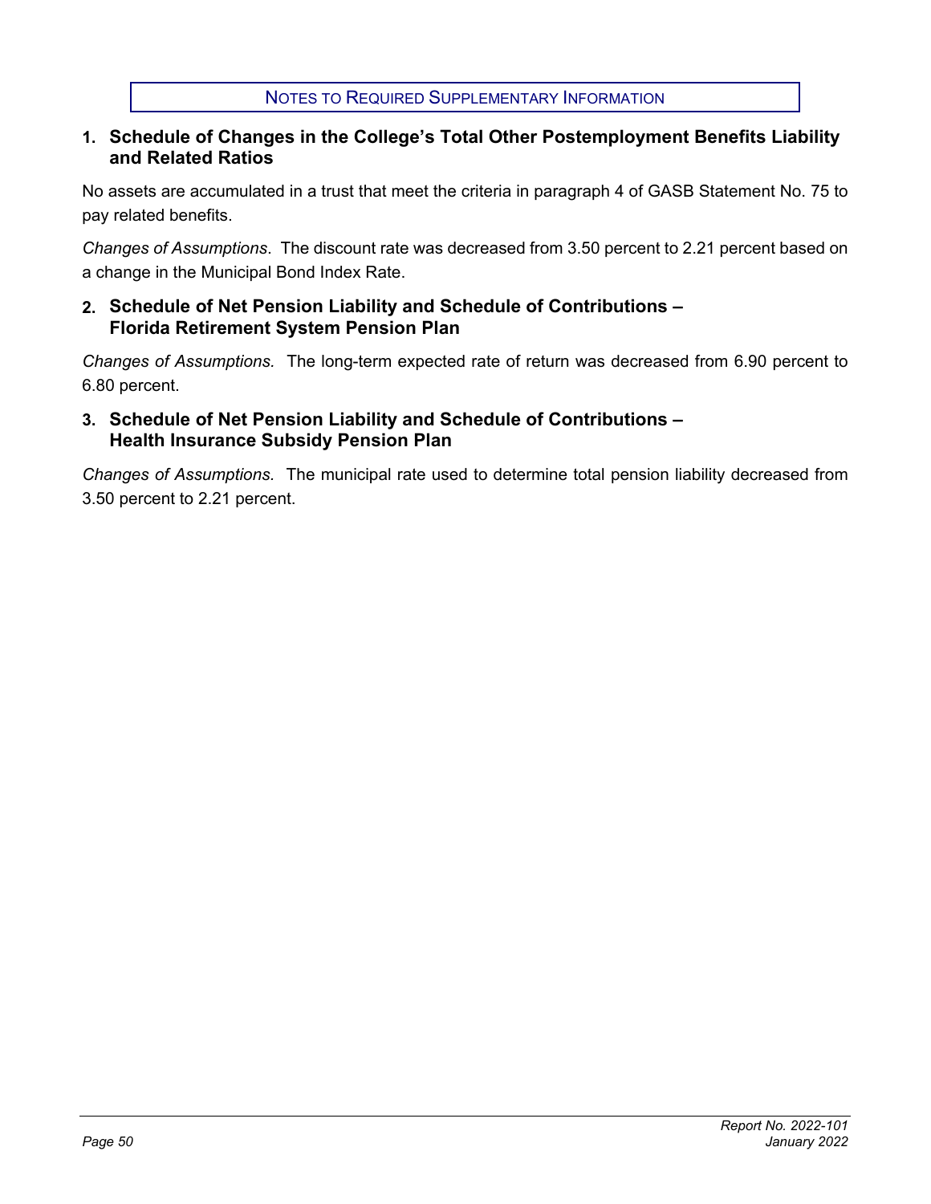## Notes to Required Supplementary Information

### 1. Schedule of Changes in the College's Total Other Postemployment Benefits Liability and Related Ratios

No assets are accumulated in a trust that meet the criteria in paragraph 4 of GASB Statement No. 75 to pay related benefits.

*Changes of Assumptions*. The discount rate was decreased from 3.50 percent to 2.21 percent based on a change in the Municipal Bond Index Rate.

### 2. Schedule of Net Pension Liability and Schedule of Contributions – Florida Retirement System Pension Plan

*Changes of Assumptions.* The long-term expected rate of return was decreased from 6.90 percent to 6.80 percent.

### 3. Schedule of Net Pension Liability and Schedule of Contributions – Health Insurance Subsidy Pension Plan

*Changes of Assumptions.* The municipal rate used to determine total pension liability decreased from 3.50 percent to 2.21 percent.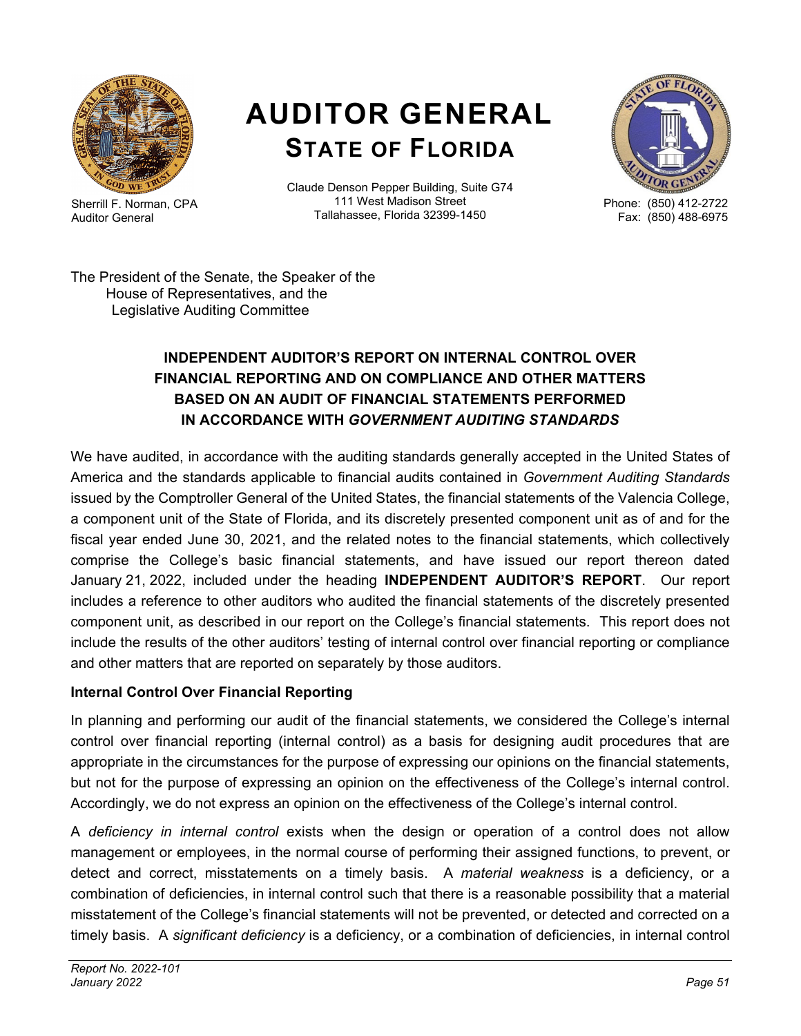# AUDITOR GENERAL
## STATE OF FLORIDA

Sherrill F. Norman, CPA
Auditor General

Claude Denson Pepper Building, Suite G74
111 West Madison Street
Tallahassee, Florida 32399-1450

Phone: (850) 412-2722
Fax: (850) 488-6975

The President of the Senate, the Speaker of the
House of Representatives, and the
Legislative Auditing Committee

### INDEPENDENT AUDITOR'S REPORT ON INTERNAL CONTROL OVER FINANCIAL REPORTING AND ON COMPLIANCE AND OTHER MATTERS BASED ON AN AUDIT OF FINANCIAL STATEMENTS PERFORMED IN ACCORDANCE WITH *GOVERNMENT AUDITING STANDARDS*

We have audited, in accordance with the auditing standards generally accepted in the United States of America and the standards applicable to financial audits contained in *Government Auditing Standards* issued by the Comptroller General of the United States, the financial statements of the Valencia College, a component unit of the State of Florida, and its discretely presented component unit as of and for the fiscal year ended June 30, 2021, and the related notes to the financial statements, which collectively comprise the College's basic financial statements, and have issued our report thereon dated January 21, 2022, included under the heading **INDEPENDENT AUDITOR'S REPORT**. Our report includes a reference to other auditors who audited the financial statements of the discretely presented component unit, as described in our report on the College's financial statements. This report does not include the results of the other auditors' testing of internal control over financial reporting or compliance and other matters that are reported on separately by those auditors.

**Internal Control Over Financial Reporting**

In planning and performing our audit of the financial statements, we considered the College's internal control over financial reporting (internal control) as a basis for designing audit procedures that are appropriate in the circumstances for the purpose of expressing our opinions on the financial statements, but not for the purpose of expressing an opinion on the effectiveness of the College's internal control. Accordingly, we do not express an opinion on the effectiveness of the College's internal control.

A *deficiency in internal control* exists when the design or operation of a control does not allow management or employees, in the normal course of performing their assigned functions, to prevent, or detect and correct, misstatements on a timely basis. A *material weakness* is a deficiency, or a combination of deficiencies, in internal control such that there is a reasonable possibility that a material misstatement of the College's financial statements will not be prevented, or detected and corrected on a timely basis. A *significant deficiency* is a deficiency, or a combination of deficiencies, in internal control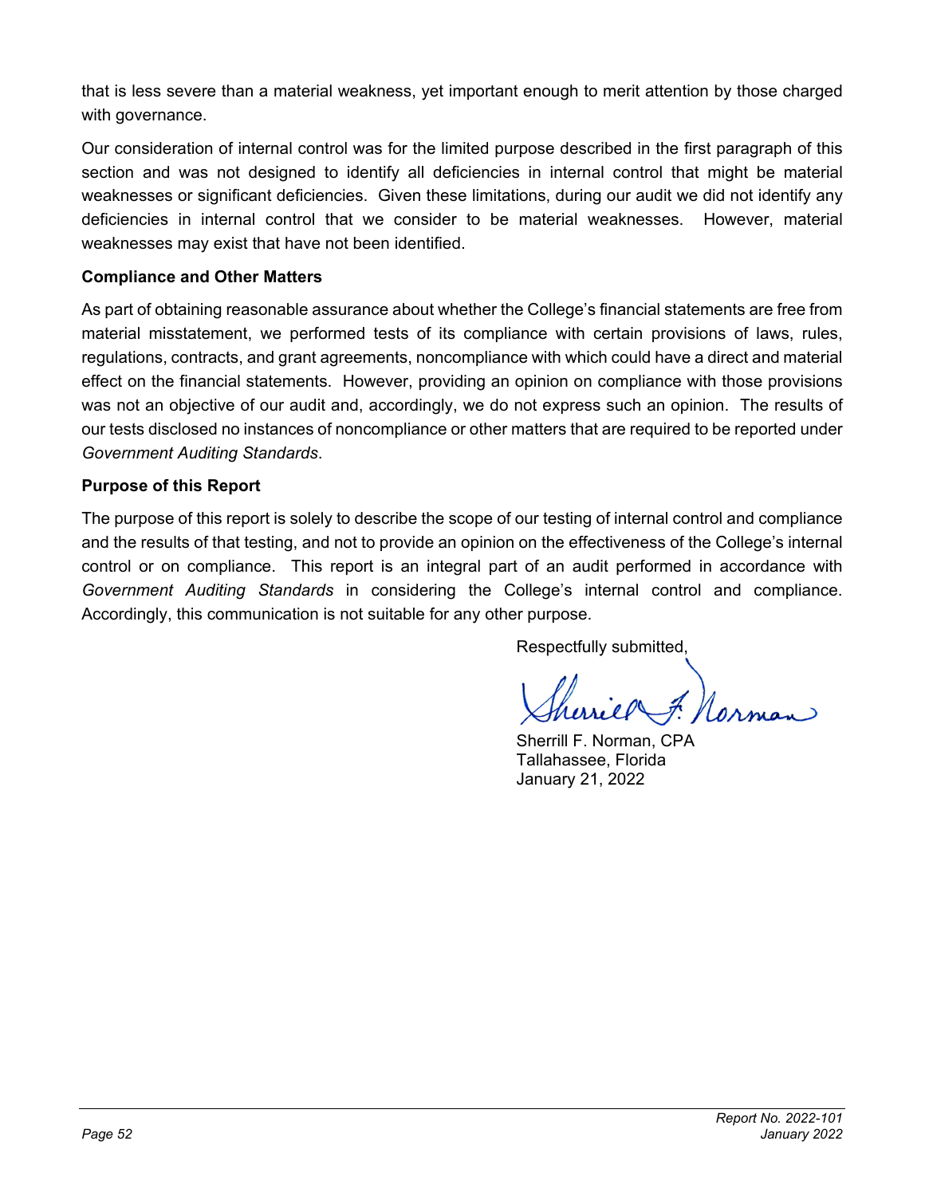that is less severe than a material weakness, yet important enough to merit attention by those charged with governance.

Our consideration of internal control was for the limited purpose described in the first paragraph of this section and was not designed to identify all deficiencies in internal control that might be material weaknesses or significant deficiencies. Given these limitations, during our audit we did not identify any deficiencies in internal control that we consider to be material weaknesses. However, material weaknesses may exist that have not been identified.

**Compliance and Other Matters**

As part of obtaining reasonable assurance about whether the College's financial statements are free from material misstatement, we performed tests of its compliance with certain provisions of laws, rules, regulations, contracts, and grant agreements, noncompliance with which could have a direct and material effect on the financial statements. However, providing an opinion on compliance with those provisions was not an objective of our audit and, accordingly, we do not express such an opinion. The results of our tests disclosed no instances of noncompliance or other matters that are required to be reported under *Government Auditing Standards*.

**Purpose of this Report**

The purpose of this report is solely to describe the scope of our testing of internal control and compliance and the results of that testing, and not to provide an opinion on the effectiveness of the College's internal control or on compliance. This report is an integral part of an audit performed in accordance with *Government Auditing Standards* in considering the College's internal control and compliance. Accordingly, this communication is not suitable for any other purpose.

Respectfully submitted,

Sherrill F. Norman, CPA
Tallahassee, Florida
January 21, 2022